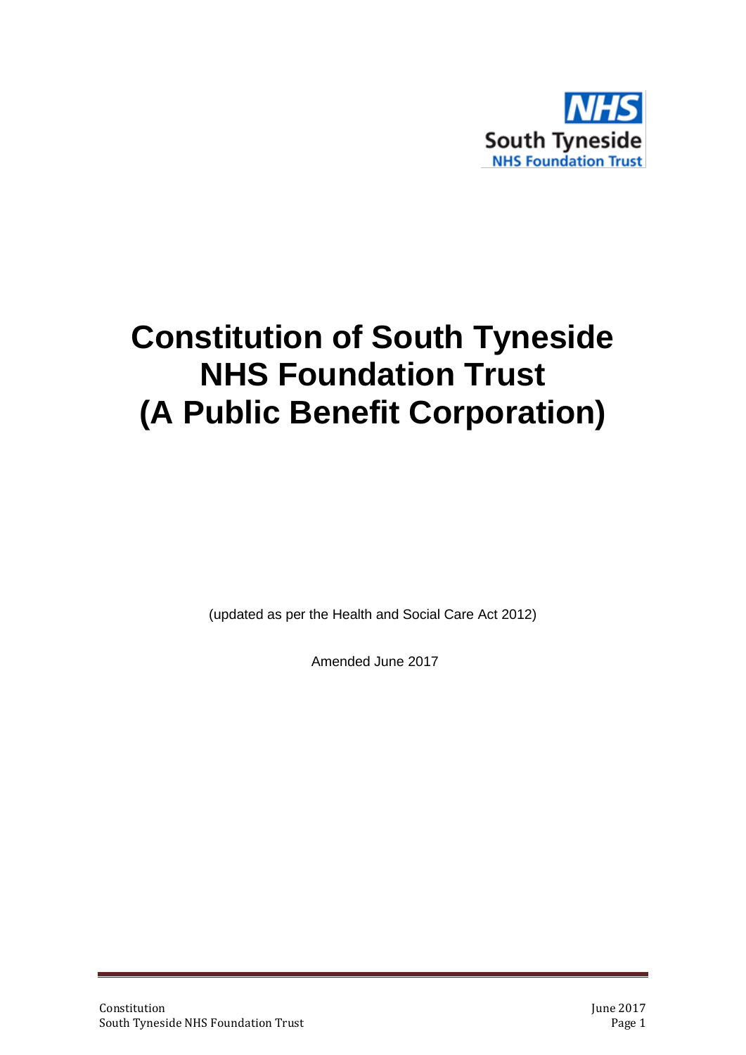# Constitution of South Tyneside NHS Foundation Trust (A Public Benefit Corporation)

(updated as per the Health and Social Care Act 2012)

Amended June 2017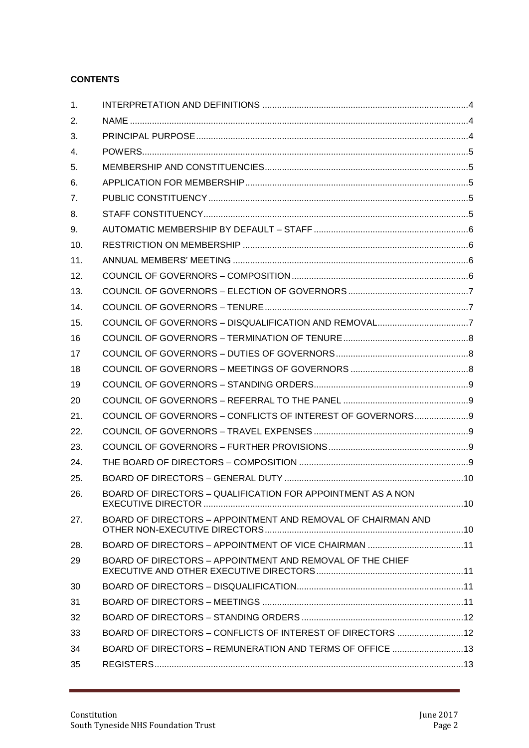**CONTENTS**

| | | |
|---|---|---|
| 1. | INTERPRETATION AND DEFINITIONS | 4 |
| 2. | NAME | 4 |
| 3. | PRINCIPAL PURPOSE | 4 |
| 4. | POWERS | 5 |
| 5. | MEMBERSHIP AND CONSTITUENCIES | 5 |
| 6. | APPLICATION FOR MEMBERSHIP | 5 |
| 7. | PUBLIC CONSTITUENCY | 5 |
| 8. | STAFF CONSTITUENCY | 5 |
| 9. | AUTOMATIC MEMBERSHIP BY DEFAULT – STAFF | 6 |
| 10. | RESTRICTION ON MEMBERSHIP | 6 |
| 11. | ANNUAL MEMBERS' MEETING | 6 |
| 12. | COUNCIL OF GOVERNORS – COMPOSITION | 6 |
| 13. | COUNCIL OF GOVERNORS – ELECTION OF GOVERNORS | 7 |
| 14. | COUNCIL OF GOVERNORS – TENURE | 7 |
| 15. | COUNCIL OF GOVERNORS – DISQUALIFICATION AND REMOVAL | 7 |
| 16 | COUNCIL OF GOVERNORS – TERMINATION OF TENURE | 8 |
| 17 | COUNCIL OF GOVERNORS – DUTIES OF GOVERNORS | 8 |
| 18 | COUNCIL OF GOVERNORS – MEETINGS OF GOVERNORS | 8 |
| 19 | COUNCIL OF GOVERNORS – STANDING ORDERS | 9 |
| 20 | COUNCIL OF GOVERNORS – REFERRAL TO THE PANEL | 9 |
| 21. | COUNCIL OF GOVERNORS – CONFLICTS OF INTEREST OF GOVERNORS | 9 |
| 22. | COUNCIL OF GOVERNORS – TRAVEL EXPENSES | 9 |
| 23. | COUNCIL OF GOVERNORS – FURTHER PROVISIONS | 9 |
| 24. | THE BOARD OF DIRECTORS – COMPOSITION | 9 |
| 25. | BOARD OF DIRECTORS – GENERAL DUTY | 10 |
| 26. | BOARD OF DIRECTORS – QUALIFICATION FOR APPOINTMENT AS A NON EXECUTIVE DIRECTOR | 10 |
| 27. | BOARD OF DIRECTORS – APPOINTMENT AND REMOVAL OF CHAIRMAN AND OTHER NON-EXECUTIVE DIRECTORS | 10 |
| 28. | BOARD OF DIRECTORS – APPOINTMENT OF VICE CHAIRMAN | 11 |
| 29 | BOARD OF DIRECTORS – APPOINTMENT AND REMOVAL OF THE CHIEF EXECUTIVE AND OTHER EXECUTIVE DIRECTORS | 11 |
| 30 | BOARD OF DIRECTORS – DISQUALIFICATION | 11 |
| 31 | BOARD OF DIRECTORS – MEETINGS | 11 |
| 32 | BOARD OF DIRECTORS – STANDING ORDERS | 12 |
| 33 | BOARD OF DIRECTORS – CONFLICTS OF INTEREST OF DIRECTORS | 12 |
| 34 | BOARD OF DIRECTORS – REMUNERATION AND TERMS OF OFFICE | 13 |
| 35 | REGISTERS | 13 |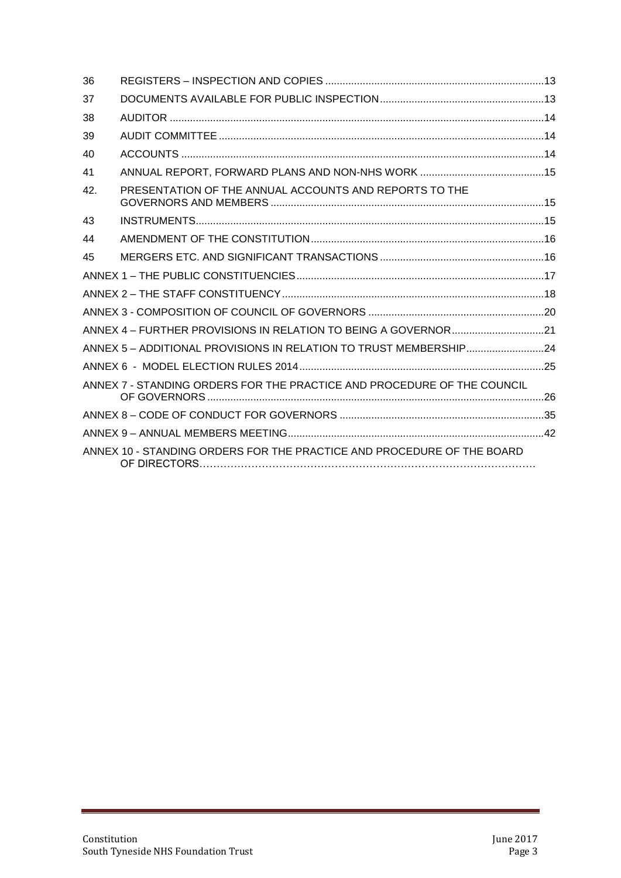| | | |
|---|---|---|
| 36 | REGISTERS – INSPECTION AND COPIES | 13 |
| 37 | DOCUMENTS AVAILABLE FOR PUBLIC INSPECTION | 13 |
| 38 | AUDITOR | 14 |
| 39 | AUDIT COMMITTEE | 14 |
| 40 | ACCOUNTS | 14 |
| 41 | ANNUAL REPORT, FORWARD PLANS AND NON-NHS WORK | 15 |
| 42. | PRESENTATION OF THE ANNUAL ACCOUNTS AND REPORTS TO THE GOVERNORS AND MEMBERS | 15 |
| 43 | INSTRUMENTS | 15 |
| 44 | AMENDMENT OF THE CONSTITUTION | 16 |
| 45 | MERGERS ETC. AND SIGNIFICANT TRANSACTIONS | 16 |
| ANNEX 1 – THE PUBLIC CONSTITUENCIES | | 17 |
| ANNEX 2 – THE STAFF CONSTITUENCY | | 18 |
| ANNEX 3 - COMPOSITION OF COUNCIL OF GOVERNORS | | 20 |
| ANNEX 4 – FURTHER PROVISIONS IN RELATION TO BEING A GOVERNOR | | 21 |
| ANNEX 5 – ADDITIONAL PROVISIONS IN RELATION TO TRUST MEMBERSHIP | | 24 |
| ANNEX 6 - MODEL ELECTION RULES 2014 | | 25 |
| ANNEX 7 - STANDING ORDERS FOR THE PRACTICE AND PROCEDURE OF THE COUNCIL OF GOVERNORS | | 26 |
| ANNEX 8 – CODE OF CONDUCT FOR GOVERNORS | | 35 |
| ANNEX 9 – ANNUAL MEMBERS MEETING | | 42 |
| ANNEX 10 - STANDING ORDERS FOR THE PRACTICE AND PROCEDURE OF THE BOARD OF DIRECTORS | | |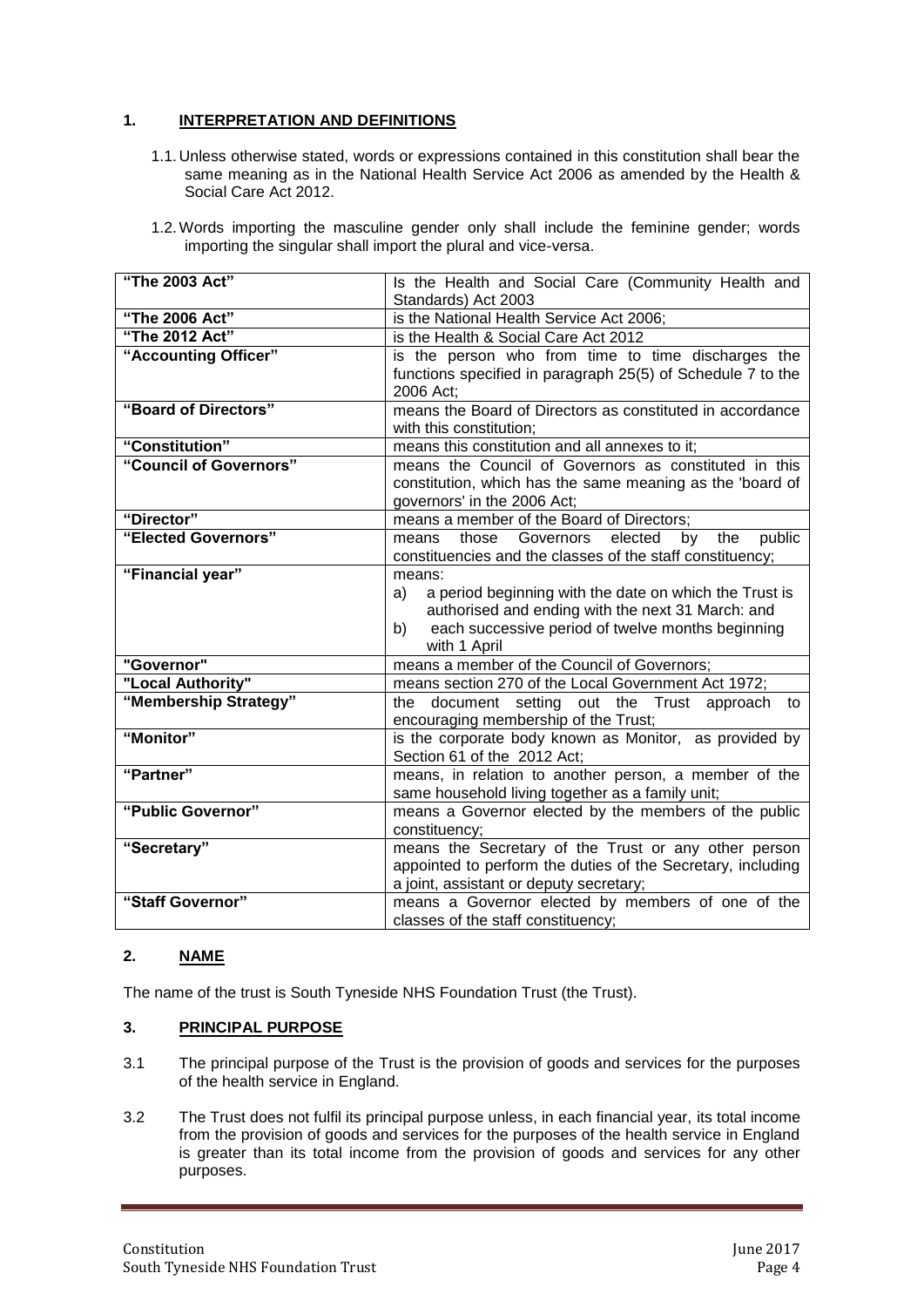## 1. INTERPRETATION AND DEFINITIONS

1.1. Unless otherwise stated, words or expressions contained in this constitution shall bear the same meaning as in the National Health Service Act 2006 as amended by the Health & Social Care Act 2012.

1.2. Words importing the masculine gender only shall include the feminine gender; words importing the singular shall import the plural and vice-versa.

| | |
|---|---|
| **"The 2003 Act"** | Is the Health and Social Care (Community Health and Standards) Act 2003 |
| **"The 2006 Act"** | is the National Health Service Act 2006; |
| **"The 2012 Act"** | is the Health & Social Care Act 2012 |
| **"Accounting Officer"** | is the person who from time to time discharges the functions specified in paragraph 25(5) of Schedule 7 to the 2006 Act; |
| **"Board of Directors"** | means the Board of Directors as constituted in accordance with this constitution; |
| **"Constitution"** | means this constitution and all annexes to it; |
| **"Council of Governors"** | means the Council of Governors as constituted in this constitution, which has the same meaning as the 'board of governors' in the 2006 Act; |
| **"Director"** | means a member of the Board of Directors; |
| **"Elected Governors"** | means those Governors elected by the public constituencies and the classes of the staff constituency; |
| **"Financial year"** | means:<br>a) a period beginning with the date on which the Trust is authorised and ending with the next 31 March: and<br>b) each successive period of twelve months beginning with 1 April |
| **"Governor"** | means a member of the Council of Governors; |
| **"Local Authority"** | means section 270 of the Local Government Act 1972; |
| **"Membership Strategy"** | the document setting out the Trust approach to encouraging membership of the Trust; |
| **"Monitor"** | is the corporate body known as Monitor, as provided by Section 61 of the 2012 Act; |
| **"Partner"** | means, in relation to another person, a member of the same household living together as a family unit; |
| **"Public Governor"** | means a Governor elected by the members of the public constituency; |
| **"Secretary"** | means the Secretary of the Trust or any other person appointed to perform the duties of the Secretary, including a joint, assistant or deputy secretary; |
| **"Staff Governor"** | means a Governor elected by members of one of the classes of the staff constituency; |

## 2. NAME

The name of the trust is South Tyneside NHS Foundation Trust (the Trust).

## 3. PRINCIPAL PURPOSE

3.1 The principal purpose of the Trust is the provision of goods and services for the purposes of the health service in England.

3.2 The Trust does not fulfil its principal purpose unless, in each financial year, its total income from the provision of goods and services for the purposes of the health service in England is greater than its total income from the provision of goods and services for any other purposes.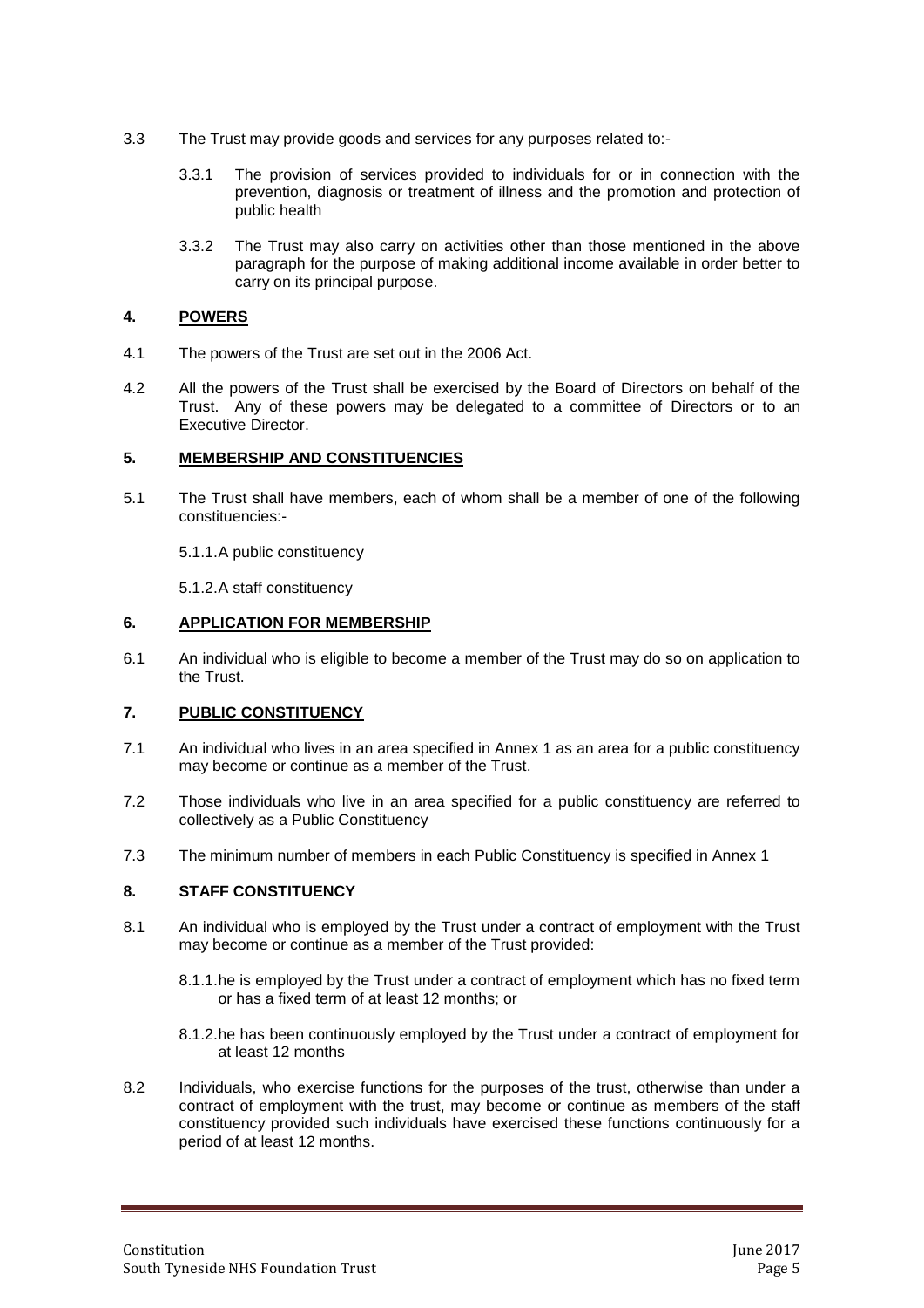3.3 The Trust may provide goods and services for any purposes related to:-

3.3.1 The provision of services provided to individuals for or in connection with the prevention, diagnosis or treatment of illness and the promotion and protection of public health

3.3.2 The Trust may also carry on activities other than those mentioned in the above paragraph for the purpose of making additional income available in order better to carry on its principal purpose.

## 4. POWERS

4.1 The powers of the Trust are set out in the 2006 Act.

4.2 All the powers of the Trust shall be exercised by the Board of Directors on behalf of the Trust. Any of these powers may be delegated to a committee of Directors or to an Executive Director.

## 5. MEMBERSHIP AND CONSTITUENCIES

5.1 The Trust shall have members, each of whom shall be a member of one of the following constituencies:-

5.1.1.A public constituency

5.1.2.A staff constituency

## 6. APPLICATION FOR MEMBERSHIP

6.1 An individual who is eligible to become a member of the Trust may do so on application to the Trust.

## 7. PUBLIC CONSTITUENCY

7.1 An individual who lives in an area specified in Annex 1 as an area for a public constituency may become or continue as a member of the Trust.

7.2 Those individuals who live in an area specified for a public constituency are referred to collectively as a Public Constituency

7.3 The minimum number of members in each Public Constituency is specified in Annex 1

## 8. STAFF CONSTITUENCY

8.1 An individual who is employed by the Trust under a contract of employment with the Trust may become or continue as a member of the Trust provided:

8.1.1.he is employed by the Trust under a contract of employment which has no fixed term or has a fixed term of at least 12 months; or

8.1.2.he has been continuously employed by the Trust under a contract of employment for at least 12 months

8.2 Individuals, who exercise functions for the purposes of the trust, otherwise than under a contract of employment with the trust, may become or continue as members of the staff constituency provided such individuals have exercised these functions continuously for a period of at least 12 months.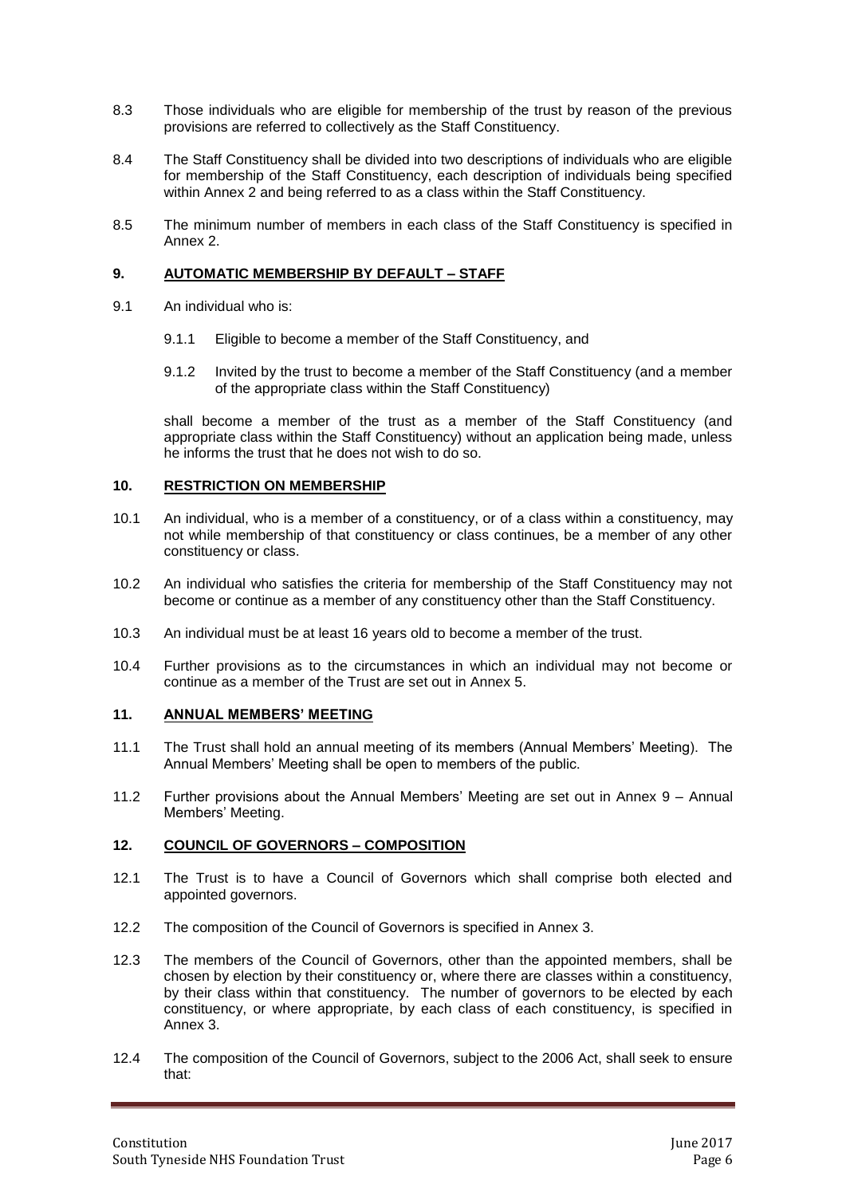8.3 Those individuals who are eligible for membership of the trust by reason of the previous provisions are referred to collectively as the Staff Constituency.

8.4 The Staff Constituency shall be divided into two descriptions of individuals who are eligible for membership of the Staff Constituency, each description of individuals being specified within Annex 2 and being referred to as a class within the Staff Constituency.

8.5 The minimum number of members in each class of the Staff Constituency is specified in Annex 2.

## 9. AUTOMATIC MEMBERSHIP BY DEFAULT – STAFF

9.1 An individual who is:

9.1.1 Eligible to become a member of the Staff Constituency, and

9.1.2 Invited by the trust to become a member of the Staff Constituency (and a member of the appropriate class within the Staff Constituency)

shall become a member of the trust as a member of the Staff Constituency (and appropriate class within the Staff Constituency) without an application being made, unless he informs the trust that he does not wish to do so.

## 10. RESTRICTION ON MEMBERSHIP

10.1 An individual, who is a member of a constituency, or of a class within a constituency, may not while membership of that constituency or class continues, be a member of any other constituency or class.

10.2 An individual who satisfies the criteria for membership of the Staff Constituency may not become or continue as a member of any constituency other than the Staff Constituency.

10.3 An individual must be at least 16 years old to become a member of the trust.

10.4 Further provisions as to the circumstances in which an individual may not become or continue as a member of the Trust are set out in Annex 5.

## 11. ANNUAL MEMBERS' MEETING

11.1 The Trust shall hold an annual meeting of its members (Annual Members' Meeting). The Annual Members' Meeting shall be open to members of the public.

11.2 Further provisions about the Annual Members' Meeting are set out in Annex 9 – Annual Members' Meeting.

## 12. COUNCIL OF GOVERNORS – COMPOSITION

12.1 The Trust is to have a Council of Governors which shall comprise both elected and appointed governors.

12.2 The composition of the Council of Governors is specified in Annex 3.

12.3 The members of the Council of Governors, other than the appointed members, shall be chosen by election by their constituency or, where there are classes within a constituency, by their class within that constituency. The number of governors to be elected by each constituency, or where appropriate, by each class of each constituency, is specified in Annex 3.

12.4 The composition of the Council of Governors, subject to the 2006 Act, shall seek to ensure that: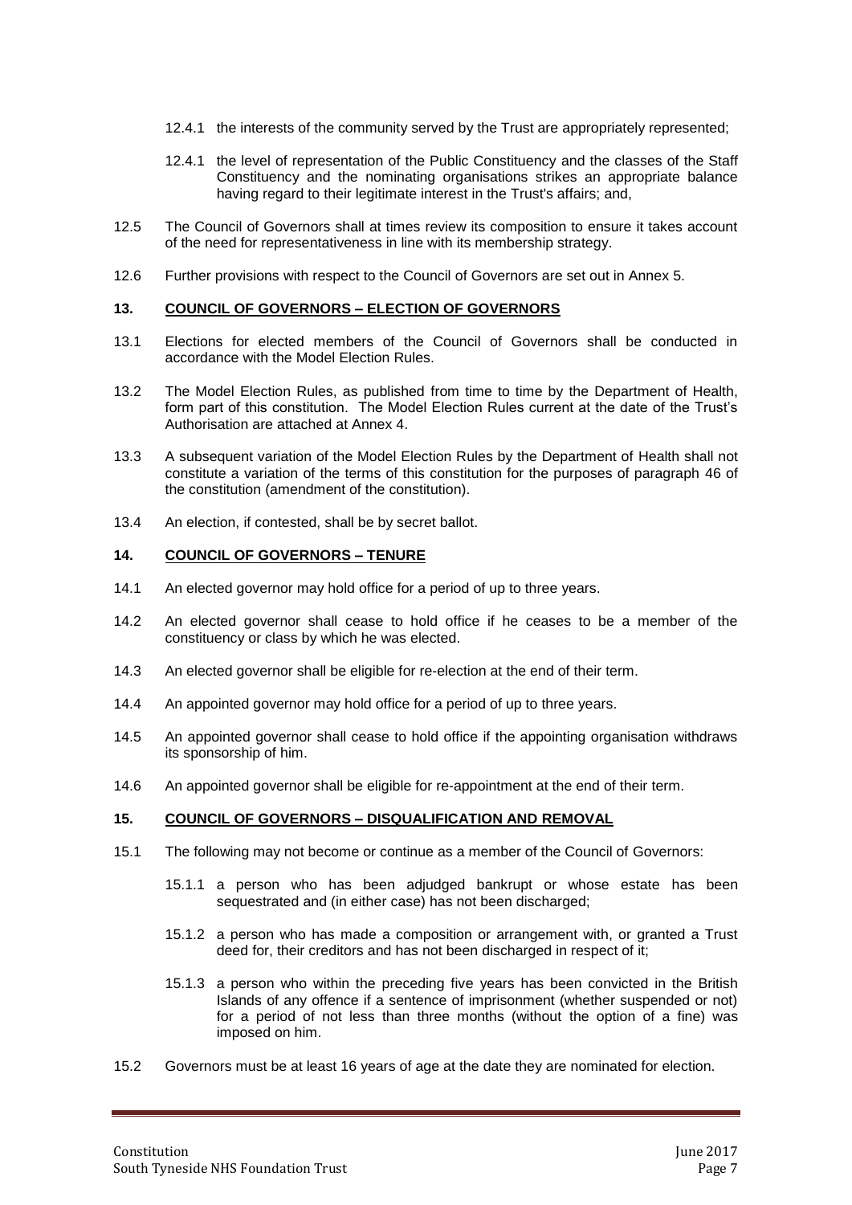12.4.1 the interests of the community served by the Trust are appropriately represented;

12.4.1 the level of representation of the Public Constituency and the classes of the Staff Constituency and the nominating organisations strikes an appropriate balance having regard to their legitimate interest in the Trust's affairs; and,

12.5 The Council of Governors shall at times review its composition to ensure it takes account of the need for representativeness in line with its membership strategy.

12.6 Further provisions with respect to the Council of Governors are set out in Annex 5.

## 13. COUNCIL OF GOVERNORS – ELECTION OF GOVERNORS

13.1 Elections for elected members of the Council of Governors shall be conducted in accordance with the Model Election Rules.

13.2 The Model Election Rules, as published from time to time by the Department of Health, form part of this constitution. The Model Election Rules current at the date of the Trust's Authorisation are attached at Annex 4.

13.3 A subsequent variation of the Model Election Rules by the Department of Health shall not constitute a variation of the terms of this constitution for the purposes of paragraph 46 of the constitution (amendment of the constitution).

13.4 An election, if contested, shall be by secret ballot.

## 14. COUNCIL OF GOVERNORS – TENURE

14.1 An elected governor may hold office for a period of up to three years.

14.2 An elected governor shall cease to hold office if he ceases to be a member of the constituency or class by which he was elected.

14.3 An elected governor shall be eligible for re-election at the end of their term.

14.4 An appointed governor may hold office for a period of up to three years.

14.5 An appointed governor shall cease to hold office if the appointing organisation withdraws its sponsorship of him.

14.6 An appointed governor shall be eligible for re-appointment at the end of their term.

## 15. COUNCIL OF GOVERNORS – DISQUALIFICATION AND REMOVAL

15.1 The following may not become or continue as a member of the Council of Governors:

15.1.1 a person who has been adjudged bankrupt or whose estate has been sequestrated and (in either case) has not been discharged;

15.1.2 a person who has made a composition or arrangement with, or granted a Trust deed for, their creditors and has not been discharged in respect of it;

15.1.3 a person who within the preceding five years has been convicted in the British Islands of any offence if a sentence of imprisonment (whether suspended or not) for a period of not less than three months (without the option of a fine) was imposed on him.

15.2 Governors must be at least 16 years of age at the date they are nominated for election.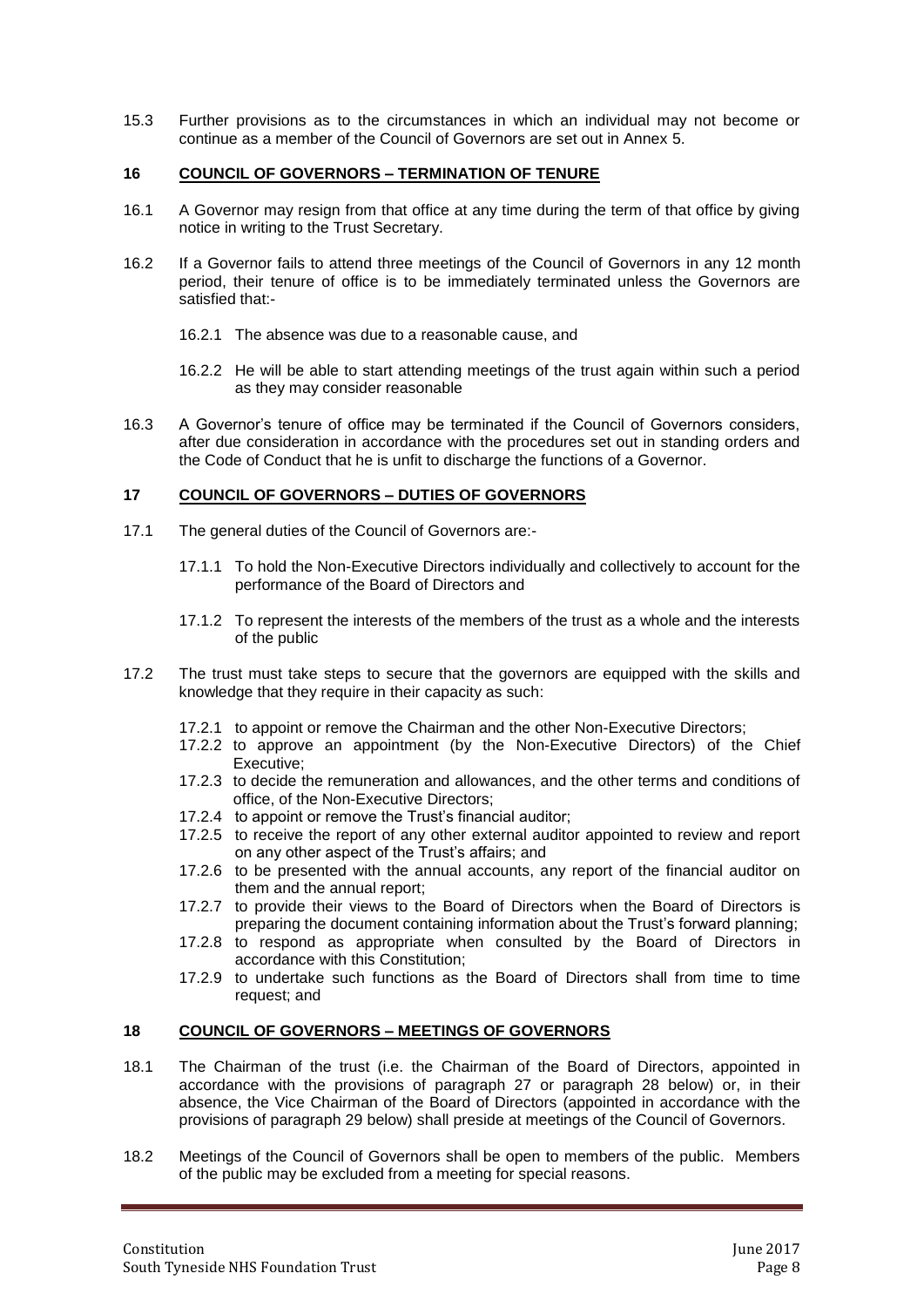15.3 Further provisions as to the circumstances in which an individual may not become or continue as a member of the Council of Governors are set out in Annex 5.

## 16 COUNCIL OF GOVERNORS – TERMINATION OF TENURE

16.1 A Governor may resign from that office at any time during the term of that office by giving notice in writing to the Trust Secretary.

16.2 If a Governor fails to attend three meetings of the Council of Governors in any 12 month period, their tenure of office is to be immediately terminated unless the Governors are satisfied that:-

16.2.1 The absence was due to a reasonable cause, and

16.2.2 He will be able to start attending meetings of the trust again within such a period as they may consider reasonable

16.3 A Governor's tenure of office may be terminated if the Council of Governors considers, after due consideration in accordance with the procedures set out in standing orders and the Code of Conduct that he is unfit to discharge the functions of a Governor.

## 17 COUNCIL OF GOVERNORS – DUTIES OF GOVERNORS

17.1 The general duties of the Council of Governors are:-

17.1.1 To hold the Non-Executive Directors individually and collectively to account for the performance of the Board of Directors and

17.1.2 To represent the interests of the members of the trust as a whole and the interests of the public

17.2 The trust must take steps to secure that the governors are equipped with the skills and knowledge that they require in their capacity as such:

17.2.1 to appoint or remove the Chairman and the other Non-Executive Directors;
17.2.2 to approve an appointment (by the Non-Executive Directors) of the Chief Executive;
17.2.3 to decide the remuneration and allowances, and the other terms and conditions of office, of the Non-Executive Directors;
17.2.4 to appoint or remove the Trust's financial auditor;
17.2.5 to receive the report of any other external auditor appointed to review and report on any other aspect of the Trust's affairs; and
17.2.6 to be presented with the annual accounts, any report of the financial auditor on them and the annual report;
17.2.7 to provide their views to the Board of Directors when the Board of Directors is preparing the document containing information about the Trust's forward planning;
17.2.8 to respond as appropriate when consulted by the Board of Directors in accordance with this Constitution;
17.2.9 to undertake such functions as the Board of Directors shall from time to time request; and

## 18 COUNCIL OF GOVERNORS – MEETINGS OF GOVERNORS

18.1 The Chairman of the trust (i.e. the Chairman of the Board of Directors, appointed in accordance with the provisions of paragraph 27 or paragraph 28 below) or, in their absence, the Vice Chairman of the Board of Directors (appointed in accordance with the provisions of paragraph 29 below) shall preside at meetings of the Council of Governors.

18.2 Meetings of the Council of Governors shall be open to members of the public. Members of the public may be excluded from a meeting for special reasons.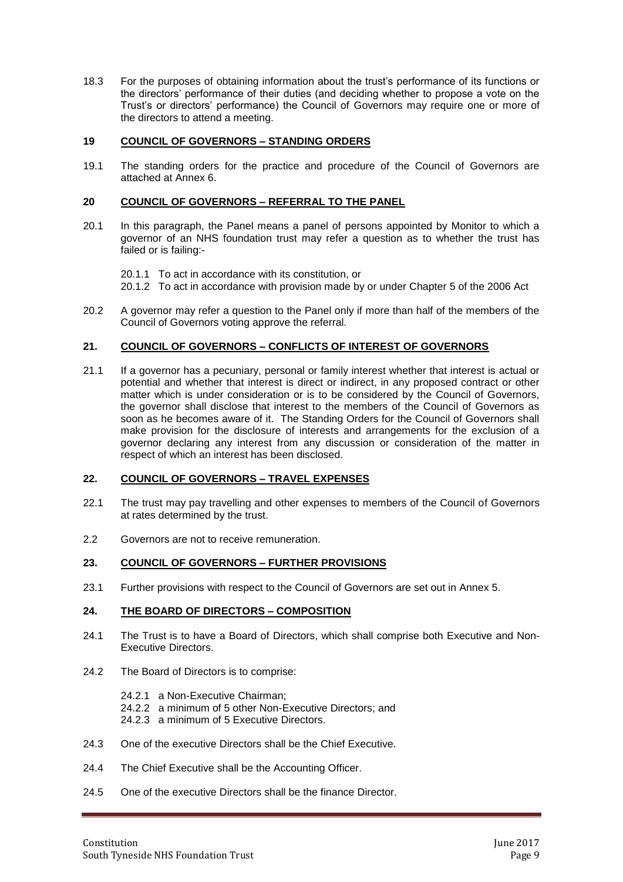18.3 For the purposes of obtaining information about the trust's performance of its functions or the directors' performance of their duties (and deciding whether to propose a vote on the Trust's or directors' performance) the Council of Governors may require one or more of the directors to attend a meeting.

## 19 COUNCIL OF GOVERNORS – STANDING ORDERS

19.1 The standing orders for the practice and procedure of the Council of Governors are attached at Annex 6.

## 20 COUNCIL OF GOVERNORS – REFERRAL TO THE PANEL

20.1 In this paragraph, the Panel means a panel of persons appointed by Monitor to which a governor of an NHS foundation trust may refer a question as to whether the trust has failed or is failing:-

20.1.1 To act in accordance with its constitution, or

20.1.2 To act in accordance with provision made by or under Chapter 5 of the 2006 Act

20.2 A governor may refer a question to the Panel only if more than half of the members of the Council of Governors voting approve the referral.

## 21. COUNCIL OF GOVERNORS – CONFLICTS OF INTEREST OF GOVERNORS

21.1 If a governor has a pecuniary, personal or family interest whether that interest is actual or potential and whether that interest is direct or indirect, in any proposed contract or other matter which is under consideration or is to be considered by the Council of Governors, the governor shall disclose that interest to the members of the Council of Governors as soon as he becomes aware of it. The Standing Orders for the Council of Governors shall make provision for the disclosure of interests and arrangements for the exclusion of a governor declaring any interest from any discussion or consideration of the matter in respect of which an interest has been disclosed.

## 22. COUNCIL OF GOVERNORS – TRAVEL EXPENSES

22.1 The trust may pay travelling and other expenses to members of the Council of Governors at rates determined by the trust.

2.2 Governors are not to receive remuneration.

## 23. COUNCIL OF GOVERNORS – FURTHER PROVISIONS

23.1 Further provisions with respect to the Council of Governors are set out in Annex 5.

## 24. THE BOARD OF DIRECTORS – COMPOSITION

24.1 The Trust is to have a Board of Directors, which shall comprise both Executive and Non-Executive Directors.

24.2 The Board of Directors is to comprise:

24.2.1 a Non-Executive Chairman;

24.2.2 a minimum of 5 other Non-Executive Directors; and

24.2.3 a minimum of 5 Executive Directors.

24.3 One of the executive Directors shall be the Chief Executive.

24.4 The Chief Executive shall be the Accounting Officer.

24.5 One of the executive Directors shall be the finance Director.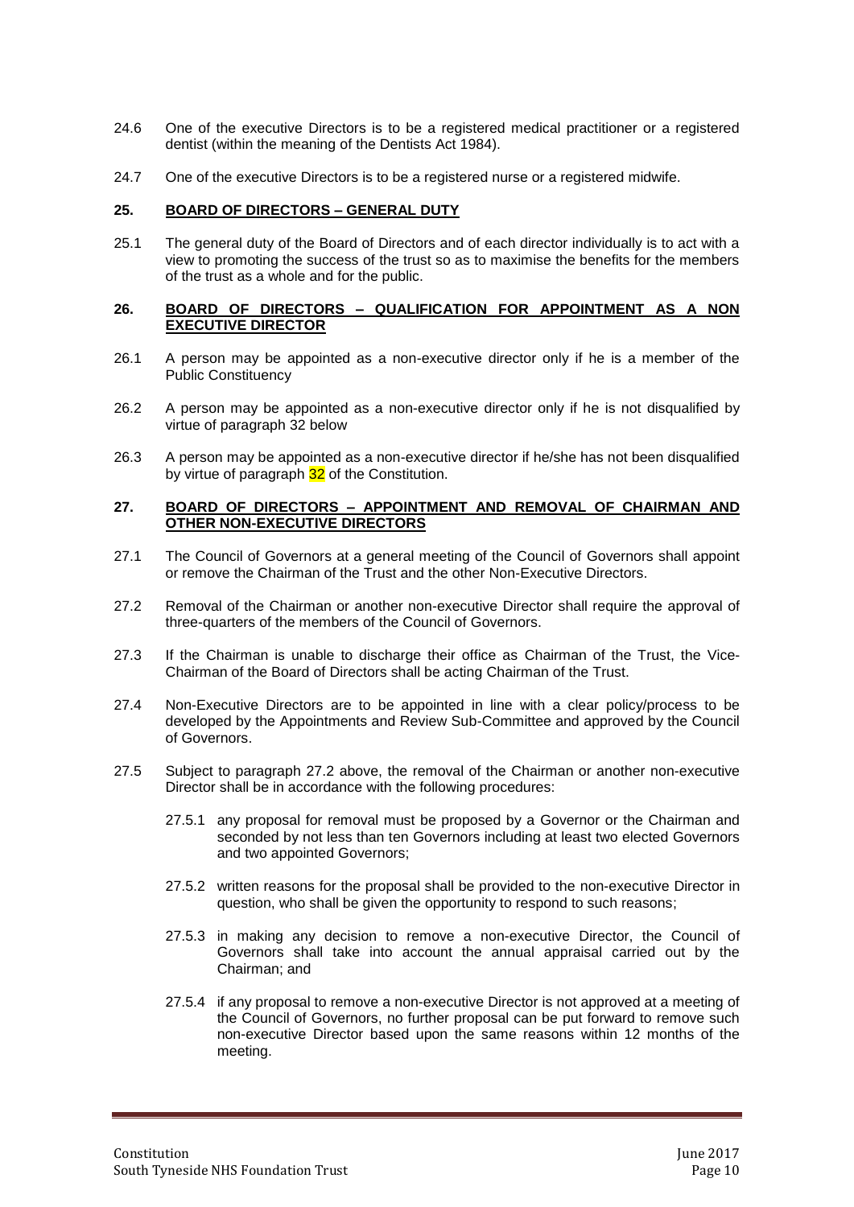24.6 One of the executive Directors is to be a registered medical practitioner or a registered dentist (within the meaning of the Dentists Act 1984).

24.7 One of the executive Directors is to be a registered nurse or a registered midwife.

## 25. BOARD OF DIRECTORS – GENERAL DUTY

25.1 The general duty of the Board of Directors and of each director individually is to act with a view to promoting the success of the trust so as to maximise the benefits for the members of the trust as a whole and for the public.

## 26. BOARD OF DIRECTORS – QUALIFICATION FOR APPOINTMENT AS A NON EXECUTIVE DIRECTOR

26.1 A person may be appointed as a non-executive director only if he is a member of the Public Constituency

26.2 A person may be appointed as a non-executive director only if he is not disqualified by virtue of paragraph 32 below

26.3 A person may be appointed as a non-executive director if he/she has not been disqualified by virtue of paragraph 32 of the Constitution.

## 27. BOARD OF DIRECTORS – APPOINTMENT AND REMOVAL OF CHAIRMAN AND OTHER NON-EXECUTIVE DIRECTORS

27.1 The Council of Governors at a general meeting of the Council of Governors shall appoint or remove the Chairman of the Trust and the other Non-Executive Directors.

27.2 Removal of the Chairman or another non-executive Director shall require the approval of three-quarters of the members of the Council of Governors.

27.3 If the Chairman is unable to discharge their office as Chairman of the Trust, the Vice-Chairman of the Board of Directors shall be acting Chairman of the Trust.

27.4 Non-Executive Directors are to be appointed in line with a clear policy/process to be developed by the Appointments and Review Sub-Committee and approved by the Council of Governors.

27.5 Subject to paragraph 27.2 above, the removal of the Chairman or another non-executive Director shall be in accordance with the following procedures:

- 27.5.1 any proposal for removal must be proposed by a Governor or the Chairman and seconded by not less than ten Governors including at least two elected Governors and two appointed Governors;
- 27.5.2 written reasons for the proposal shall be provided to the non-executive Director in question, who shall be given the opportunity to respond to such reasons;
- 27.5.3 in making any decision to remove a non-executive Director, the Council of Governors shall take into account the annual appraisal carried out by the Chairman; and
- 27.5.4 if any proposal to remove a non-executive Director is not approved at a meeting of the Council of Governors, no further proposal can be put forward to remove such non-executive Director based upon the same reasons within 12 months of the meeting.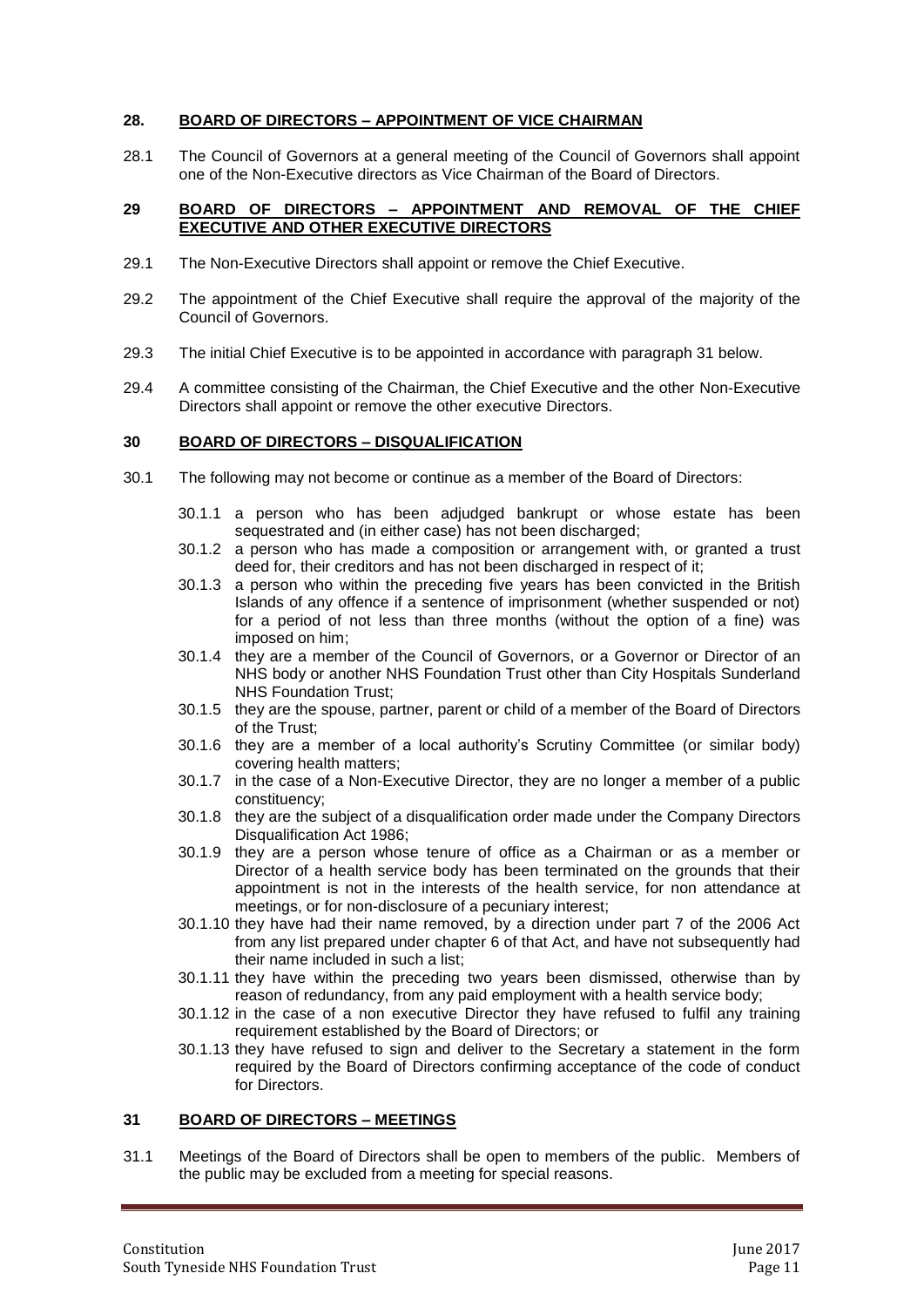## 28. BOARD OF DIRECTORS – APPOINTMENT OF VICE CHAIRMAN

28.1 The Council of Governors at a general meeting of the Council of Governors shall appoint one of the Non-Executive directors as Vice Chairman of the Board of Directors.

## 29 BOARD OF DIRECTORS – APPOINTMENT AND REMOVAL OF THE CHIEF EXECUTIVE AND OTHER EXECUTIVE DIRECTORS

29.1 The Non-Executive Directors shall appoint or remove the Chief Executive.

29.2 The appointment of the Chief Executive shall require the approval of the majority of the Council of Governors.

29.3 The initial Chief Executive is to be appointed in accordance with paragraph 31 below.

29.4 A committee consisting of the Chairman, the Chief Executive and the other Non-Executive Directors shall appoint or remove the other executive Directors.

## 30 BOARD OF DIRECTORS – DISQUALIFICATION

30.1 The following may not become or continue as a member of the Board of Directors:

30.1.1 a person who has been adjudged bankrupt or whose estate has been sequestrated and (in either case) has not been discharged;

30.1.2 a person who has made a composition or arrangement with, or granted a trust deed for, their creditors and has not been discharged in respect of it;

30.1.3 a person who within the preceding five years has been convicted in the British Islands of any offence if a sentence of imprisonment (whether suspended or not) for a period of not less than three months (without the option of a fine) was imposed on him;

30.1.4 they are a member of the Council of Governors, or a Governor or Director of an NHS body or another NHS Foundation Trust other than City Hospitals Sunderland NHS Foundation Trust;

30.1.5 they are the spouse, partner, parent or child of a member of the Board of Directors of the Trust;

30.1.6 they are a member of a local authority's Scrutiny Committee (or similar body) covering health matters;

30.1.7 in the case of a Non-Executive Director, they are no longer a member of a public constituency;

30.1.8 they are the subject of a disqualification order made under the Company Directors Disqualification Act 1986;

30.1.9 they are a person whose tenure of office as a Chairman or as a member or Director of a health service body has been terminated on the grounds that their appointment is not in the interests of the health service, for non attendance at meetings, or for non-disclosure of a pecuniary interest;

30.1.10 they have had their name removed, by a direction under part 7 of the 2006 Act from any list prepared under chapter 6 of that Act, and have not subsequently had their name included in such a list;

30.1.11 they have within the preceding two years been dismissed, otherwise than by reason of redundancy, from any paid employment with a health service body;

30.1.12 in the case of a non executive Director they have refused to fulfil any training requirement established by the Board of Directors; or

30.1.13 they have refused to sign and deliver to the Secretary a statement in the form required by the Board of Directors confirming acceptance of the code of conduct for Directors.

## 31 BOARD OF DIRECTORS – MEETINGS

31.1 Meetings of the Board of Directors shall be open to members of the public. Members of the public may be excluded from a meeting for special reasons.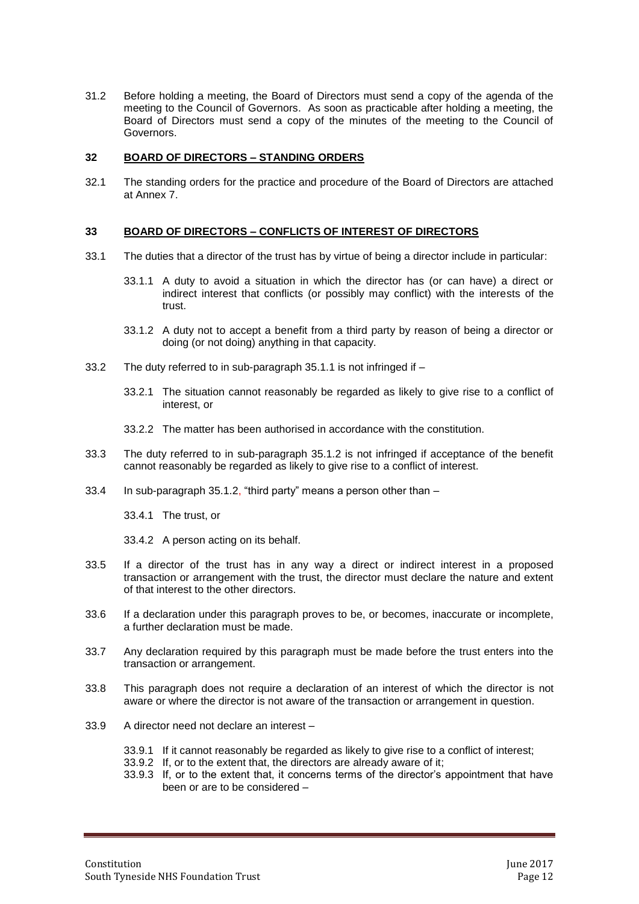31.2 Before holding a meeting, the Board of Directors must send a copy of the agenda of the meeting to the Council of Governors. As soon as practicable after holding a meeting, the Board of Directors must send a copy of the minutes of the meeting to the Council of Governors.

## 32 BOARD OF DIRECTORS – STANDING ORDERS

32.1 The standing orders for the practice and procedure of the Board of Directors are attached at Annex 7.

## 33 BOARD OF DIRECTORS – CONFLICTS OF INTEREST OF DIRECTORS

33.1 The duties that a director of the trust has by virtue of being a director include in particular:

33.1.1 A duty to avoid a situation in which the director has (or can have) a direct or indirect interest that conflicts (or possibly may conflict) with the interests of the trust.

33.1.2 A duty not to accept a benefit from a third party by reason of being a director or doing (or not doing) anything in that capacity.

33.2 The duty referred to in sub-paragraph 35.1.1 is not infringed if –

33.2.1 The situation cannot reasonably be regarded as likely to give rise to a conflict of interest, or

33.2.2 The matter has been authorised in accordance with the constitution.

33.3 The duty referred to in sub-paragraph 35.1.2 is not infringed if acceptance of the benefit cannot reasonably be regarded as likely to give rise to a conflict of interest.

33.4 In sub-paragraph 35.1.2, "third party" means a person other than –

33.4.1 The trust, or

33.4.2 A person acting on its behalf.

33.5 If a director of the trust has in any way a direct or indirect interest in a proposed transaction or arrangement with the trust, the director must declare the nature and extent of that interest to the other directors.

33.6 If a declaration under this paragraph proves to be, or becomes, inaccurate or incomplete, a further declaration must be made.

33.7 Any declaration required by this paragraph must be made before the trust enters into the transaction or arrangement.

33.8 This paragraph does not require a declaration of an interest of which the director is not aware or where the director is not aware of the transaction or arrangement in question.

33.9 A director need not declare an interest –

33.9.1 If it cannot reasonably be regarded as likely to give rise to a conflict of interest;
33.9.2 If, or to the extent that, the directors are already aware of it;
33.9.3 If, or to the extent that, it concerns terms of the director's appointment that have been or are to be considered –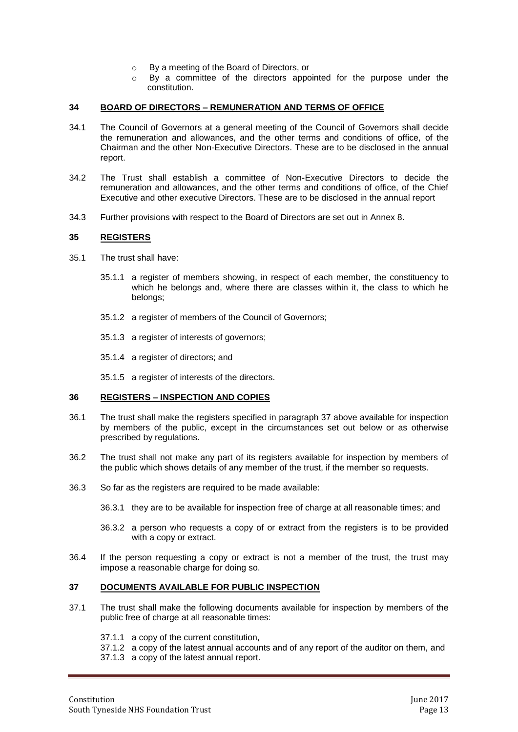- By a meeting of the Board of Directors, or
- By a committee of the directors appointed for the purpose under the constitution.

## 34 BOARD OF DIRECTORS – REMUNERATION AND TERMS OF OFFICE

34.1 The Council of Governors at a general meeting of the Council of Governors shall decide the remuneration and allowances, and the other terms and conditions of office, of the Chairman and the other Non-Executive Directors. These are to be disclosed in the annual report.

34.2 The Trust shall establish a committee of Non-Executive Directors to decide the remuneration and allowances, and the other terms and conditions of office, of the Chief Executive and other executive Directors. These are to be disclosed in the annual report

34.3 Further provisions with respect to the Board of Directors are set out in Annex 8.

## 35 REGISTERS

35.1 The trust shall have:

35.1.1 a register of members showing, in respect of each member, the constituency to which he belongs and, where there are classes within it, the class to which he belongs;

35.1.2 a register of members of the Council of Governors;

35.1.3 a register of interests of governors;

35.1.4 a register of directors; and

35.1.5 a register of interests of the directors.

## 36 REGISTERS – INSPECTION AND COPIES

36.1 The trust shall make the registers specified in paragraph 37 above available for inspection by members of the public, except in the circumstances set out below or as otherwise prescribed by regulations.

36.2 The trust shall not make any part of its registers available for inspection by members of the public which shows details of any member of the trust, if the member so requests.

36.3 So far as the registers are required to be made available:

36.3.1 they are to be available for inspection free of charge at all reasonable times; and

36.3.2 a person who requests a copy of or extract from the registers is to be provided with a copy or extract.

36.4 If the person requesting a copy or extract is not a member of the trust, the trust may impose a reasonable charge for doing so.

## 37 DOCUMENTS AVAILABLE FOR PUBLIC INSPECTION

37.1 The trust shall make the following documents available for inspection by members of the public free of charge at all reasonable times:

37.1.1 a copy of the current constitution,
37.1.2 a copy of the latest annual accounts and of any report of the auditor on them, and
37.1.3 a copy of the latest annual report.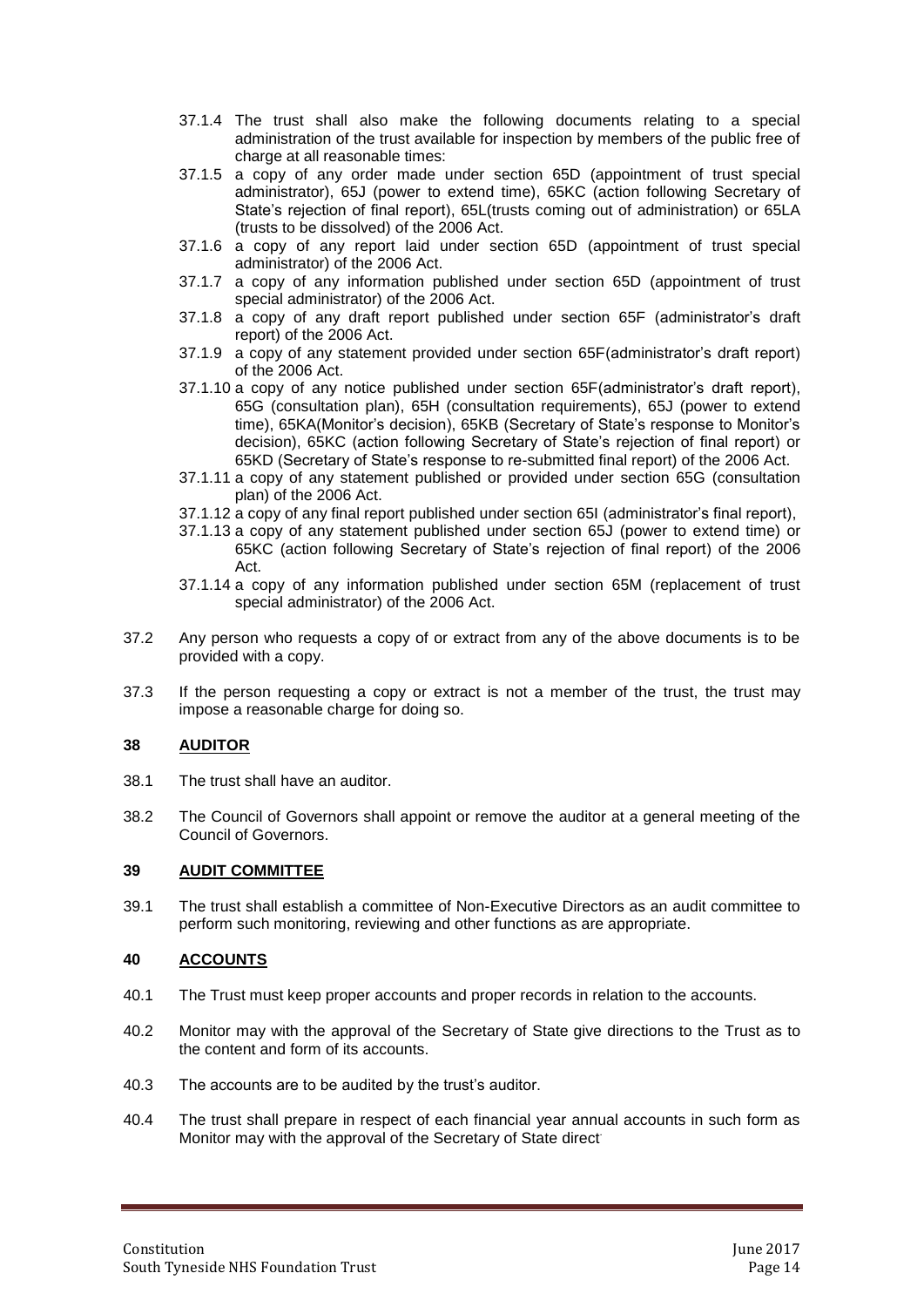37.1.4 The trust shall also make the following documents relating to a special administration of the trust available for inspection by members of the public free of charge at all reasonable times:

37.1.5 a copy of any order made under section 65D (appointment of trust special administrator), 65J (power to extend time), 65KC (action following Secretary of State's rejection of final report), 65L(trusts coming out of administration) or 65LA (trusts to be dissolved) of the 2006 Act.

37.1.6 a copy of any report laid under section 65D (appointment of trust special administrator) of the 2006 Act.

37.1.7 a copy of any information published under section 65D (appointment of trust special administrator) of the 2006 Act.

37.1.8 a copy of any draft report published under section 65F (administrator's draft report) of the 2006 Act.

37.1.9 a copy of any statement provided under section 65F(administrator's draft report) of the 2006 Act.

37.1.10 a copy of any notice published under section 65F(administrator's draft report), 65G (consultation plan), 65H (consultation requirements), 65J (power to extend time), 65KA(Monitor's decision), 65KB (Secretary of State's response to Monitor's decision), 65KC (action following Secretary of State's rejection of final report) or 65KD (Secretary of State's response to re-submitted final report) of the 2006 Act.

37.1.11 a copy of any statement published or provided under section 65G (consultation plan) of the 2006 Act.

37.1.12 a copy of any final report published under section 65I (administrator's final report),

37.1.13 a copy of any statement published under section 65J (power to extend time) or 65KC (action following Secretary of State's rejection of final report) of the 2006 Act.

37.1.14 a copy of any information published under section 65M (replacement of trust special administrator) of the 2006 Act.

37.2 Any person who requests a copy of or extract from any of the above documents is to be provided with a copy.

37.3 If the person requesting a copy or extract is not a member of the trust, the trust may impose a reasonable charge for doing so.

## 38 AUDITOR

38.1 The trust shall have an auditor.

38.2 The Council of Governors shall appoint or remove the auditor at a general meeting of the Council of Governors.

## 39 AUDIT COMMITTEE

39.1 The trust shall establish a committee of Non-Executive Directors as an audit committee to perform such monitoring, reviewing and other functions as are appropriate.

## 40 ACCOUNTS

40.1 The Trust must keep proper accounts and proper records in relation to the accounts.

40.2 Monitor may with the approval of the Secretary of State give directions to the Trust as to the content and form of its accounts.

40.3 The accounts are to be audited by the trust's auditor.

40.4 The trust shall prepare in respect of each financial year annual accounts in such form as Monitor may with the approval of the Secretary of State direct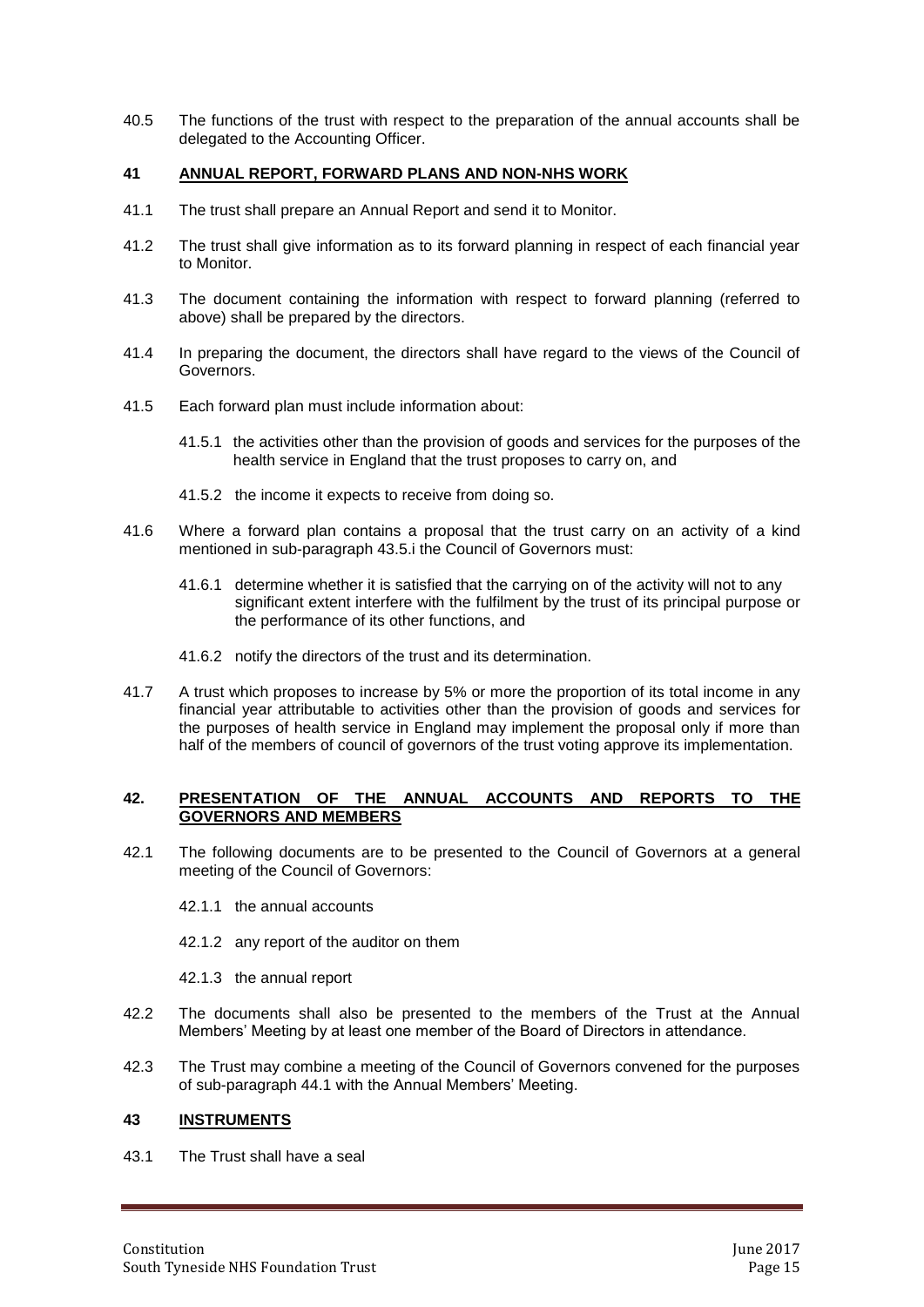40.5 The functions of the trust with respect to the preparation of the annual accounts shall be delegated to the Accounting Officer.

## 41 ANNUAL REPORT, FORWARD PLANS AND NON-NHS WORK

41.1 The trust shall prepare an Annual Report and send it to Monitor.

41.2 The trust shall give information as to its forward planning in respect of each financial year to Monitor.

41.3 The document containing the information with respect to forward planning (referred to above) shall be prepared by the directors.

41.4 In preparing the document, the directors shall have regard to the views of the Council of Governors.

41.5 Each forward plan must include information about:

41.5.1 the activities other than the provision of goods and services for the purposes of the health service in England that the trust proposes to carry on, and

41.5.2 the income it expects to receive from doing so.

41.6 Where a forward plan contains a proposal that the trust carry on an activity of a kind mentioned in sub-paragraph 43.5.i the Council of Governors must:

41.6.1 determine whether it is satisfied that the carrying on of the activity will not to any significant extent interfere with the fulfilment by the trust of its principal purpose or the performance of its other functions, and

41.6.2 notify the directors of the trust and its determination.

41.7 A trust which proposes to increase by 5% or more the proportion of its total income in any financial year attributable to activities other than the provision of goods and services for the purposes of health service in England may implement the proposal only if more than half of the members of council of governors of the trust voting approve its implementation.

## 42. PRESENTATION OF THE ANNUAL ACCOUNTS AND REPORTS TO THE GOVERNORS AND MEMBERS

42.1 The following documents are to be presented to the Council of Governors at a general meeting of the Council of Governors:

42.1.1 the annual accounts

42.1.2 any report of the auditor on them

42.1.3 the annual report

42.2 The documents shall also be presented to the members of the Trust at the Annual Members' Meeting by at least one member of the Board of Directors in attendance.

42.3 The Trust may combine a meeting of the Council of Governors convened for the purposes of sub-paragraph 44.1 with the Annual Members' Meeting.

## 43 INSTRUMENTS

43.1 The Trust shall have a seal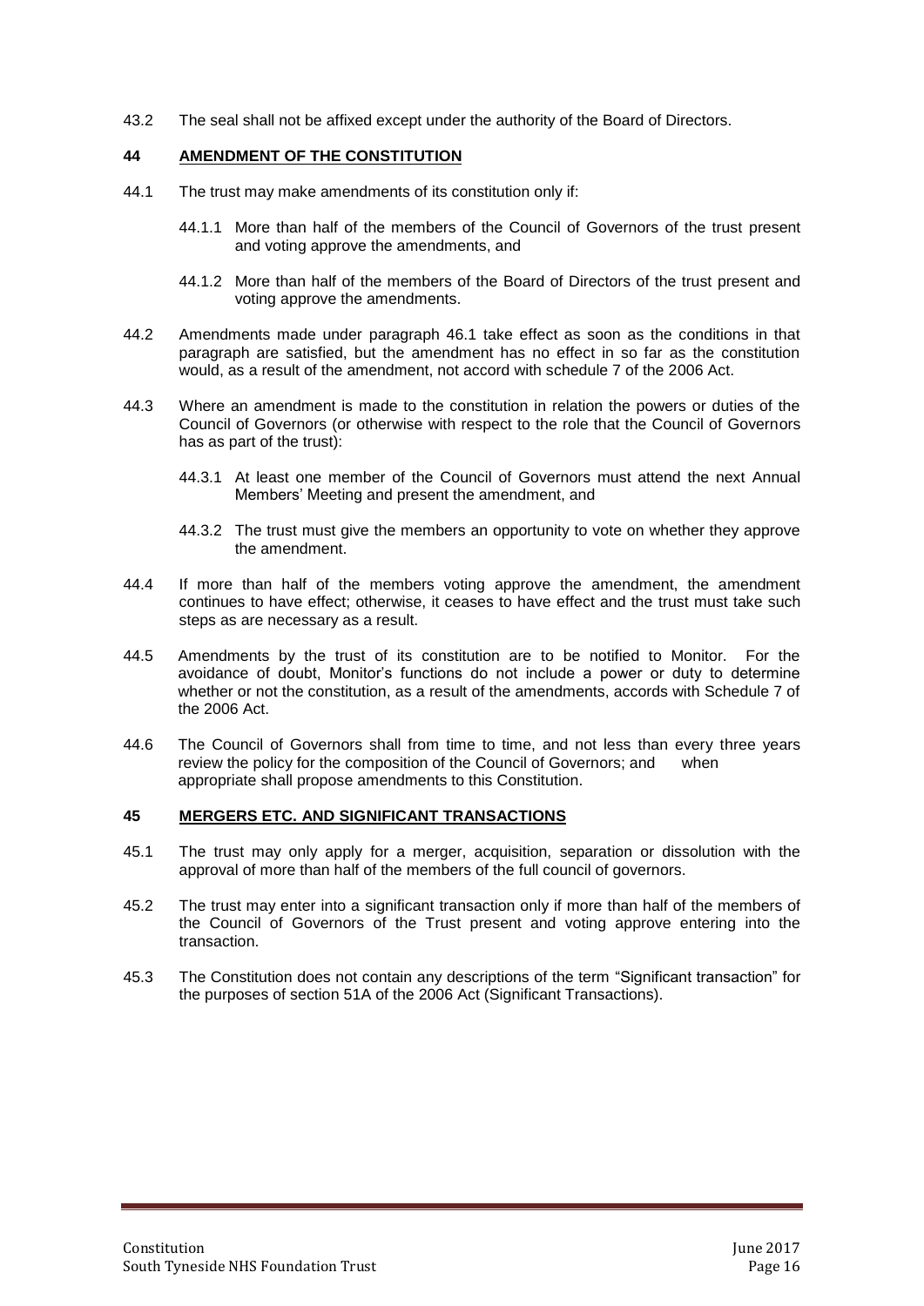43.2 The seal shall not be affixed except under the authority of the Board of Directors.

## 44 AMENDMENT OF THE CONSTITUTION

44.1 The trust may make amendments of its constitution only if:

44.1.1 More than half of the members of the Council of Governors of the trust present and voting approve the amendments, and

44.1.2 More than half of the members of the Board of Directors of the trust present and voting approve the amendments.

44.2 Amendments made under paragraph 46.1 take effect as soon as the conditions in that paragraph are satisfied, but the amendment has no effect in so far as the constitution would, as a result of the amendment, not accord with schedule 7 of the 2006 Act.

44.3 Where an amendment is made to the constitution in relation the powers or duties of the Council of Governors (or otherwise with respect to the role that the Council of Governors has as part of the trust):

44.3.1 At least one member of the Council of Governors must attend the next Annual Members' Meeting and present the amendment, and

44.3.2 The trust must give the members an opportunity to vote on whether they approve the amendment.

44.4 If more than half of the members voting approve the amendment, the amendment continues to have effect; otherwise, it ceases to have effect and the trust must take such steps as are necessary as a result.

44.5 Amendments by the trust of its constitution are to be notified to Monitor. For the avoidance of doubt, Monitor's functions do not include a power or duty to determine whether or not the constitution, as a result of the amendments, accords with Schedule 7 of the 2006 Act.

44.6 The Council of Governors shall from time to time, and not less than every three years review the policy for the composition of the Council of Governors; and when appropriate shall propose amendments to this Constitution.

## 45 MERGERS ETC. AND SIGNIFICANT TRANSACTIONS

45.1 The trust may only apply for a merger, acquisition, separation or dissolution with the approval of more than half of the members of the full council of governors.

45.2 The trust may enter into a significant transaction only if more than half of the members of the Council of Governors of the Trust present and voting approve entering into the transaction.

45.3 The Constitution does not contain any descriptions of the term "Significant transaction" for the purposes of section 51A of the 2006 Act (Significant Transactions).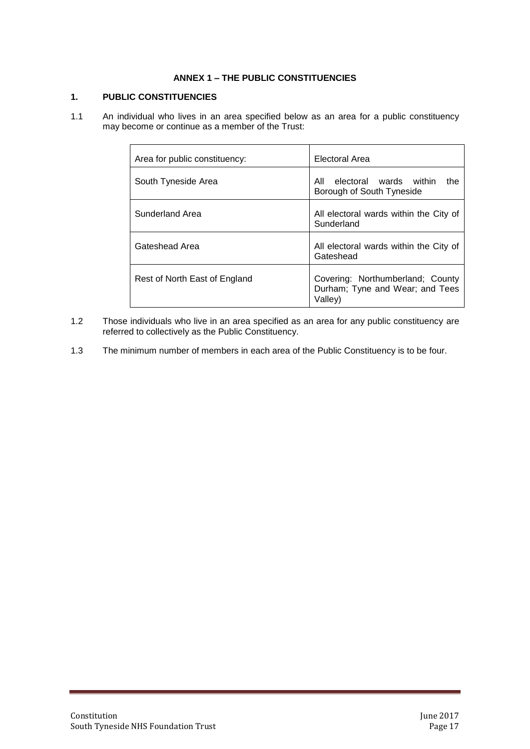# ANNEX 1 – THE PUBLIC CONSTITUENCIES

## 1. PUBLIC CONSTITUENCIES

1.1 An individual who lives in an area specified below as an area for a public constituency may become or continue as a member of the Trust:

| Area for public constituency: | Electoral Area |
|---|---|
| South Tyneside Area | All electoral wards within the Borough of South Tyneside |
| Sunderland Area | All electoral wards within the City of Sunderland |
| Gateshead Area | All electoral wards within the City of Gateshead |
| Rest of North East of England | Covering: Northumberland; County Durham; Tyne and Wear; and Tees Valley) |

1.2 Those individuals who live in an area specified as an area for any public constituency are referred to collectively as the Public Constituency.

1.3 The minimum number of members in each area of the Public Constituency is to be four.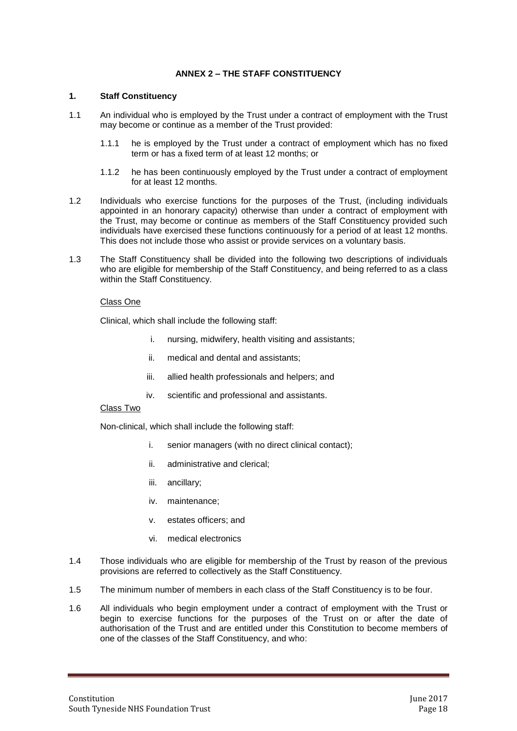## ANNEX 2 – THE STAFF CONSTITUENCY

### 1. Staff Constituency

1.1 An individual who is employed by the Trust under a contract of employment with the Trust may become or continue as a member of the Trust provided:

1.1.1 he is employed by the Trust under a contract of employment which has no fixed term or has a fixed term of at least 12 months; or

1.1.2 he has been continuously employed by the Trust under a contract of employment for at least 12 months.

1.2 Individuals who exercise functions for the purposes of the Trust, (including individuals appointed in an honorary capacity) otherwise than under a contract of employment with the Trust, may become or continue as members of the Staff Constituency provided such individuals have exercised these functions continuously for a period of at least 12 months. This does not include those who assist or provide services on a voluntary basis.

1.3 The Staff Constituency shall be divided into the following two descriptions of individuals who are eligible for membership of the Staff Constituency, and being referred to as a class within the Staff Constituency.

Class One

Clinical, which shall include the following staff:

i. nursing, midwifery, health visiting and assistants;

ii. medical and dental and assistants;

iii. allied health professionals and helpers; and

iv. scientific and professional and assistants.

Class Two

Non-clinical, which shall include the following staff:

i. senior managers (with no direct clinical contact);

ii. administrative and clerical;

iii. ancillary;

iv. maintenance;

v. estates officers; and

vi. medical electronics

1.4 Those individuals who are eligible for membership of the Trust by reason of the previous provisions are referred to collectively as the Staff Constituency.

1.5 The minimum number of members in each class of the Staff Constituency is to be four.

1.6 All individuals who begin employment under a contract of employment with the Trust or begin to exercise functions for the purposes of the Trust on or after the date of authorisation of the Trust and are entitled under this Constitution to become members of one of the classes of the Staff Constituency, and who: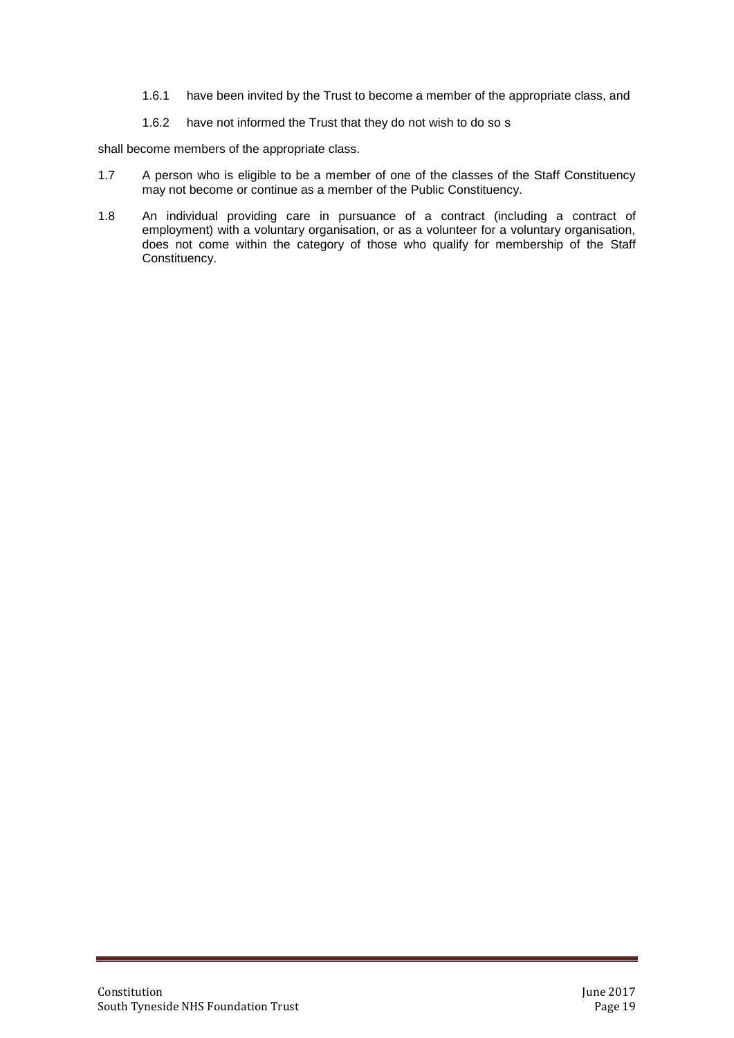1.6.1 have been invited by the Trust to become a member of the appropriate class, and

1.6.2 have not informed the Trust that they do not wish to do so s

shall become members of the appropriate class.

1.7 A person who is eligible to be a member of one of the classes of the Staff Constituency may not become or continue as a member of the Public Constituency.

1.8 An individual providing care in pursuance of a contract (including a contract of employment) with a voluntary organisation, or as a volunteer for a voluntary organisation, does not come within the category of those who qualify for membership of the Staff Constituency.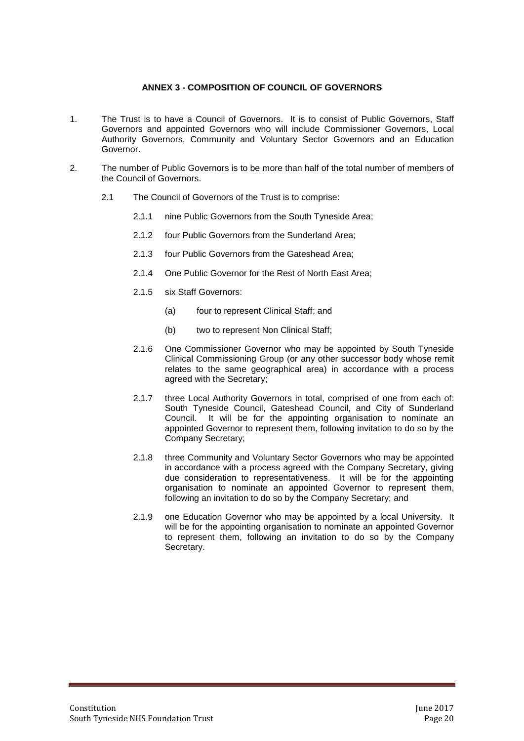## ANNEX 3 - COMPOSITION OF COUNCIL OF GOVERNORS

1. The Trust is to have a Council of Governors. It is to consist of Public Governors, Staff Governors and appointed Governors who will include Commissioner Governors, Local Authority Governors, Community and Voluntary Sector Governors and an Education Governor.

2. The number of Public Governors is to be more than half of the total number of members of the Council of Governors.

   2.1 The Council of Governors of the Trust is to comprise:

   2.1.1 nine Public Governors from the South Tyneside Area;

   2.1.2 four Public Governors from the Sunderland Area;

   2.1.3 four Public Governors from the Gateshead Area;

   2.1.4 One Public Governor for the Rest of North East Area;

   2.1.5 six Staff Governors:

   (a) four to represent Clinical Staff; and

   (b) two to represent Non Clinical Staff;

   2.1.6 One Commissioner Governor who may be appointed by South Tyneside Clinical Commissioning Group (or any other successor body whose remit relates to the same geographical area) in accordance with a process agreed with the Secretary;

   2.1.7 three Local Authority Governors in total, comprised of one from each of: South Tyneside Council, Gateshead Council, and City of Sunderland Council. It will be for the appointing organisation to nominate an appointed Governor to represent them, following invitation to do so by the Company Secretary;

   2.1.8 three Community and Voluntary Sector Governors who may be appointed in accordance with a process agreed with the Company Secretary, giving due consideration to representativeness. It will be for the appointing organisation to nominate an appointed Governor to represent them, following an invitation to do so by the Company Secretary; and

   2.1.9 one Education Governor who may be appointed by a local University. It will be for the appointing organisation to nominate an appointed Governor to represent them, following an invitation to do so by the Company Secretary.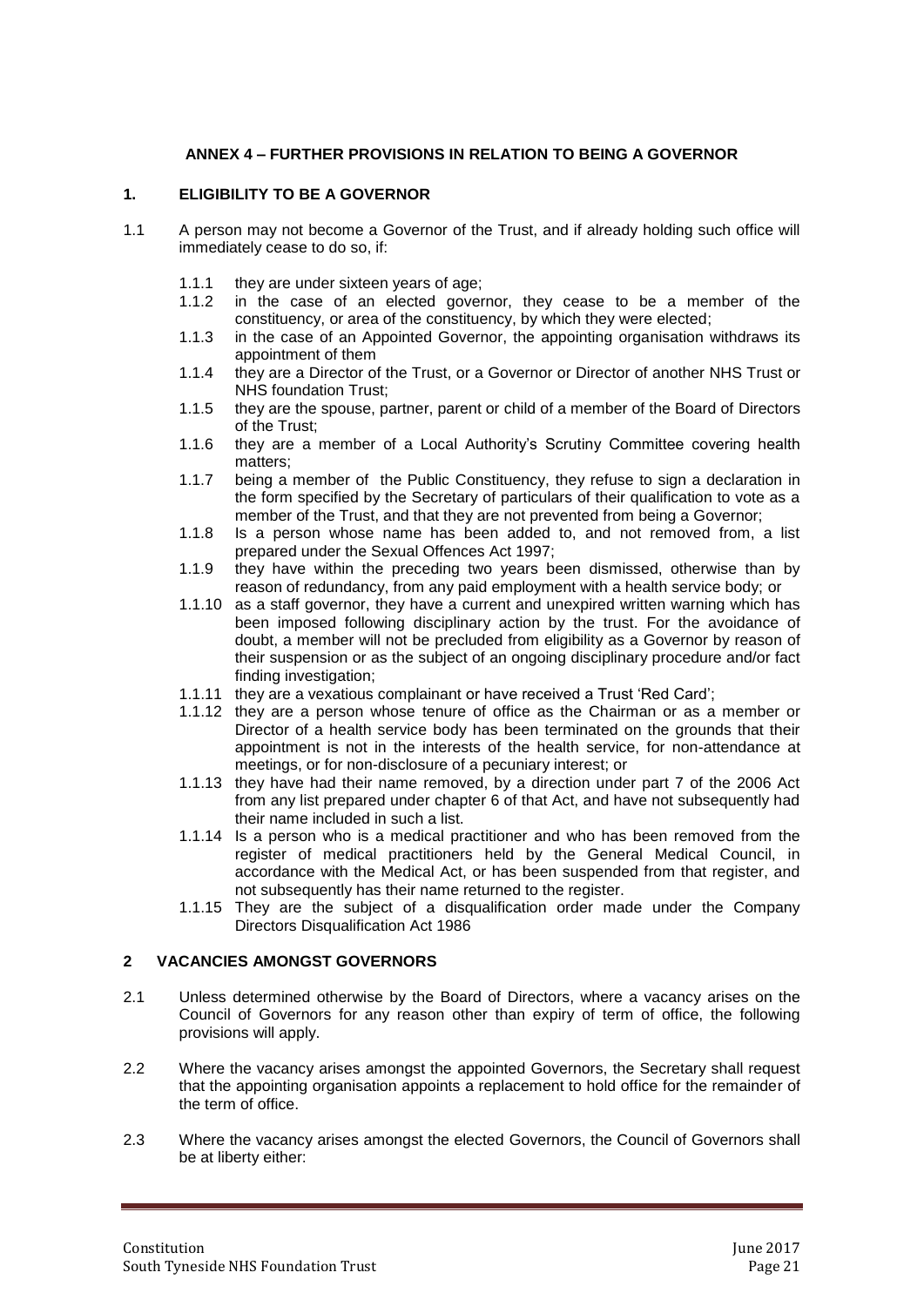## ANNEX 4 – FURTHER PROVISIONS IN RELATION TO BEING A GOVERNOR

### 1. ELIGIBILITY TO BE A GOVERNOR

1.1 A person may not become a Governor of the Trust, and if already holding such office will immediately cease to do so, if:

1.1.1 they are under sixteen years of age;

1.1.2 in the case of an elected governor, they cease to be a member of the constituency, or area of the constituency, by which they were elected;

1.1.3 in the case of an Appointed Governor, the appointing organisation withdraws its appointment of them

1.1.4 they are a Director of the Trust, or a Governor or Director of another NHS Trust or NHS foundation Trust;

1.1.5 they are the spouse, partner, parent or child of a member of the Board of Directors of the Trust;

1.1.6 they are a member of a Local Authority's Scrutiny Committee covering health matters;

1.1.7 being a member of the Public Constituency, they refuse to sign a declaration in the form specified by the Secretary of particulars of their qualification to vote as a member of the Trust, and that they are not prevented from being a Governor;

1.1.8 Is a person whose name has been added to, and not removed from, a list prepared under the Sexual Offences Act 1997;

1.1.9 they have within the preceding two years been dismissed, otherwise than by reason of redundancy, from any paid employment with a health service body; or

1.1.10 as a staff governor, they have a current and unexpired written warning which has been imposed following disciplinary action by the trust. For the avoidance of doubt, a member will not be precluded from eligibility as a Governor by reason of their suspension or as the subject of an ongoing disciplinary procedure and/or fact finding investigation;

1.1.11 they are a vexatious complainant or have received a Trust 'Red Card';

1.1.12 they are a person whose tenure of office as the Chairman or as a member or Director of a health service body has been terminated on the grounds that their appointment is not in the interests of the health service, for non-attendance at meetings, or for non-disclosure of a pecuniary interest; or

1.1.13 they have had their name removed, by a direction under part 7 of the 2006 Act from any list prepared under chapter 6 of that Act, and have not subsequently had their name included in such a list.

1.1.14 Is a person who is a medical practitioner and who has been removed from the register of medical practitioners held by the General Medical Council, in accordance with the Medical Act, or has been suspended from that register, and not subsequently has their name returned to the register.

1.1.15 They are the subject of a disqualification order made under the Company Directors Disqualification Act 1986

### 2 VACANCIES AMONGST GOVERNORS

2.1 Unless determined otherwise by the Board of Directors, where a vacancy arises on the Council of Governors for any reason other than expiry of term of office, the following provisions will apply.

2.2 Where the vacancy arises amongst the appointed Governors, the Secretary shall request that the appointing organisation appoints a replacement to hold office for the remainder of the term of office.

2.3 Where the vacancy arises amongst the elected Governors, the Council of Governors shall be at liberty either: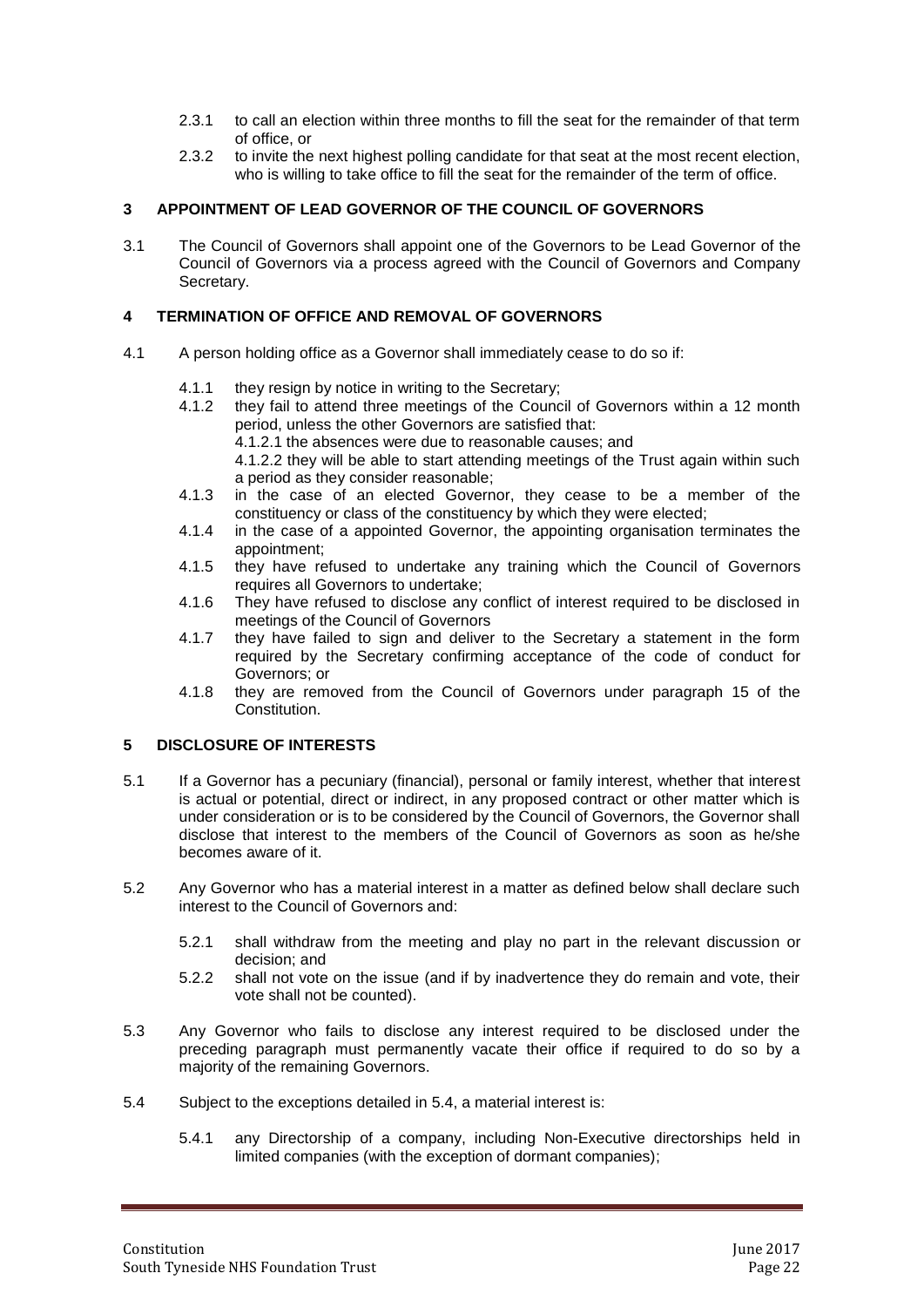2.3.1 to call an election within three months to fill the seat for the remainder of that term of office, or

2.3.2 to invite the next highest polling candidate for that seat at the most recent election, who is willing to take office to fill the seat for the remainder of the term of office.

## 3 APPOINTMENT OF LEAD GOVERNOR OF THE COUNCIL OF GOVERNORS

3.1 The Council of Governors shall appoint one of the Governors to be Lead Governor of the Council of Governors via a process agreed with the Council of Governors and Company Secretary.

## 4 TERMINATION OF OFFICE AND REMOVAL OF GOVERNORS

4.1 A person holding office as a Governor shall immediately cease to do so if:

4.1.1 they resign by notice in writing to the Secretary;

4.1.2 they fail to attend three meetings of the Council of Governors within a 12 month period, unless the other Governors are satisfied that:
4.1.2.1 the absences were due to reasonable causes; and
4.1.2.2 they will be able to start attending meetings of the Trust again within such a period as they consider reasonable;

4.1.3 in the case of an elected Governor, they cease to be a member of the constituency or class of the constituency by which they were elected;

4.1.4 in the case of a appointed Governor, the appointing organisation terminates the appointment;

4.1.5 they have refused to undertake any training which the Council of Governors requires all Governors to undertake;

4.1.6 They have refused to disclose any conflict of interest required to be disclosed in meetings of the Council of Governors

4.1.7 they have failed to sign and deliver to the Secretary a statement in the form required by the Secretary confirming acceptance of the code of conduct for Governors; or

4.1.8 they are removed from the Council of Governors under paragraph 15 of the Constitution.

## 5 DISCLOSURE OF INTERESTS

5.1 If a Governor has a pecuniary (financial), personal or family interest, whether that interest is actual or potential, direct or indirect, in any proposed contract or other matter which is under consideration or is to be considered by the Council of Governors, the Governor shall disclose that interest to the members of the Council of Governors as soon as he/she becomes aware of it.

5.2 Any Governor who has a material interest in a matter as defined below shall declare such interest to the Council of Governors and:

5.2.1 shall withdraw from the meeting and play no part in the relevant discussion or decision; and

5.2.2 shall not vote on the issue (and if by inadvertence they do remain and vote, their vote shall not be counted).

5.3 Any Governor who fails to disclose any interest required to be disclosed under the preceding paragraph must permanently vacate their office if required to do so by a majority of the remaining Governors.

5.4 Subject to the exceptions detailed in 5.4, a material interest is:

5.4.1 any Directorship of a company, including Non-Executive directorships held in limited companies (with the exception of dormant companies);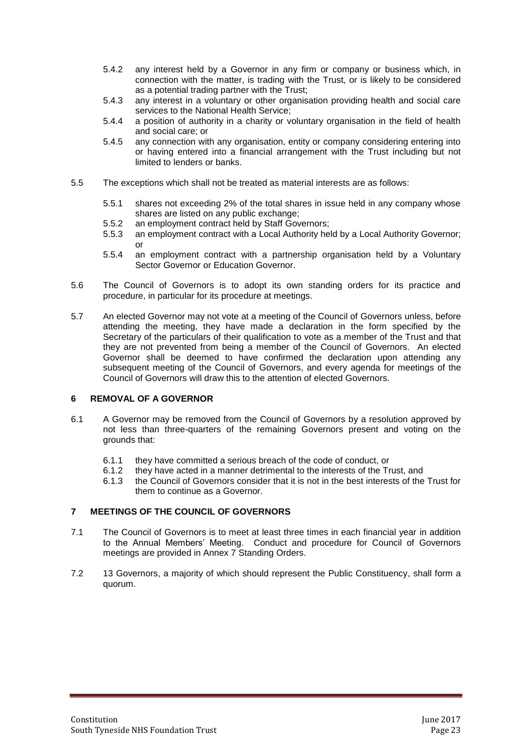5.4.2 any interest held by a Governor in any firm or company or business which, in connection with the matter, is trading with the Trust, or is likely to be considered as a potential trading partner with the Trust;

5.4.3 any interest in a voluntary or other organisation providing health and social care services to the National Health Service;

5.4.4 a position of authority in a charity or voluntary organisation in the field of health and social care; or

5.4.5 any connection with any organisation, entity or company considering entering into or having entered into a financial arrangement with the Trust including but not limited to lenders or banks.

5.5 The exceptions which shall not be treated as material interests are as follows:

5.5.1 shares not exceeding 2% of the total shares in issue held in any company whose shares are listed on any public exchange;

5.5.2 an employment contract held by Staff Governors;

5.5.3 an employment contract with a Local Authority held by a Local Authority Governor; or

5.5.4 an employment contract with a partnership organisation held by a Voluntary Sector Governor or Education Governor.

5.6 The Council of Governors is to adopt its own standing orders for its practice and procedure, in particular for its procedure at meetings.

5.7 An elected Governor may not vote at a meeting of the Council of Governors unless, before attending the meeting, they have made a declaration in the form specified by the Secretary of the particulars of their qualification to vote as a member of the Trust and that they are not prevented from being a member of the Council of Governors. An elected Governor shall be deemed to have confirmed the declaration upon attending any subsequent meeting of the Council of Governors, and every agenda for meetings of the Council of Governors will draw this to the attention of elected Governors.

## 6 REMOVAL OF A GOVERNOR

6.1 A Governor may be removed from the Council of Governors by a resolution approved by not less than three-quarters of the remaining Governors present and voting on the grounds that:

6.1.1 they have committed a serious breach of the code of conduct, or

6.1.2 they have acted in a manner detrimental to the interests of the Trust, and

6.1.3 the Council of Governors consider that it is not in the best interests of the Trust for them to continue as a Governor.

## 7 MEETINGS OF THE COUNCIL OF GOVERNORS

7.1 The Council of Governors is to meet at least three times in each financial year in addition to the Annual Members' Meeting. Conduct and procedure for Council of Governors meetings are provided in Annex 7 Standing Orders.

7.2 13 Governors, a majority of which should represent the Public Constituency, shall form a quorum.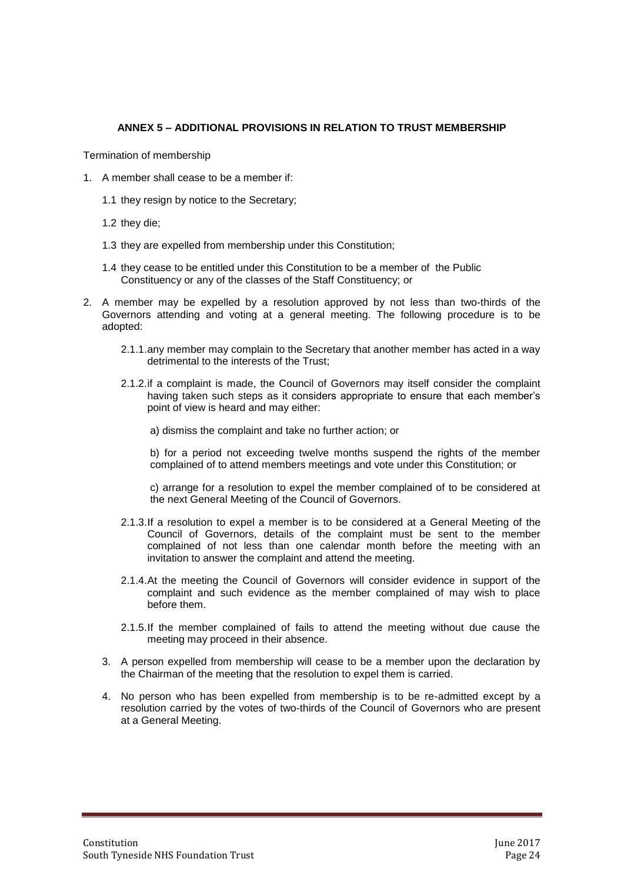## ANNEX 5 – ADDITIONAL PROVISIONS IN RELATION TO TRUST MEMBERSHIP

Termination of membership

1. A member shall cease to be a member if:

   1.1 they resign by notice to the Secretary;

   1.2 they die;

   1.3 they are expelled from membership under this Constitution;

   1.4 they cease to be entitled under this Constitution to be a member of the Public Constituency or any of the classes of the Staff Constituency; or

2. A member may be expelled by a resolution approved by not less than two-thirds of the Governors attending and voting at a general meeting. The following procedure is to be adopted:

   2.1.1. any member may complain to the Secretary that another member has acted in a way detrimental to the interests of the Trust;

   2.1.2. if a complaint is made, the Council of Governors may itself consider the complaint having taken such steps as it considers appropriate to ensure that each member's point of view is heard and may either:

      a) dismiss the complaint and take no further action; or

      b) for a period not exceeding twelve months suspend the rights of the member complained of to attend members meetings and vote under this Constitution; or

      c) arrange for a resolution to expel the member complained of to be considered at the next General Meeting of the Council of Governors.

   2.1.3. If a resolution to expel a member is to be considered at a General Meeting of the Council of Governors, details of the complaint must be sent to the member complained of not less than one calendar month before the meeting with an invitation to answer the complaint and attend the meeting.

   2.1.4. At the meeting the Council of Governors will consider evidence in support of the complaint and such evidence as the member complained of may wish to place before them.

   2.1.5. If the member complained of fails to attend the meeting without due cause the meeting may proceed in their absence.

3. A person expelled from membership will cease to be a member upon the declaration by the Chairman of the meeting that the resolution to expel them is carried.

4. No person who has been expelled from membership is to be re-admitted except by a resolution carried by the votes of two-thirds of the Council of Governors who are present at a General Meeting.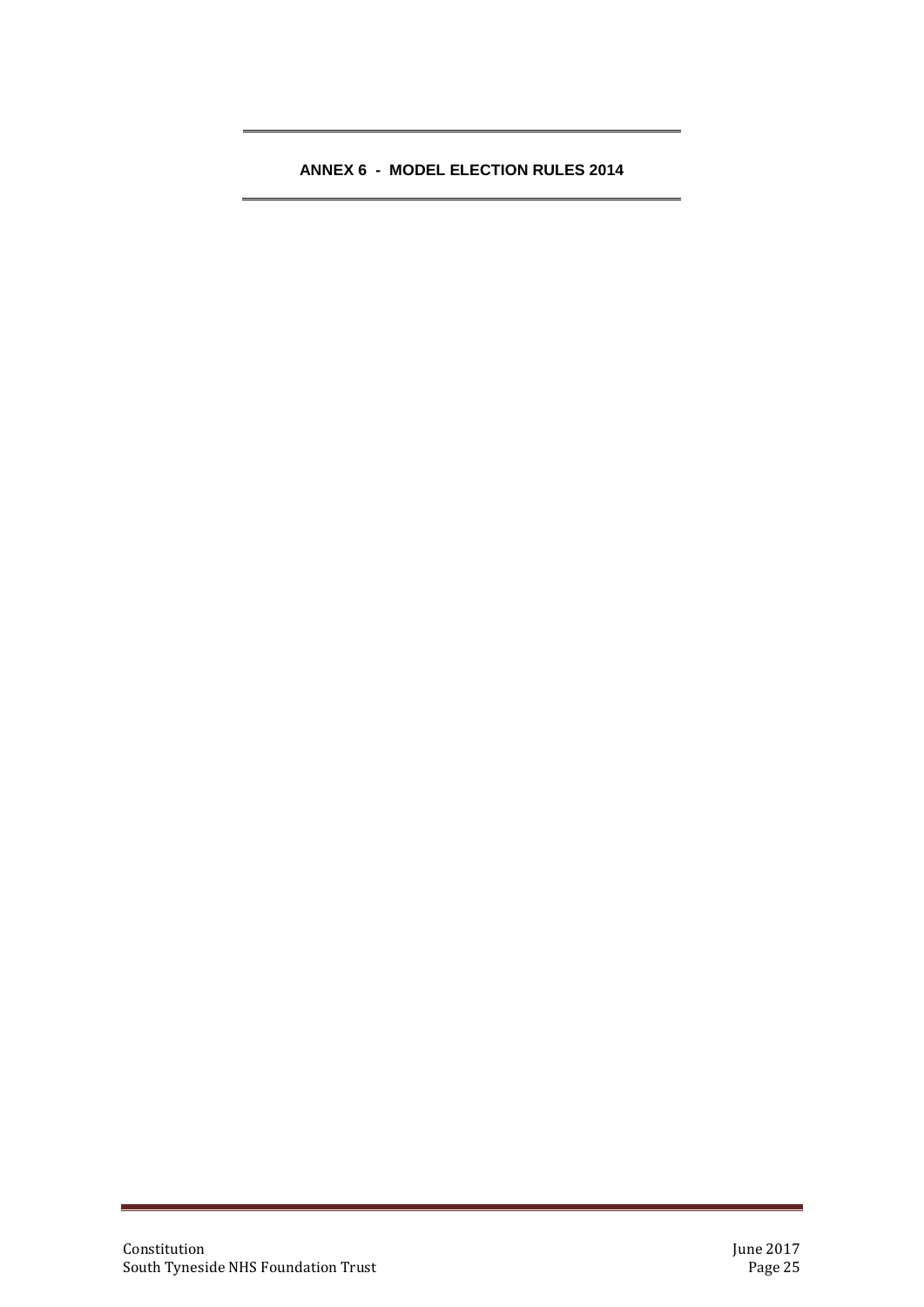## ANNEX 6 - MODEL ELECTION RULES 2014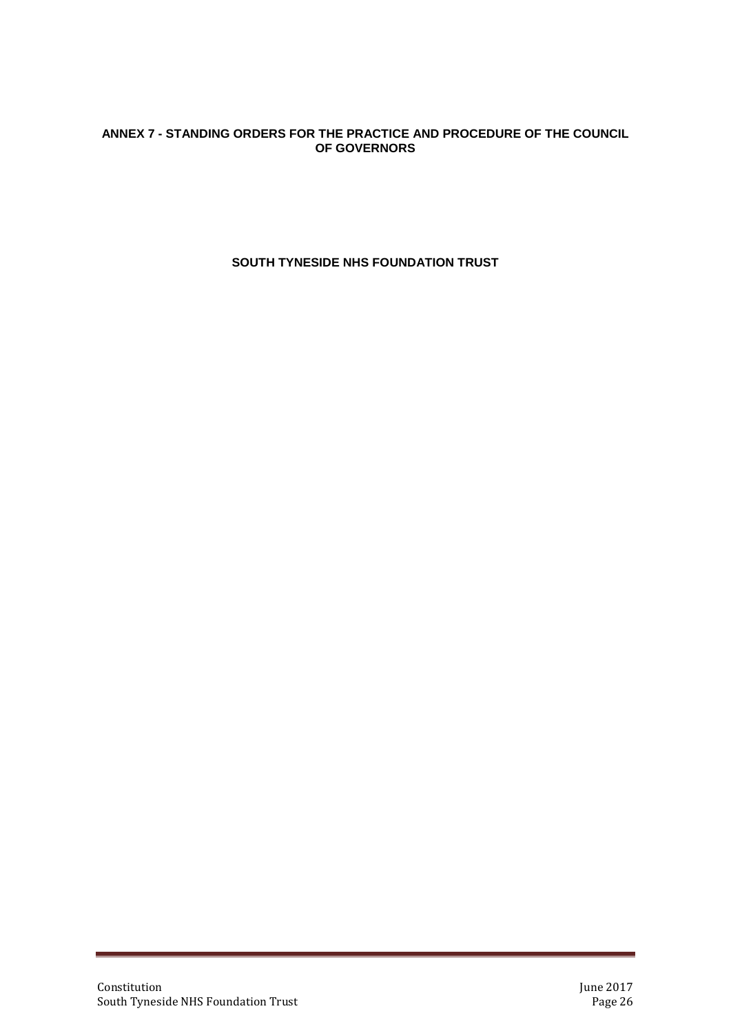# ANNEX 7 - STANDING ORDERS FOR THE PRACTICE AND PROCEDURE OF THE COUNCIL OF GOVERNORS

## SOUTH TYNESIDE NHS FOUNDATION TRUST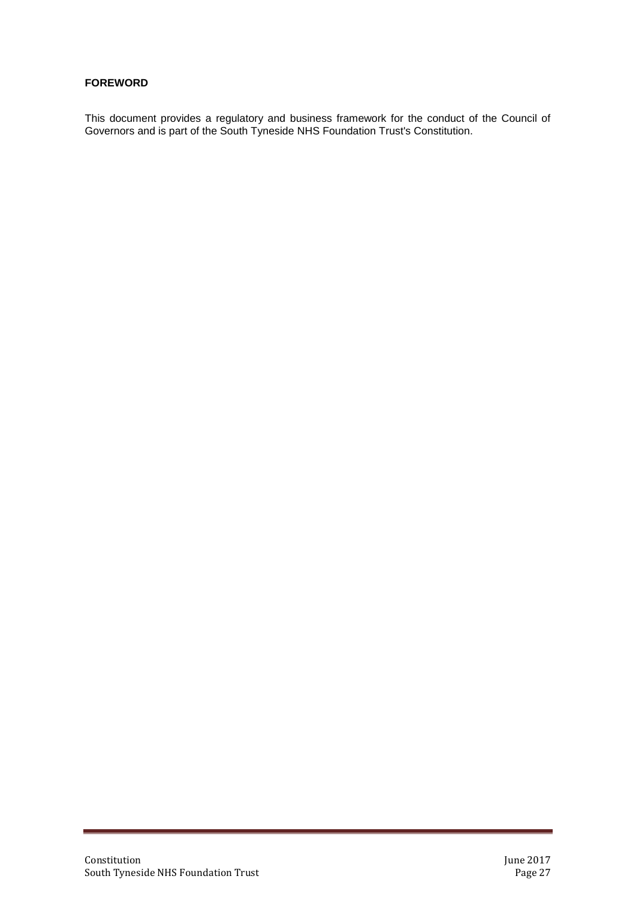**FOREWORD**

This document provides a regulatory and business framework for the conduct of the Council of Governors and is part of the South Tyneside NHS Foundation Trust's Constitution.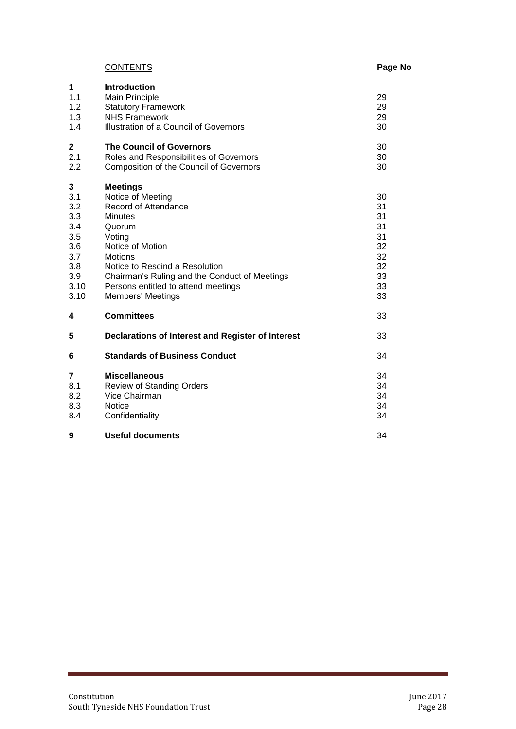| | CONTENTS | Page No |
|---|---|---|
| **1** | **Introduction** | |
| 1.1 | Main Principle | 29 |
| 1.2 | Statutory Framework | 29 |
| 1.3 | NHS Framework | 29 |
| 1.4 | Illustration of a Council of Governors | 30 |
| **2** | **The Council of Governors** | 30 |
| 2.1 | Roles and Responsibilities of Governors | 30 |
| 2.2 | Composition of the Council of Governors | 30 |
| **3** | **Meetings** | |
| 3.1 | Notice of Meeting | 30 |
| 3.2 | Record of Attendance | 31 |
| 3.3 | Minutes | 31 |
| 3.4 | Quorum | 31 |
| 3.5 | Voting | 31 |
| 3.6 | Notice of Motion | 32 |
| 3.7 | Motions | 32 |
| 3.8 | Notice to Rescind a Resolution | 32 |
| 3.9 | Chairman's Ruling and the Conduct of Meetings | 33 |
| 3.10 | Persons entitled to attend meetings | 33 |
| 3.10 | Members' Meetings | 33 |
| **4** | **Committees** | 33 |
| **5** | **Declarations of Interest and Register of Interest** | 33 |
| **6** | **Standards of Business Conduct** | 34 |
| **7** | **Miscellaneous** | 34 |
| 8.1 | Review of Standing Orders | 34 |
| 8.2 | Vice Chairman | 34 |
| 8.3 | Notice | 34 |
| 8.4 | Confidentiality | 34 |
| **9** | **Useful documents** | 34 |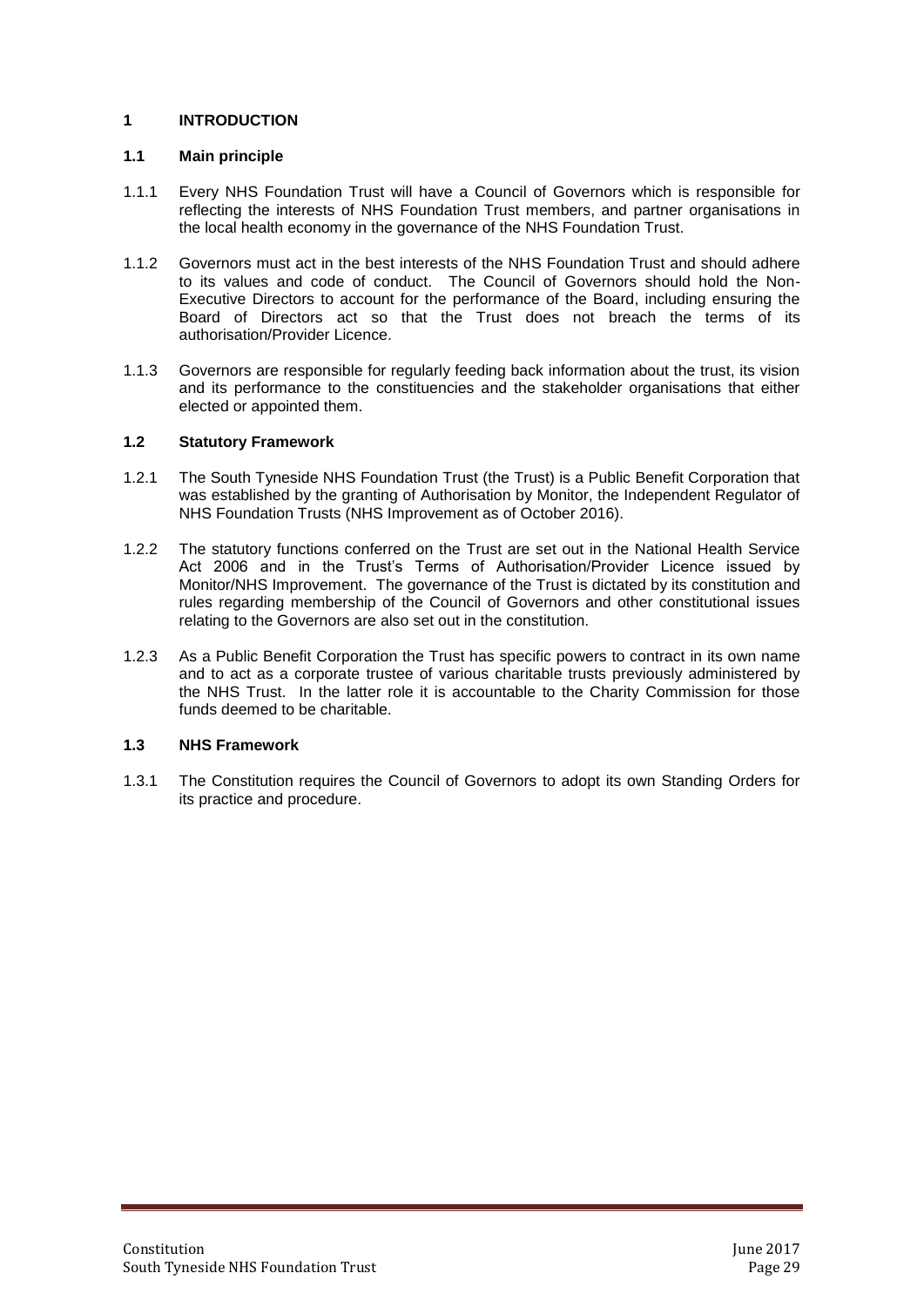## 1 INTRODUCTION

### 1.1 Main principle

1.1.1 Every NHS Foundation Trust will have a Council of Governors which is responsible for reflecting the interests of NHS Foundation Trust members, and partner organisations in the local health economy in the governance of the NHS Foundation Trust.

1.1.2 Governors must act in the best interests of the NHS Foundation Trust and should adhere to its values and code of conduct. The Council of Governors should hold the Non-Executive Directors to account for the performance of the Board, including ensuring the Board of Directors act so that the Trust does not breach the terms of its authorisation/Provider Licence.

1.1.3 Governors are responsible for regularly feeding back information about the trust, its vision and its performance to the constituencies and the stakeholder organisations that either elected or appointed them.

### 1.2 Statutory Framework

1.2.1 The South Tyneside NHS Foundation Trust (the Trust) is a Public Benefit Corporation that was established by the granting of Authorisation by Monitor, the Independent Regulator of NHS Foundation Trusts (NHS Improvement as of October 2016).

1.2.2 The statutory functions conferred on the Trust are set out in the National Health Service Act 2006 and in the Trust's Terms of Authorisation/Provider Licence issued by Monitor/NHS Improvement. The governance of the Trust is dictated by its constitution and rules regarding membership of the Council of Governors and other constitutional issues relating to the Governors are also set out in the constitution.

1.2.3 As a Public Benefit Corporation the Trust has specific powers to contract in its own name and to act as a corporate trustee of various charitable trusts previously administered by the NHS Trust. In the latter role it is accountable to the Charity Commission for those funds deemed to be charitable.

### 1.3 NHS Framework

1.3.1 The Constitution requires the Council of Governors to adopt its own Standing Orders for its practice and procedure.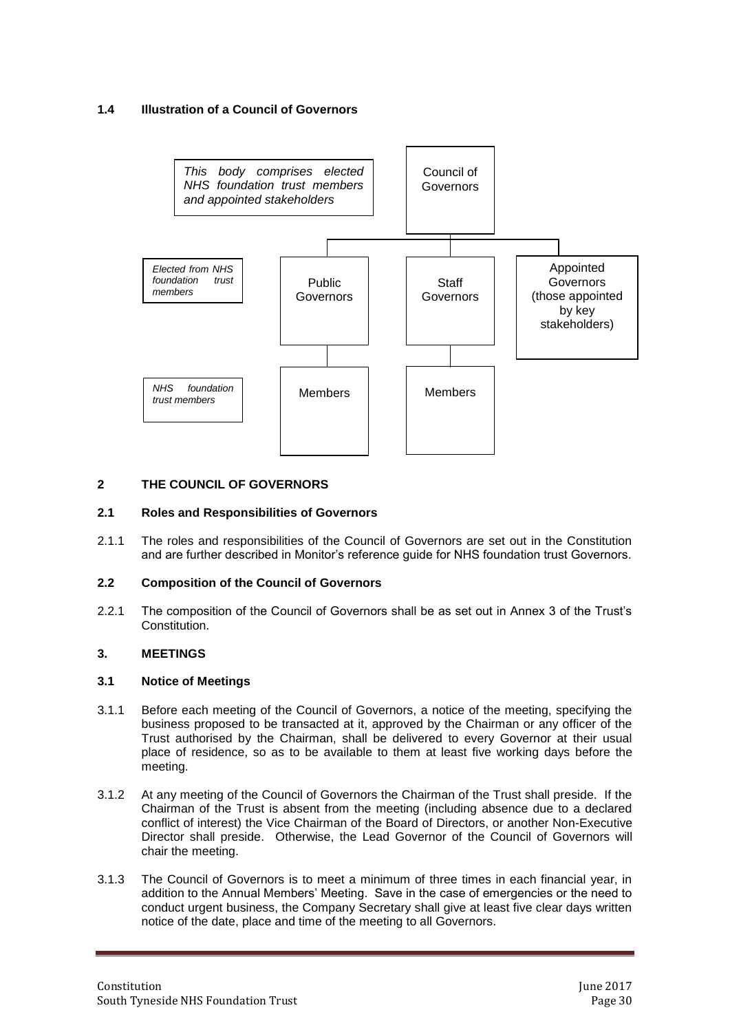### 1.4 Illustration of a Council of Governors

*This body comprises elected NHS foundation trust members and appointed stakeholders*

Council of Governors

*Elected from NHS foundation trust members*

Public Governors

Staff Governors

Appointed Governors (those appointed by key stakeholders)

*NHS foundation trust members*

Members

Members

## 2 THE COUNCIL OF GOVERNORS

### 2.1 Roles and Responsibilities of Governors

2.1.1 The roles and responsibilities of the Council of Governors are set out in the Constitution and are further described in Monitor's reference guide for NHS foundation trust Governors.

### 2.2 Composition of the Council of Governors

2.2.1 The composition of the Council of Governors shall be as set out in Annex 3 of the Trust's Constitution.

## 3. MEETINGS

### 3.1 Notice of Meetings

3.1.1 Before each meeting of the Council of Governors, a notice of the meeting, specifying the business proposed to be transacted at it, approved by the Chairman or any officer of the Trust authorised by the Chairman, shall be delivered to every Governor at their usual place of residence, so as to be available to them at least five working days before the meeting.

3.1.2 At any meeting of the Council of Governors the Chairman of the Trust shall preside. If the Chairman of the Trust is absent from the meeting (including absence due to a declared conflict of interest) the Vice Chairman of the Board of Directors, or another Non-Executive Director shall preside. Otherwise, the Lead Governor of the Council of Governors will chair the meeting.

3.1.3 The Council of Governors is to meet a minimum of three times in each financial year, in addition to the Annual Members' Meeting. Save in the case of emergencies or the need to conduct urgent business, the Company Secretary shall give at least five clear days written notice of the date, place and time of the meeting to all Governors.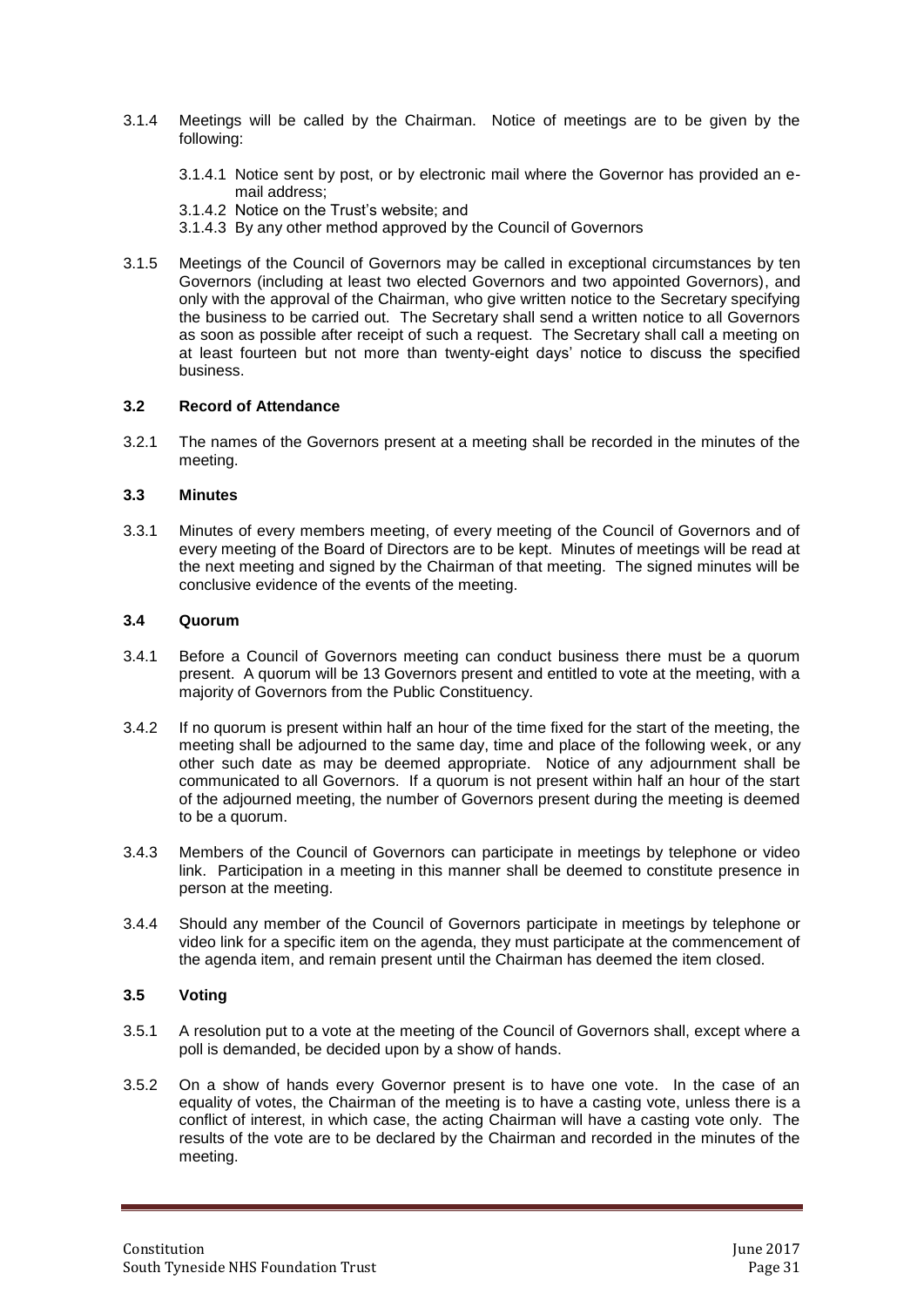3.1.4 Meetings will be called by the Chairman. Notice of meetings are to be given by the following:

- 3.1.4.1 Notice sent by post, or by electronic mail where the Governor has provided an e-mail address;
- 3.1.4.2 Notice on the Trust's website; and
- 3.1.4.3 By any other method approved by the Council of Governors

3.1.5 Meetings of the Council of Governors may be called in exceptional circumstances by ten Governors (including at least two elected Governors and two appointed Governors), and only with the approval of the Chairman, who give written notice to the Secretary specifying the business to be carried out. The Secretary shall send a written notice to all Governors as soon as possible after receipt of such a request. The Secretary shall call a meeting on at least fourteen but not more than twenty-eight days' notice to discuss the specified business.

### 3.2 Record of Attendance

3.2.1 The names of the Governors present at a meeting shall be recorded in the minutes of the meeting.

### 3.3 Minutes

3.3.1 Minutes of every members meeting, of every meeting of the Council of Governors and of every meeting of the Board of Directors are to be kept. Minutes of meetings will be read at the next meeting and signed by the Chairman of that meeting. The signed minutes will be conclusive evidence of the events of the meeting.

### 3.4 Quorum

3.4.1 Before a Council of Governors meeting can conduct business there must be a quorum present. A quorum will be 13 Governors present and entitled to vote at the meeting, with a majority of Governors from the Public Constituency.

3.4.2 If no quorum is present within half an hour of the time fixed for the start of the meeting, the meeting shall be adjourned to the same day, time and place of the following week, or any other such date as may be deemed appropriate. Notice of any adjournment shall be communicated to all Governors. If a quorum is not present within half an hour of the start of the adjourned meeting, the number of Governors present during the meeting is deemed to be a quorum.

3.4.3 Members of the Council of Governors can participate in meetings by telephone or video link. Participation in a meeting in this manner shall be deemed to constitute presence in person at the meeting.

3.4.4 Should any member of the Council of Governors participate in meetings by telephone or video link for a specific item on the agenda, they must participate at the commencement of the agenda item, and remain present until the Chairman has deemed the item closed.

### 3.5 Voting

3.5.1 A resolution put to a vote at the meeting of the Council of Governors shall, except where a poll is demanded, be decided upon by a show of hands.

3.5.2 On a show of hands every Governor present is to have one vote. In the case of an equality of votes, the Chairman of the meeting is to have a casting vote, unless there is a conflict of interest, in which case, the acting Chairman will have a casting vote only. The results of the vote are to be declared by the Chairman and recorded in the minutes of the meeting.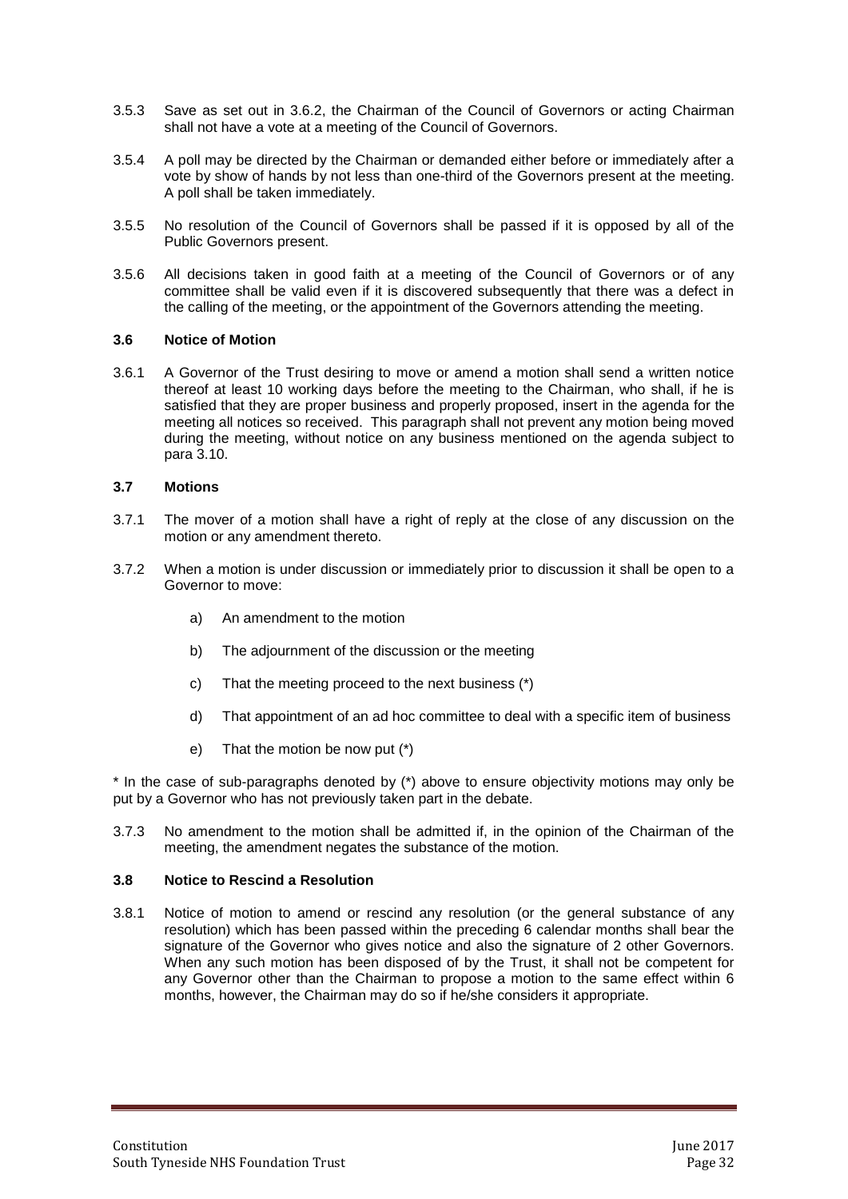3.5.3 Save as set out in 3.6.2, the Chairman of the Council of Governors or acting Chairman shall not have a vote at a meeting of the Council of Governors.

3.5.4 A poll may be directed by the Chairman or demanded either before or immediately after a vote by show of hands by not less than one-third of the Governors present at the meeting. A poll shall be taken immediately.

3.5.5 No resolution of the Council of Governors shall be passed if it is opposed by all of the Public Governors present.

3.5.6 All decisions taken in good faith at a meeting of the Council of Governors or of any committee shall be valid even if it is discovered subsequently that there was a defect in the calling of the meeting, or the appointment of the Governors attending the meeting.

### 3.6 Notice of Motion

3.6.1 A Governor of the Trust desiring to move or amend a motion shall send a written notice thereof at least 10 working days before the meeting to the Chairman, who shall, if he is satisfied that they are proper business and properly proposed, insert in the agenda for the meeting all notices so received. This paragraph shall not prevent any motion being moved during the meeting, without notice on any business mentioned on the agenda subject to para 3.10.

### 3.7 Motions

3.7.1 The mover of a motion shall have a right of reply at the close of any discussion on the motion or any amendment thereto.

3.7.2 When a motion is under discussion or immediately prior to discussion it shall be open to a Governor to move:

a) An amendment to the motion

b) The adjournment of the discussion or the meeting

c) That the meeting proceed to the next business (*)

d) That appointment of an ad hoc committee to deal with a specific item of business

e) That the motion be now put (*)

* In the case of sub-paragraphs denoted by (*) above to ensure objectivity motions may only be put by a Governor who has not previously taken part in the debate.

3.7.3 No amendment to the motion shall be admitted if, in the opinion of the Chairman of the meeting, the amendment negates the substance of the motion.

### 3.8 Notice to Rescind a Resolution

3.8.1 Notice of motion to amend or rescind any resolution (or the general substance of any resolution) which has been passed within the preceding 6 calendar months shall bear the signature of the Governor who gives notice and also the signature of 2 other Governors. When any such motion has been disposed of by the Trust, it shall not be competent for any Governor other than the Chairman to propose a motion to the same effect within 6 months, however, the Chairman may do so if he/she considers it appropriate.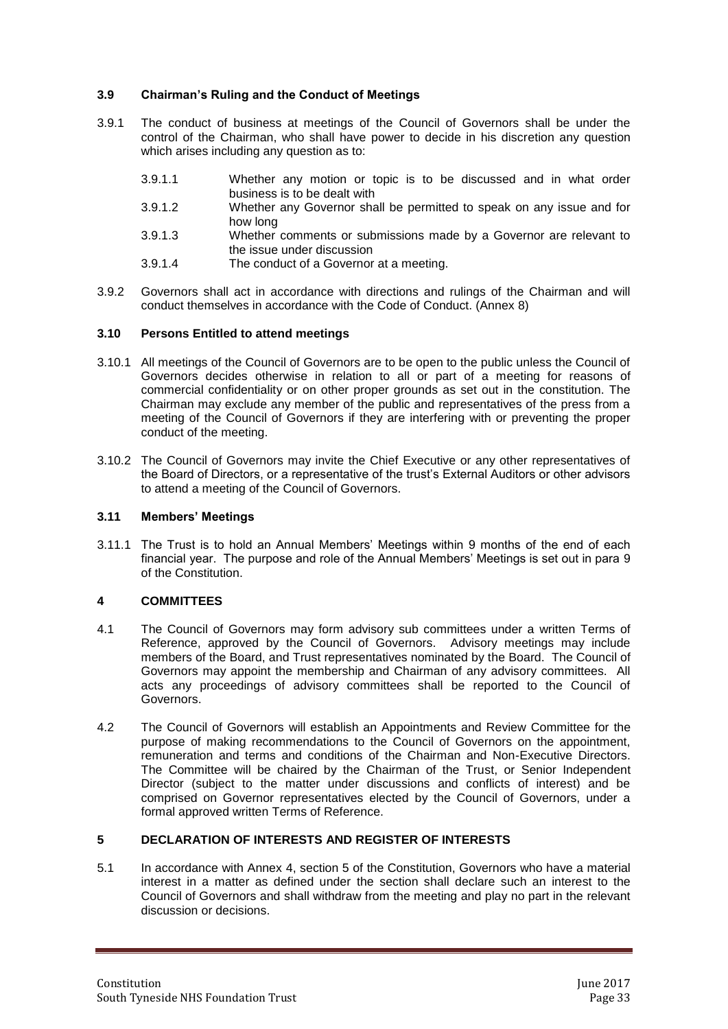### 3.9 Chairman's Ruling and the Conduct of Meetings

3.9.1 The conduct of business at meetings of the Council of Governors shall be under the control of the Chairman, who shall have power to decide in his discretion any question which arises including any question as to:

- 3.9.1.1 Whether any motion or topic is to be discussed and in what order business is to be dealt with
- 3.9.1.2 Whether any Governor shall be permitted to speak on any issue and for how long
- 3.9.1.3 Whether comments or submissions made by a Governor are relevant to the issue under discussion
- 3.9.1.4 The conduct of a Governor at a meeting.

3.9.2 Governors shall act in accordance with directions and rulings of the Chairman and will conduct themselves in accordance with the Code of Conduct. (Annex 8)

### 3.10 Persons Entitled to attend meetings

3.10.1 All meetings of the Council of Governors are to be open to the public unless the Council of Governors decides otherwise in relation to all or part of a meeting for reasons of commercial confidentiality or on other proper grounds as set out in the constitution. The Chairman may exclude any member of the public and representatives of the press from a meeting of the Council of Governors if they are interfering with or preventing the proper conduct of the meeting.

3.10.2 The Council of Governors may invite the Chief Executive or any other representatives of the Board of Directors, or a representative of the trust's External Auditors or other advisors to attend a meeting of the Council of Governors.

### 3.11 Members' Meetings

3.11.1 The Trust is to hold an Annual Members' Meetings within 9 months of the end of each financial year. The purpose and role of the Annual Members' Meetings is set out in para 9 of the Constitution.

## 4 COMMITTEES

4.1 The Council of Governors may form advisory sub committees under a written Terms of Reference, approved by the Council of Governors. Advisory meetings may include members of the Board, and Trust representatives nominated by the Board. The Council of Governors may appoint the membership and Chairman of any advisory committees. All acts any proceedings of advisory committees shall be reported to the Council of Governors.

4.2 The Council of Governors will establish an Appointments and Review Committee for the purpose of making recommendations to the Council of Governors on the appointment, remuneration and terms and conditions of the Chairman and Non-Executive Directors. The Committee will be chaired by the Chairman of the Trust, or Senior Independent Director (subject to the matter under discussions and conflicts of interest) and be comprised on Governor representatives elected by the Council of Governors, under a formal approved written Terms of Reference.

## 5 DECLARATION OF INTERESTS AND REGISTER OF INTERESTS

5.1 In accordance with Annex 4, section 5 of the Constitution, Governors who have a material interest in a matter as defined under the section shall declare such an interest to the Council of Governors and shall withdraw from the meeting and play no part in the relevant discussion or decisions.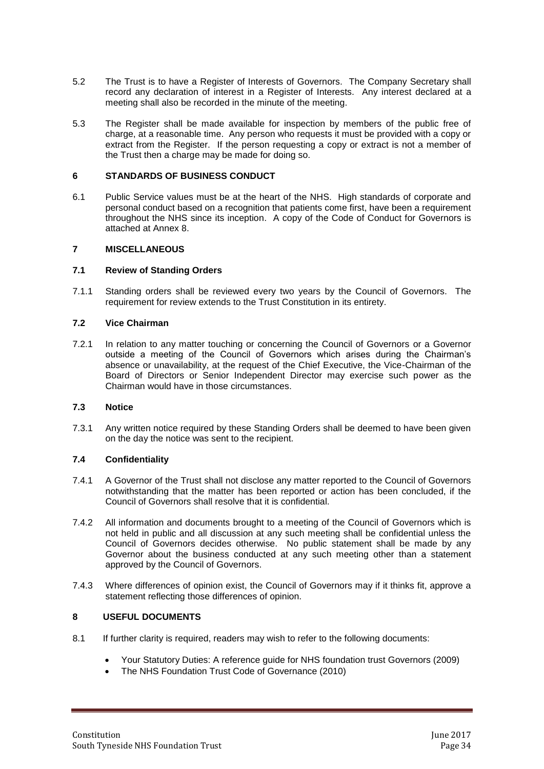5.2 The Trust is to have a Register of Interests of Governors. The Company Secretary shall record any declaration of interest in a Register of Interests. Any interest declared at a meeting shall also be recorded in the minute of the meeting.

5.3 The Register shall be made available for inspection by members of the public free of charge, at a reasonable time. Any person who requests it must be provided with a copy or extract from the Register. If the person requesting a copy or extract is not a member of the Trust then a charge may be made for doing so.

## 6 STANDARDS OF BUSINESS CONDUCT

6.1 Public Service values must be at the heart of the NHS. High standards of corporate and personal conduct based on a recognition that patients come first, have been a requirement throughout the NHS since its inception. A copy of the Code of Conduct for Governors is attached at Annex 8.

## 7 MISCELLANEOUS

### 7.1 Review of Standing Orders

7.1.1 Standing orders shall be reviewed every two years by the Council of Governors. The requirement for review extends to the Trust Constitution in its entirety.

### 7.2 Vice Chairman

7.2.1 In relation to any matter touching or concerning the Council of Governors or a Governor outside a meeting of the Council of Governors which arises during the Chairman's absence or unavailability, at the request of the Chief Executive, the Vice-Chairman of the Board of Directors or Senior Independent Director may exercise such power as the Chairman would have in those circumstances.

### 7.3 Notice

7.3.1 Any written notice required by these Standing Orders shall be deemed to have been given on the day the notice was sent to the recipient.

### 7.4 Confidentiality

7.4.1 A Governor of the Trust shall not disclose any matter reported to the Council of Governors notwithstanding that the matter has been reported or action has been concluded, if the Council of Governors shall resolve that it is confidential.

7.4.2 All information and documents brought to a meeting of the Council of Governors which is not held in public and all discussion at any such meeting shall be confidential unless the Council of Governors decides otherwise. No public statement shall be made by any Governor about the business conducted at any such meeting other than a statement approved by the Council of Governors.

7.4.3 Where differences of opinion exist, the Council of Governors may if it thinks fit, approve a statement reflecting those differences of opinion.

## 8 USEFUL DOCUMENTS

8.1 If further clarity is required, readers may wish to refer to the following documents:

- Your Statutory Duties: A reference guide for NHS foundation trust Governors (2009)
- The NHS Foundation Trust Code of Governance (2010)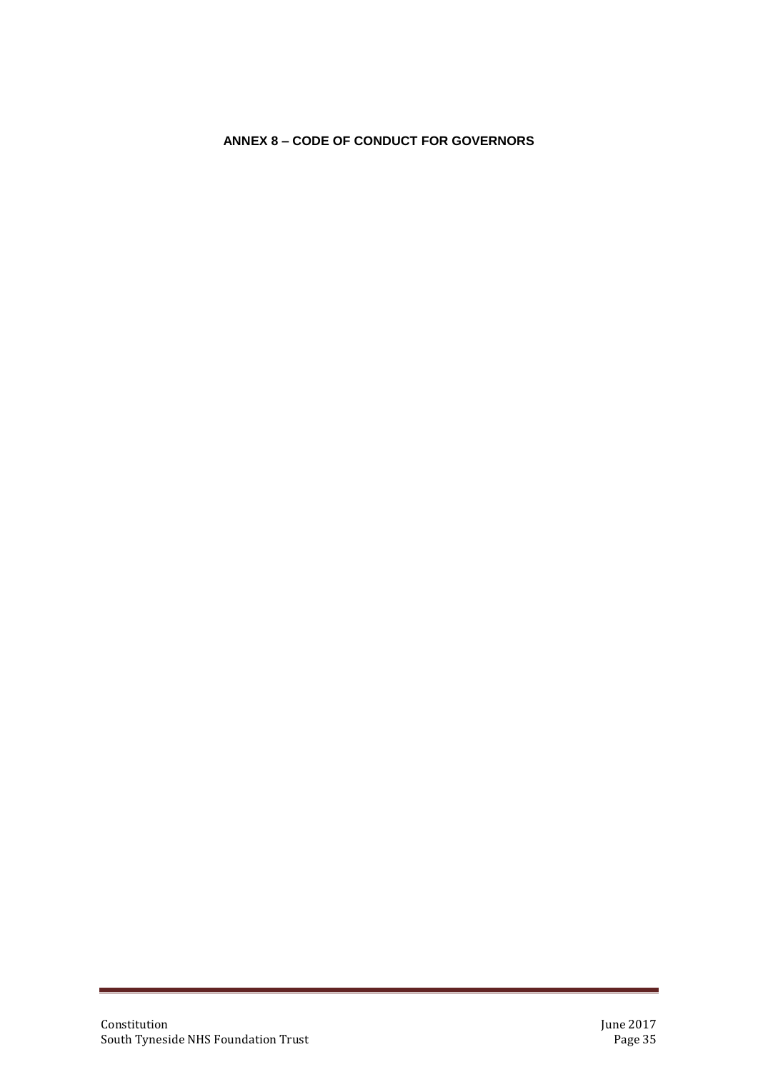# ANNEX 8 – CODE OF CONDUCT FOR GOVERNORS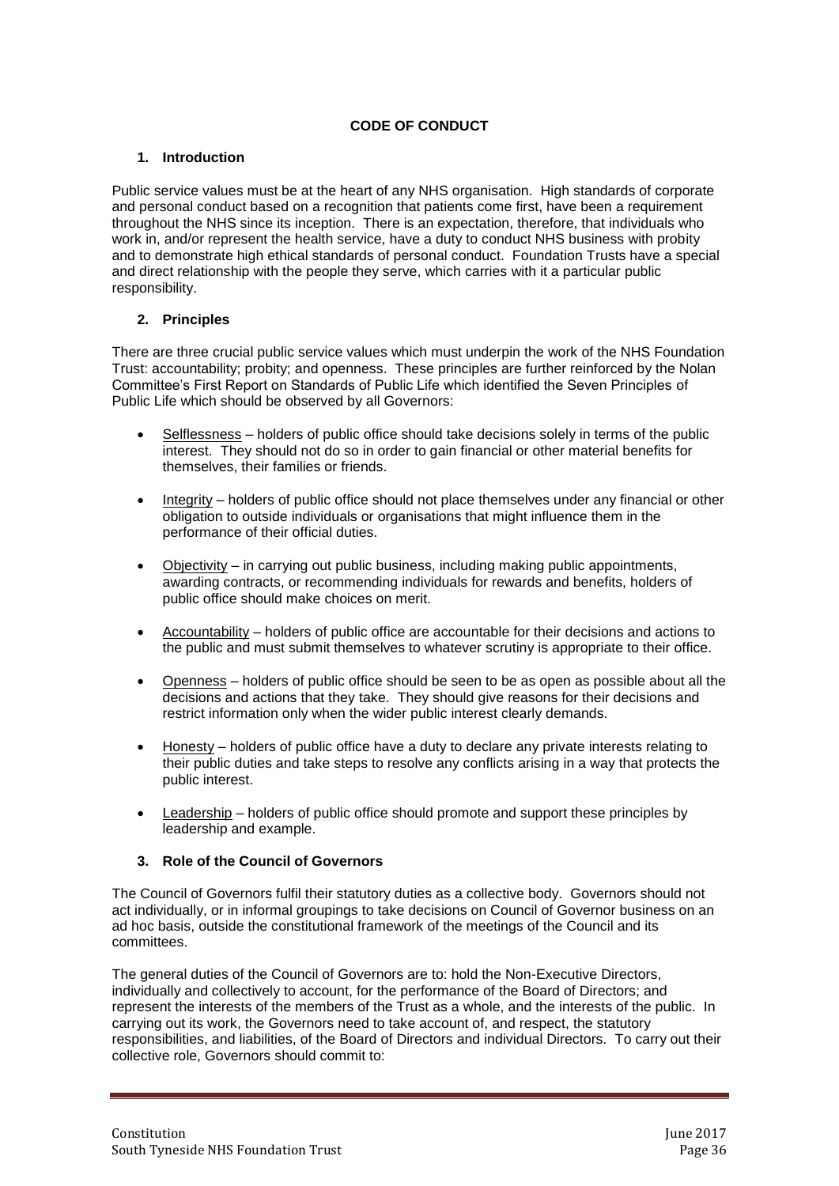**CODE OF CONDUCT**

## 1. Introduction

Public service values must be at the heart of any NHS organisation. High standards of corporate and personal conduct based on a recognition that patients come first, have been a requirement throughout the NHS since its inception. There is an expectation, therefore, that individuals who work in, and/or represent the health service, have a duty to conduct NHS business with probity and to demonstrate high ethical standards of personal conduct. Foundation Trusts have a special and direct relationship with the people they serve, which carries with it a particular public responsibility.

## 2. Principles

There are three crucial public service values which must underpin the work of the NHS Foundation Trust: accountability; probity; and openness. These principles are further reinforced by the Nolan Committee's First Report on Standards of Public Life which identified the Seven Principles of Public Life which should be observed by all Governors:

- Selflessness – holders of public office should take decisions solely in terms of the public interest. They should not do so in order to gain financial or other material benefits for themselves, their families or friends.
- Integrity – holders of public office should not place themselves under any financial or other obligation to outside individuals or organisations that might influence them in the performance of their official duties.
- Objectivity – in carrying out public business, including making public appointments, awarding contracts, or recommending individuals for rewards and benefits, holders of public office should make choices on merit.
- Accountability – holders of public office are accountable for their decisions and actions to the public and must submit themselves to whatever scrutiny is appropriate to their office.
- Openness – holders of public office should be seen to be as open as possible about all the decisions and actions that they take. They should give reasons for their decisions and restrict information only when the wider public interest clearly demands.
- Honesty – holders of public office have a duty to declare any private interests relating to their public duties and take steps to resolve any conflicts arising in a way that protects the public interest.
- Leadership – holders of public office should promote and support these principles by leadership and example.

## 3. Role of the Council of Governors

The Council of Governors fulfil their statutory duties as a collective body. Governors should not act individually, or in informal groupings to take decisions on Council of Governor business on an ad hoc basis, outside the constitutional framework of the meetings of the Council and its committees.

The general duties of the Council of Governors are to: hold the Non-Executive Directors, individually and collectively to account, for the performance of the Board of Directors; and represent the interests of the members of the Trust as a whole, and the interests of the public. In carrying out its work, the Governors need to take account of, and respect, the statutory responsibilities, and liabilities, of the Board of Directors and individual Directors. To carry out their collective role, Governors should commit to: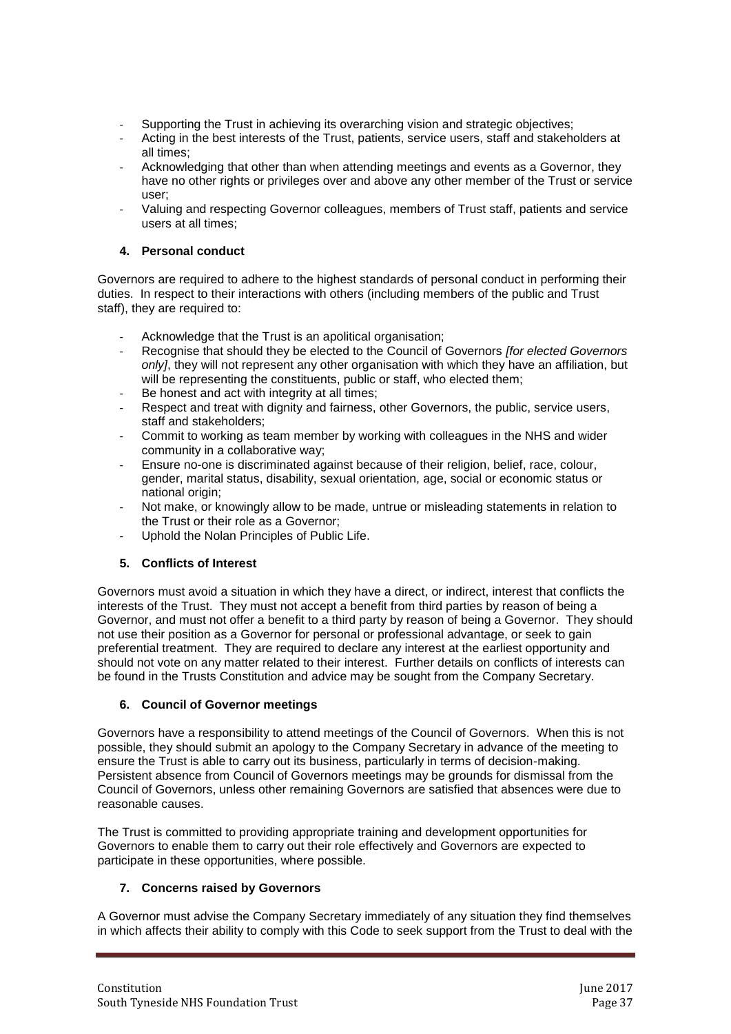- Supporting the Trust in achieving its overarching vision and strategic objectives;
- Acting in the best interests of the Trust, patients, service users, staff and stakeholders at all times;
- Acknowledging that other than when attending meetings and events as a Governor, they have no other rights or privileges over and above any other member of the Trust or service user;
- Valuing and respecting Governor colleagues, members of Trust staff, patients and service users at all times;

### 4. Personal conduct

Governors are required to adhere to the highest standards of personal conduct in performing their duties. In respect to their interactions with others (including members of the public and Trust staff), they are required to:

- Acknowledge that the Trust is an apolitical organisation;
- Recognise that should they be elected to the Council of Governors *[for elected Governors only]*, they will not represent any other organisation with which they have an affiliation, but will be representing the constituents, public or staff, who elected them;
- Be honest and act with integrity at all times;
- Respect and treat with dignity and fairness, other Governors, the public, service users, staff and stakeholders;
- Commit to working as team member by working with colleagues in the NHS and wider community in a collaborative way;
- Ensure no-one is discriminated against because of their religion, belief, race, colour, gender, marital status, disability, sexual orientation, age, social or economic status or national origin;
- Not make, or knowingly allow to be made, untrue or misleading statements in relation to the Trust or their role as a Governor;
- Uphold the Nolan Principles of Public Life.

### 5. Conflicts of Interest

Governors must avoid a situation in which they have a direct, or indirect, interest that conflicts the interests of the Trust. They must not accept a benefit from third parties by reason of being a Governor, and must not offer a benefit to a third party by reason of being a Governor. They should not use their position as a Governor for personal or professional advantage, or seek to gain preferential treatment. They are required to declare any interest at the earliest opportunity and should not vote on any matter related to their interest. Further details on conflicts of interests can be found in the Trusts Constitution and advice may be sought from the Company Secretary.

### 6. Council of Governor meetings

Governors have a responsibility to attend meetings of the Council of Governors. When this is not possible, they should submit an apology to the Company Secretary in advance of the meeting to ensure the Trust is able to carry out its business, particularly in terms of decision-making. Persistent absence from Council of Governors meetings may be grounds for dismissal from the Council of Governors, unless other remaining Governors are satisfied that absences were due to reasonable causes.

The Trust is committed to providing appropriate training and development opportunities for Governors to enable them to carry out their role effectively and Governors are expected to participate in these opportunities, where possible.

### 7. Concerns raised by Governors

A Governor must advise the Company Secretary immediately of any situation they find themselves in which affects their ability to comply with this Code to seek support from the Trust to deal with the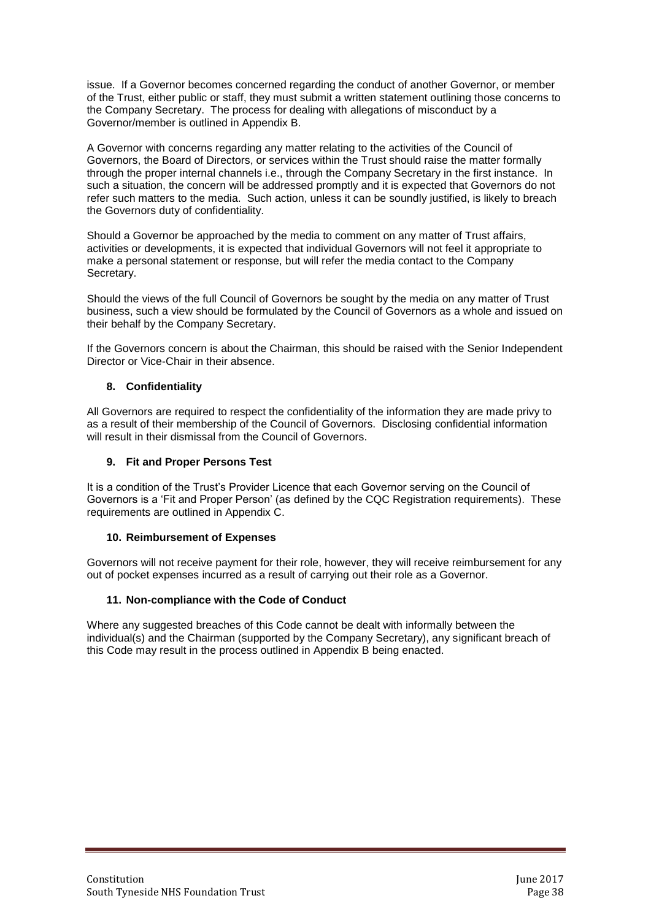issue. If a Governor becomes concerned regarding the conduct of another Governor, or member of the Trust, either public or staff, they must submit a written statement outlining those concerns to the Company Secretary. The process for dealing with allegations of misconduct by a Governor/member is outlined in Appendix B.

A Governor with concerns regarding any matter relating to the activities of the Council of Governors, the Board of Directors, or services within the Trust should raise the matter formally through the proper internal channels i.e., through the Company Secretary in the first instance. In such a situation, the concern will be addressed promptly and it is expected that Governors do not refer such matters to the media. Such action, unless it can be soundly justified, is likely to breach the Governors duty of confidentiality.

Should a Governor be approached by the media to comment on any matter of Trust affairs, activities or developments, it is expected that individual Governors will not feel it appropriate to make a personal statement or response, but will refer the media contact to the Company Secretary.

Should the views of the full Council of Governors be sought by the media on any matter of Trust business, such a view should be formulated by the Council of Governors as a whole and issued on their behalf by the Company Secretary.

If the Governors concern is about the Chairman, this should be raised with the Senior Independent Director or Vice-Chair in their absence.

### 8. Confidentiality

All Governors are required to respect the confidentiality of the information they are made privy to as a result of their membership of the Council of Governors. Disclosing confidential information will result in their dismissal from the Council of Governors.

### 9. Fit and Proper Persons Test

It is a condition of the Trust's Provider Licence that each Governor serving on the Council of Governors is a 'Fit and Proper Person' (as defined by the CQC Registration requirements). These requirements are outlined in Appendix C.

### 10. Reimbursement of Expenses

Governors will not receive payment for their role, however, they will receive reimbursement for any out of pocket expenses incurred as a result of carrying out their role as a Governor.

### 11. Non-compliance with the Code of Conduct

Where any suggested breaches of this Code cannot be dealt with informally between the individual(s) and the Chairman (supported by the Company Secretary), any significant breach of this Code may result in the process outlined in Appendix B being enacted.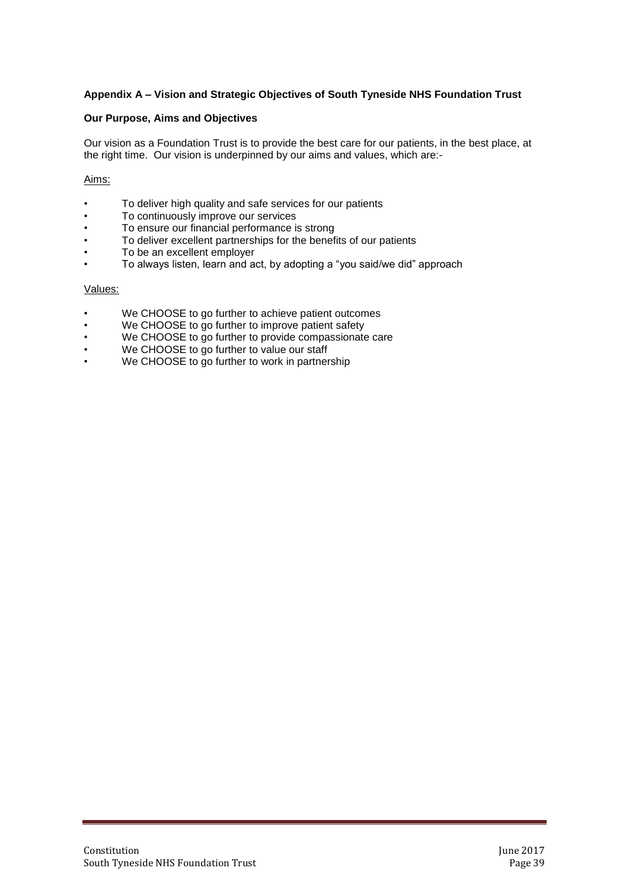## Appendix A – Vision and Strategic Objectives of South Tyneside NHS Foundation Trust

### Our Purpose, Aims and Objectives

Our vision as a Foundation Trust is to provide the best care for our patients, in the best place, at the right time. Our vision is underpinned by our aims and values, which are:-

<u>Aims:</u>

- To deliver high quality and safe services for our patients
- To continuously improve our services
- To ensure our financial performance is strong
- To deliver excellent partnerships for the benefits of our patients
- To be an excellent employer
- To always listen, learn and act, by adopting a "you said/we did" approach

<u>Values:</u>

- We CHOOSE to go further to achieve patient outcomes
- We CHOOSE to go further to improve patient safety
- We CHOOSE to go further to provide compassionate care
- We CHOOSE to go further to value our staff
- We CHOOSE to go further to work in partnership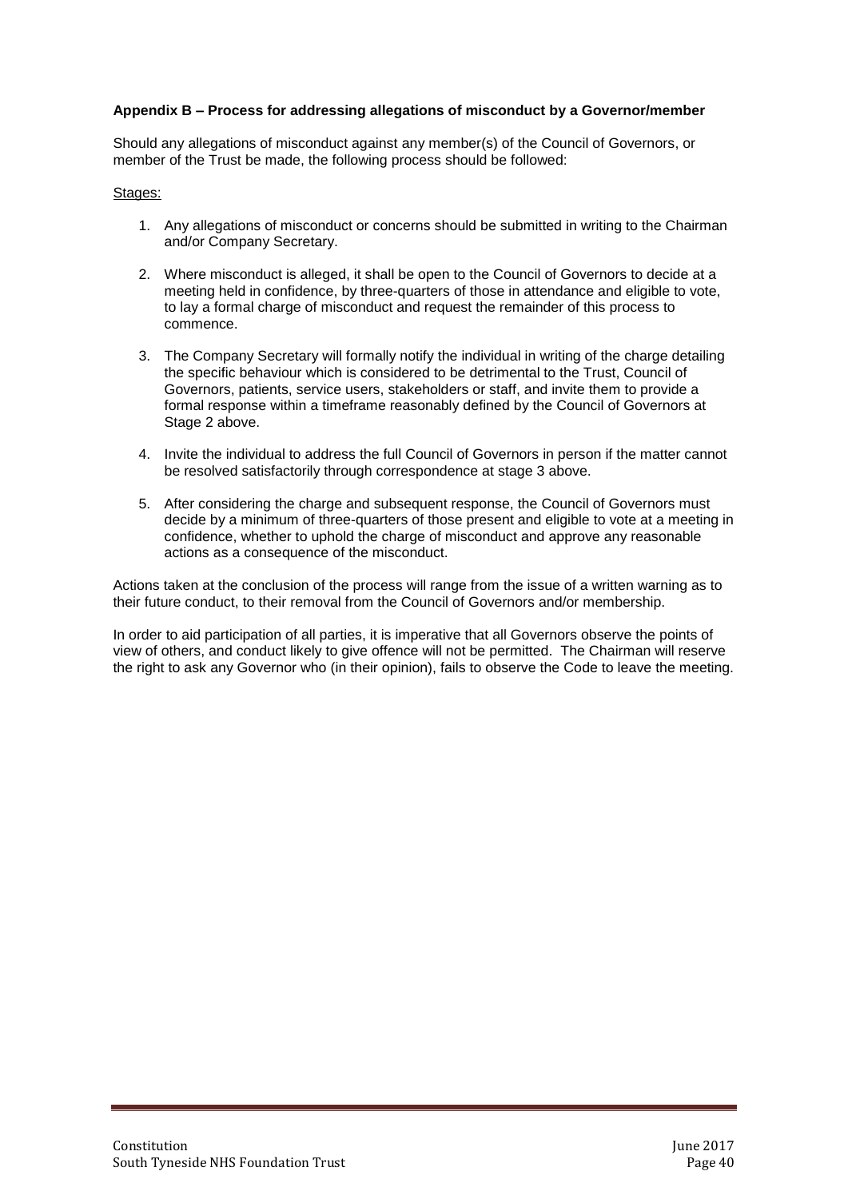**Appendix B – Process for addressing allegations of misconduct by a Governor/member**

Should any allegations of misconduct against any member(s) of the Council of Governors, or member of the Trust be made, the following process should be followed:

Stages:

1. Any allegations of misconduct or concerns should be submitted in writing to the Chairman and/or Company Secretary.

2. Where misconduct is alleged, it shall be open to the Council of Governors to decide at a meeting held in confidence, by three-quarters of those in attendance and eligible to vote, to lay a formal charge of misconduct and request the remainder of this process to commence.

3. The Company Secretary will formally notify the individual in writing of the charge detailing the specific behaviour which is considered to be detrimental to the Trust, Council of Governors, patients, service users, stakeholders or staff, and invite them to provide a formal response within a timeframe reasonably defined by the Council of Governors at Stage 2 above.

4. Invite the individual to address the full Council of Governors in person if the matter cannot be resolved satisfactorily through correspondence at stage 3 above.

5. After considering the charge and subsequent response, the Council of Governors must decide by a minimum of three-quarters of those present and eligible to vote at a meeting in confidence, whether to uphold the charge of misconduct and approve any reasonable actions as a consequence of the misconduct.

Actions taken at the conclusion of the process will range from the issue of a written warning as to their future conduct, to their removal from the Council of Governors and/or membership.

In order to aid participation of all parties, it is imperative that all Governors observe the points of view of others, and conduct likely to give offence will not be permitted. The Chairman will reserve the right to ask any Governor who (in their opinion), fails to observe the Code to leave the meeting.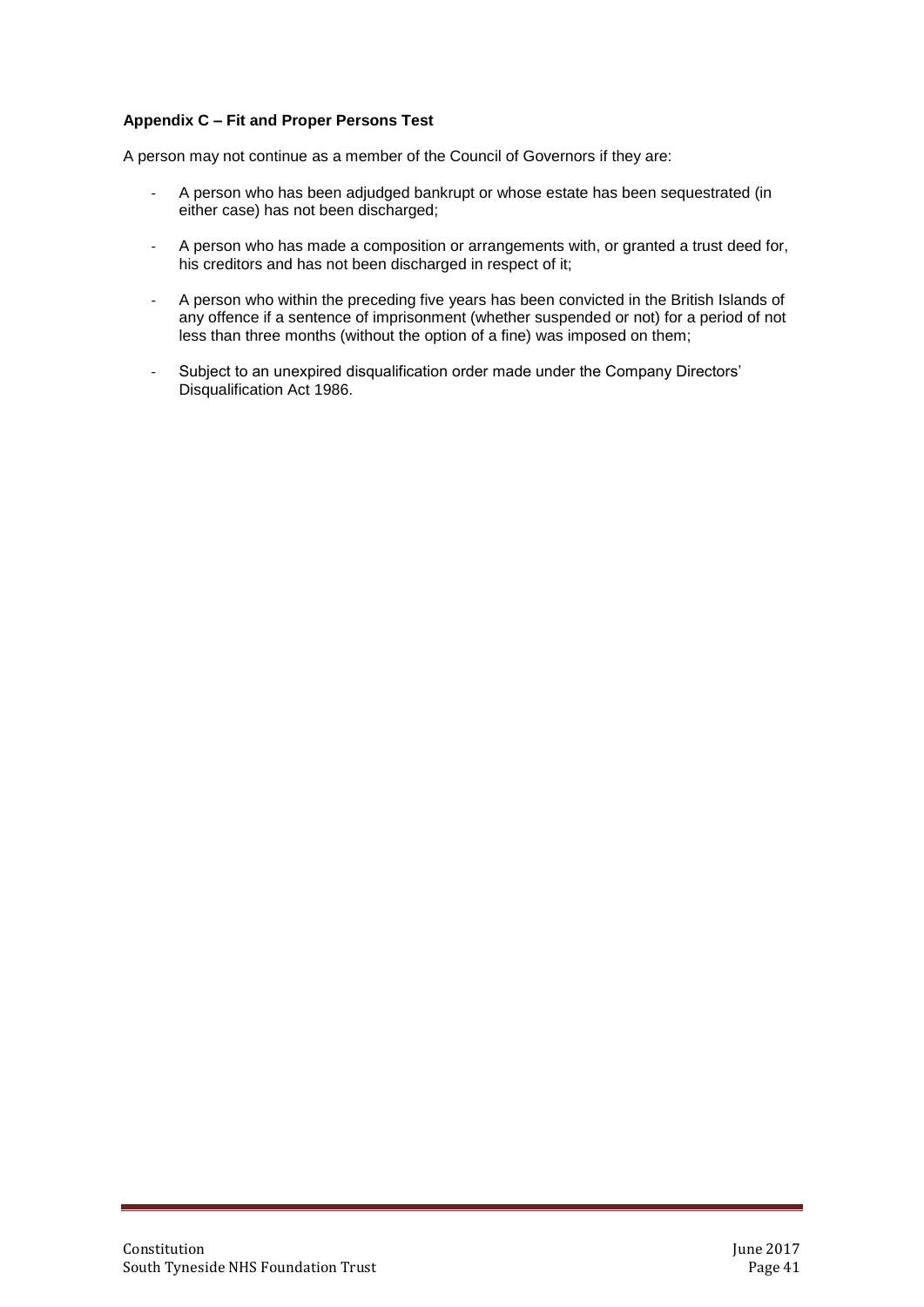**Appendix C – Fit and Proper Persons Test**

A person may not continue as a member of the Council of Governors if they are:

- A person who has been adjudged bankrupt or whose estate has been sequestrated (in either case) has not been discharged;
- A person who has made a composition or arrangements with, or granted a trust deed for, his creditors and has not been discharged in respect of it;
- A person who within the preceding five years has been convicted in the British Islands of any offence if a sentence of imprisonment (whether suspended or not) for a period of not less than three months (without the option of a fine) was imposed on them;
- Subject to an unexpired disqualification order made under the Company Directors' Disqualification Act 1986.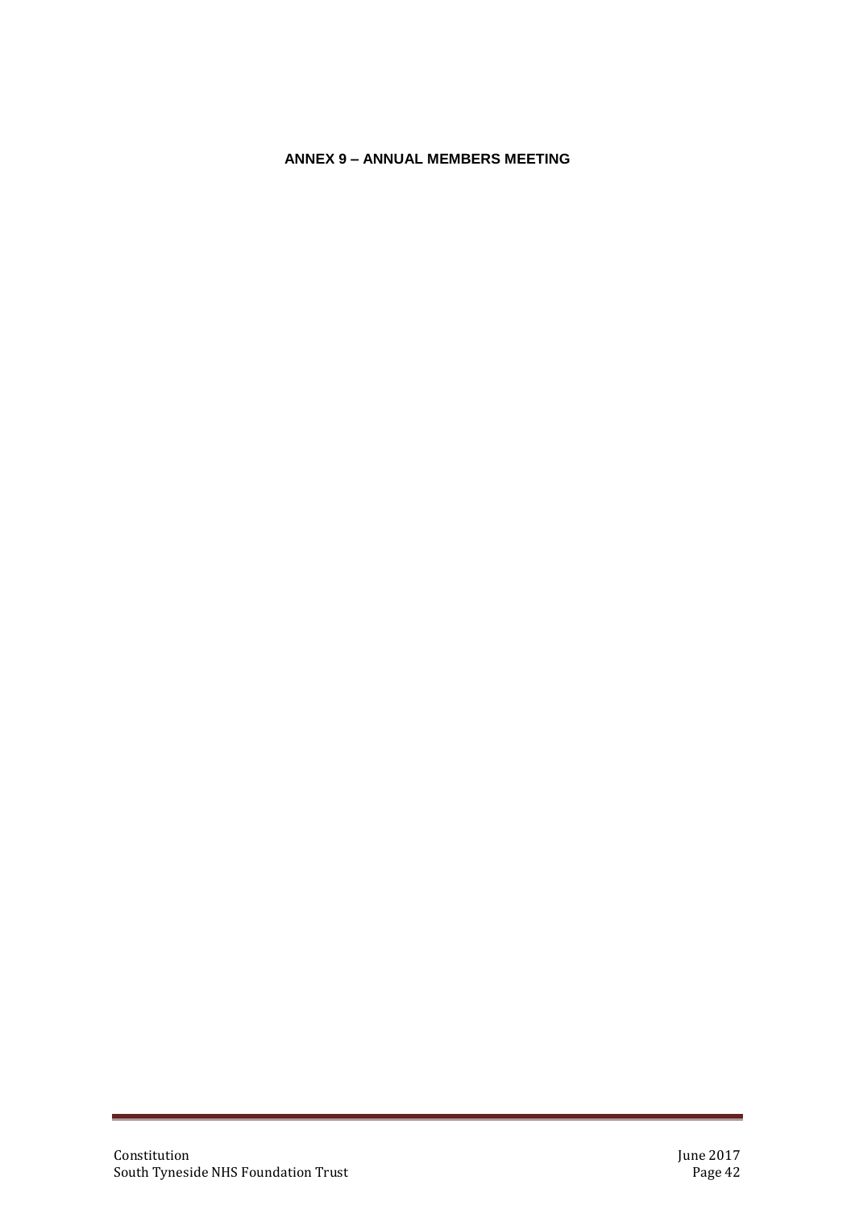# ANNEX 9 – ANNUAL MEMBERS MEETING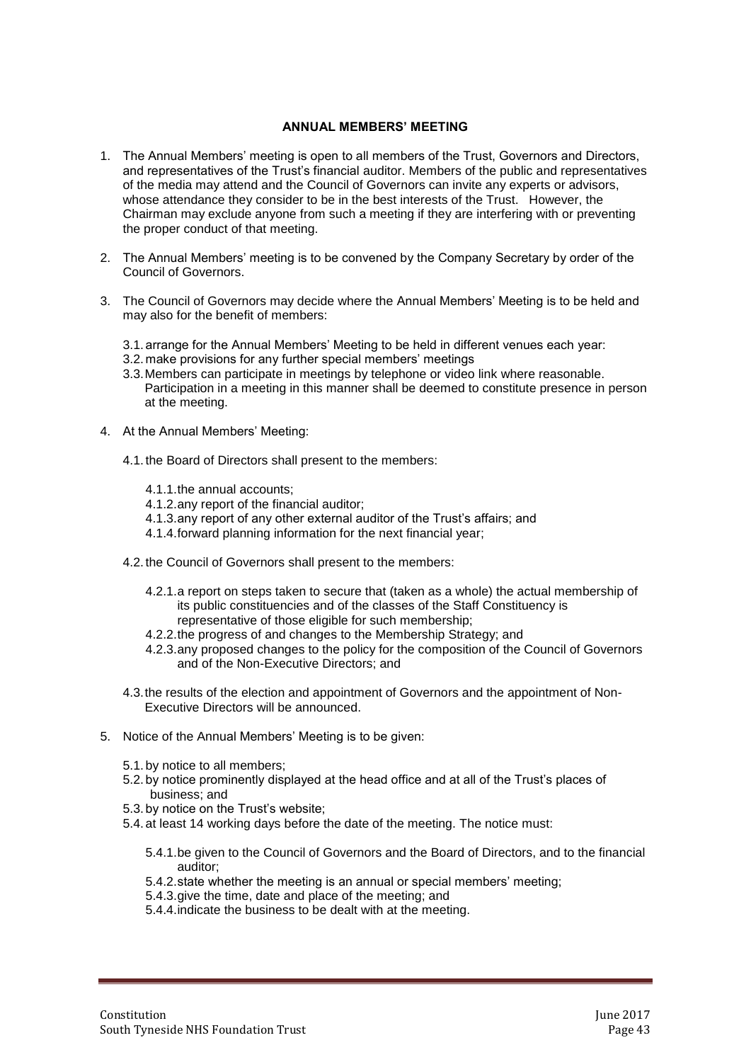## ANNUAL MEMBERS' MEETING

1. The Annual Members' meeting is open to all members of the Trust, Governors and Directors, and representatives of the Trust's financial auditor. Members of the public and representatives of the media may attend and the Council of Governors can invite any experts or advisors, whose attendance they consider to be in the best interests of the Trust. However, the Chairman may exclude anyone from such a meeting if they are interfering with or preventing the proper conduct of that meeting.

2. The Annual Members' meeting is to be convened by the Company Secretary by order of the Council of Governors.

3. The Council of Governors may decide where the Annual Members' Meeting is to be held and may also for the benefit of members:

   3.1. arrange for the Annual Members' Meeting to be held in different venues each year:

   3.2. make provisions for any further special members' meetings

   3.3. Members can participate in meetings by telephone or video link where reasonable. Participation in a meeting in this manner shall be deemed to constitute presence in person at the meeting.

4. At the Annual Members' Meeting:

   4.1. the Board of Directors shall present to the members:

      4.1.1. the annual accounts;

      4.1.2. any report of the financial auditor;

      4.1.3. any report of any other external auditor of the Trust's affairs; and

      4.1.4. forward planning information for the next financial year;

   4.2. the Council of Governors shall present to the members:

      4.2.1. a report on steps taken to secure that (taken as a whole) the actual membership of its public constituencies and of the classes of the Staff Constituency is representative of those eligible for such membership;

      4.2.2. the progress of and changes to the Membership Strategy; and

      4.2.3. any proposed changes to the policy for the composition of the Council of Governors and of the Non-Executive Directors; and

   4.3. the results of the election and appointment of Governors and the appointment of Non-Executive Directors will be announced.

5. Notice of the Annual Members' Meeting is to be given:

   5.1. by notice to all members;

   5.2. by notice prominently displayed at the head office and at all of the Trust's places of business; and

   5.3. by notice on the Trust's website;

   5.4. at least 14 working days before the date of the meeting. The notice must:

      5.4.1. be given to the Council of Governors and the Board of Directors, and to the financial auditor;

      5.4.2. state whether the meeting is an annual or special members' meeting;

      5.4.3. give the time, date and place of the meeting; and

      5.4.4. indicate the business to be dealt with at the meeting.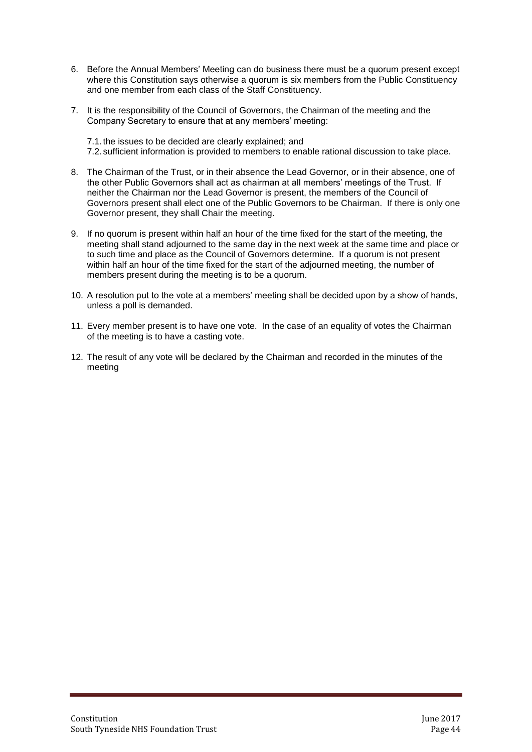6. Before the Annual Members' Meeting can do business there must be a quorum present except where this Constitution says otherwise a quorum is six members from the Public Constituency and one member from each class of the Staff Constituency.

7. It is the responsibility of the Council of Governors, the Chairman of the meeting and the Company Secretary to ensure that at any members' meeting:

   7.1. the issues to be decided are clearly explained; and

   7.2. sufficient information is provided to members to enable rational discussion to take place.

8. The Chairman of the Trust, or in their absence the Lead Governor, or in their absence, one of the other Public Governors shall act as chairman at all members' meetings of the Trust. If neither the Chairman nor the Lead Governor is present, the members of the Council of Governors present shall elect one of the Public Governors to be Chairman. If there is only one Governor present, they shall Chair the meeting.

9. If no quorum is present within half an hour of the time fixed for the start of the meeting, the meeting shall stand adjourned to the same day in the next week at the same time and place or to such time and place as the Council of Governors determine. If a quorum is not present within half an hour of the time fixed for the start of the adjourned meeting, the number of members present during the meeting is to be a quorum.

10. A resolution put to the vote at a members' meeting shall be decided upon by a show of hands, unless a poll is demanded.

11. Every member present is to have one vote. In the case of an equality of votes the Chairman of the meeting is to have a casting vote.

12. The result of any vote will be declared by the Chairman and recorded in the minutes of the meeting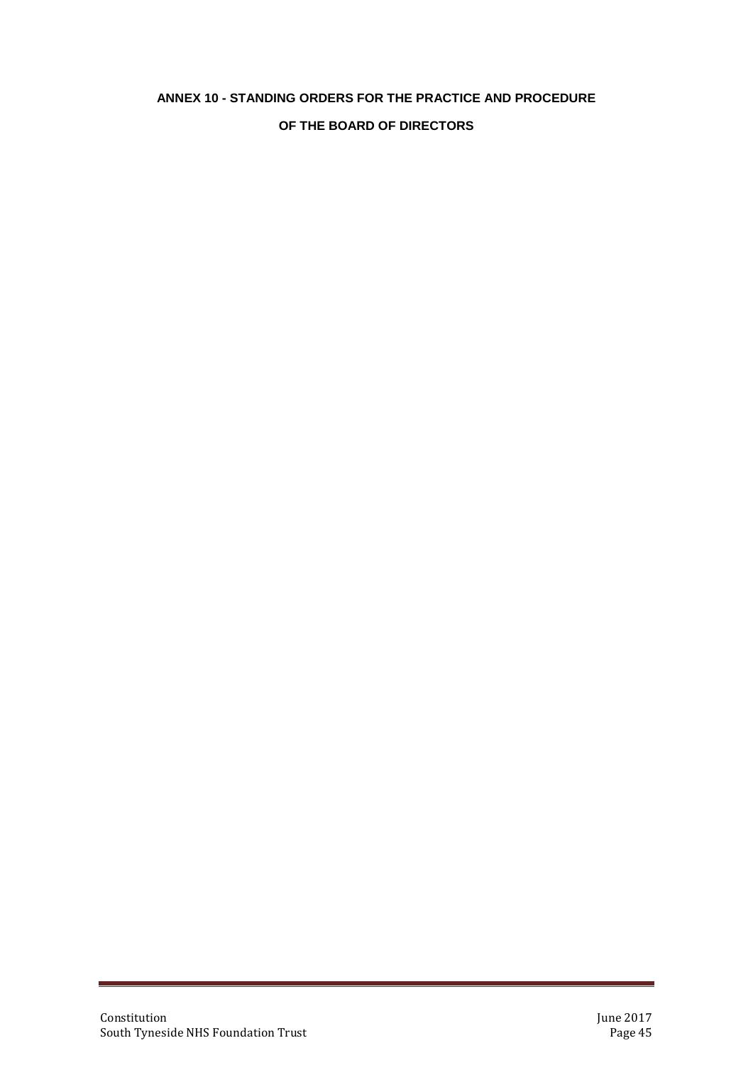# ANNEX 10 - STANDING ORDERS FOR THE PRACTICE AND PROCEDURE OF THE BOARD OF DIRECTORS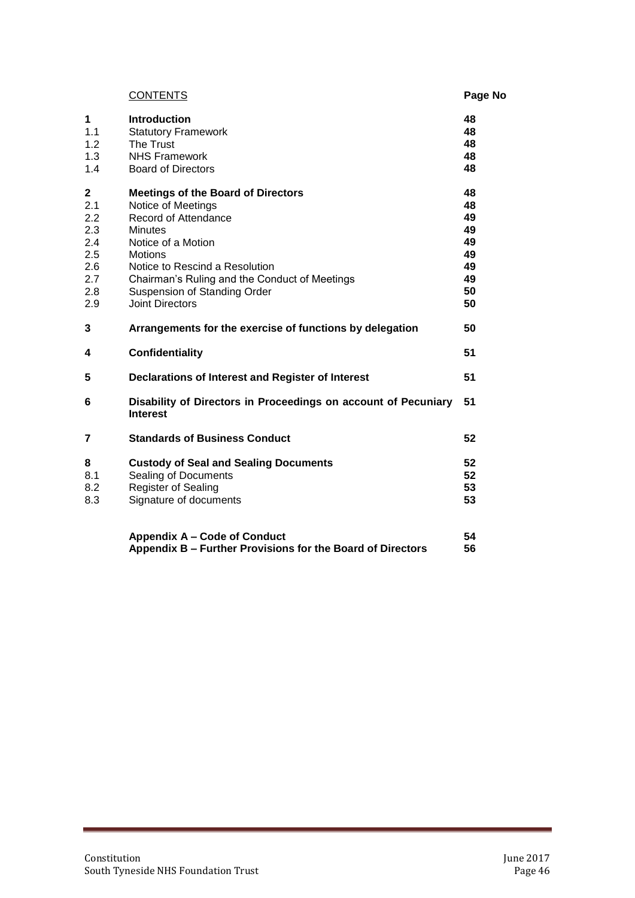| | CONTENTS | Page No |
|---|---|---|
| **1** | **Introduction** | **48** |
| 1.1 | Statutory Framework | **48** |
| 1.2 | The Trust | **48** |
| 1.3 | NHS Framework | **48** |
| 1.4 | Board of Directors | **48** |
| **2** | **Meetings of the Board of Directors** | **48** |
| 2.1 | Notice of Meetings | **48** |
| 2.2 | Record of Attendance | **49** |
| 2.3 | Minutes | **49** |
| 2.4 | Notice of a Motion | **49** |
| 2.5 | Motions | **49** |
| 2.6 | Notice to Rescind a Resolution | **49** |
| 2.7 | Chairman's Ruling and the Conduct of Meetings | **49** |
| 2.8 | Suspension of Standing Order | **50** |
| 2.9 | Joint Directors | **50** |
| **3** | **Arrangements for the exercise of functions by delegation** | **50** |
| **4** | **Confidentiality** | **51** |
| **5** | **Declarations of Interest and Register of Interest** | **51** |
| **6** | **Disability of Directors in Proceedings on account of Pecuniary Interest** | **51** |
| **7** | **Standards of Business Conduct** | **52** |
| **8** | **Custody of Seal and Sealing Documents** | **52** |
| 8.1 | Sealing of Documents | **52** |
| 8.2 | Register of Sealing | **53** |
| 8.3 | Signature of documents | **53** |
| | **Appendix A – Code of Conduct** | **54** |
| | **Appendix B – Further Provisions for the Board of Directors** | **56** |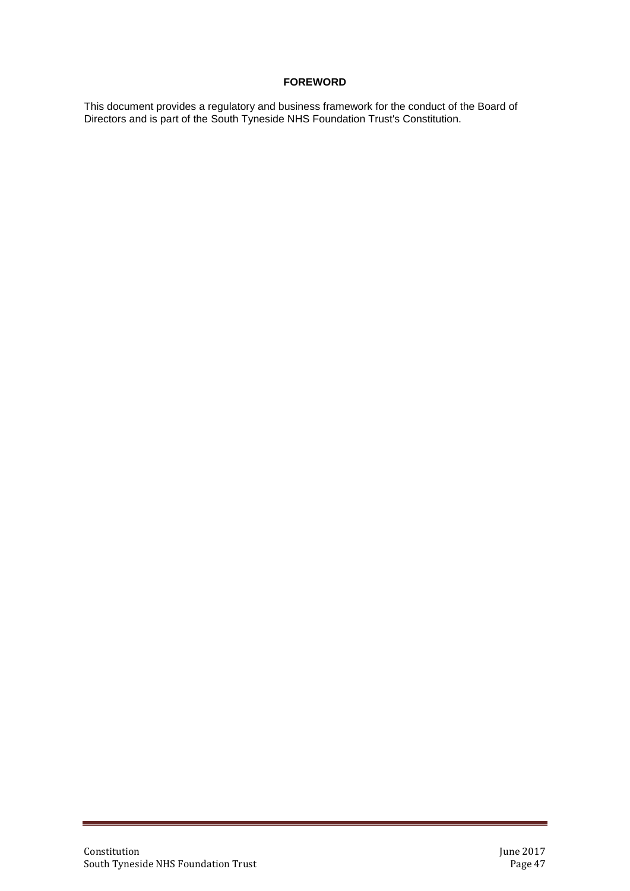## FOREWORD

This document provides a regulatory and business framework for the conduct of the Board of Directors and is part of the South Tyneside NHS Foundation Trust's Constitution.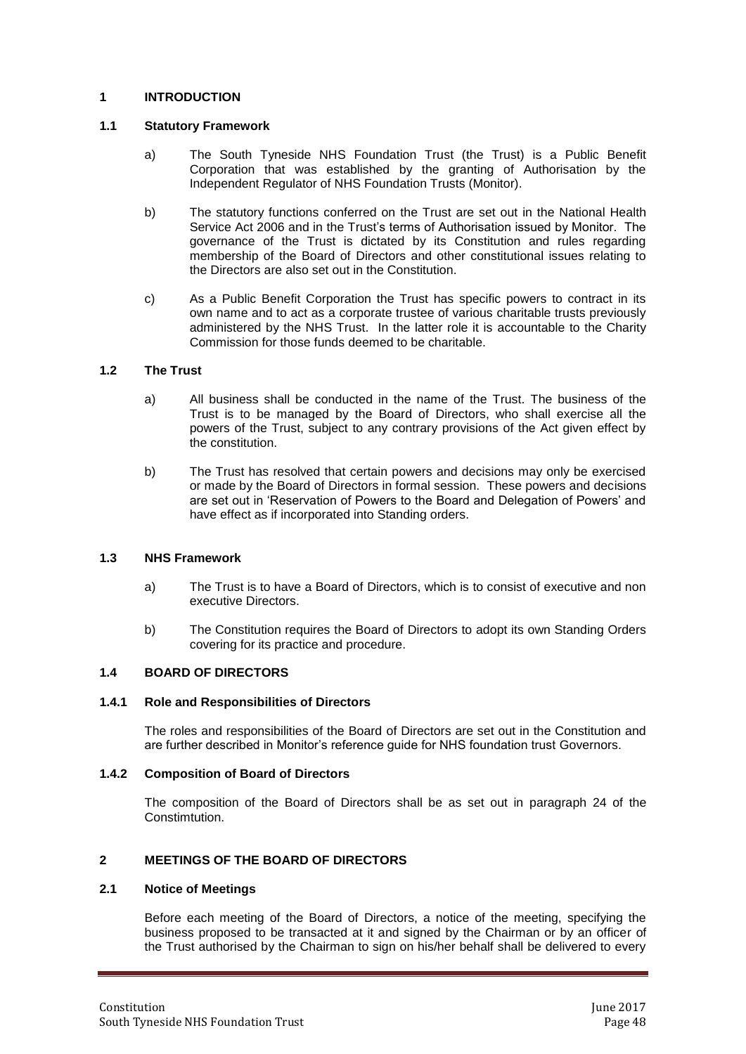## 1 INTRODUCTION

### 1.1 Statutory Framework

a) The South Tyneside NHS Foundation Trust (the Trust) is a Public Benefit Corporation that was established by the granting of Authorisation by the Independent Regulator of NHS Foundation Trusts (Monitor).

b) The statutory functions conferred on the Trust are set out in the National Health Service Act 2006 and in the Trust's terms of Authorisation issued by Monitor. The governance of the Trust is dictated by its Constitution and rules regarding membership of the Board of Directors and other constitutional issues relating to the Directors are also set out in the Constitution.

c) As a Public Benefit Corporation the Trust has specific powers to contract in its own name and to act as a corporate trustee of various charitable trusts previously administered by the NHS Trust. In the latter role it is accountable to the Charity Commission for those funds deemed to be charitable.

### 1.2 The Trust

a) All business shall be conducted in the name of the Trust. The business of the Trust is to be managed by the Board of Directors, who shall exercise all the powers of the Trust, subject to any contrary provisions of the Act given effect by the constitution.

b) The Trust has resolved that certain powers and decisions may only be exercised or made by the Board of Directors in formal session. These powers and decisions are set out in 'Reservation of Powers to the Board and Delegation of Powers' and have effect as if incorporated into Standing orders.

### 1.3 NHS Framework

a) The Trust is to have a Board of Directors, which is to consist of executive and non executive Directors.

b) The Constitution requires the Board of Directors to adopt its own Standing Orders covering for its practice and procedure.

### 1.4 BOARD OF DIRECTORS

#### 1.4.1 Role and Responsibilities of Directors

The roles and responsibilities of the Board of Directors are set out in the Constitution and are further described in Monitor's reference guide for NHS foundation trust Governors.

#### 1.4.2 Composition of Board of Directors

The composition of the Board of Directors shall be as set out in paragraph 24 of the Constimtution.

## 2 MEETINGS OF THE BOARD OF DIRECTORS

### 2.1 Notice of Meetings

Before each meeting of the Board of Directors, a notice of the meeting, specifying the business proposed to be transacted at it and signed by the Chairman or by an officer of the Trust authorised by the Chairman to sign on his/her behalf shall be delivered to every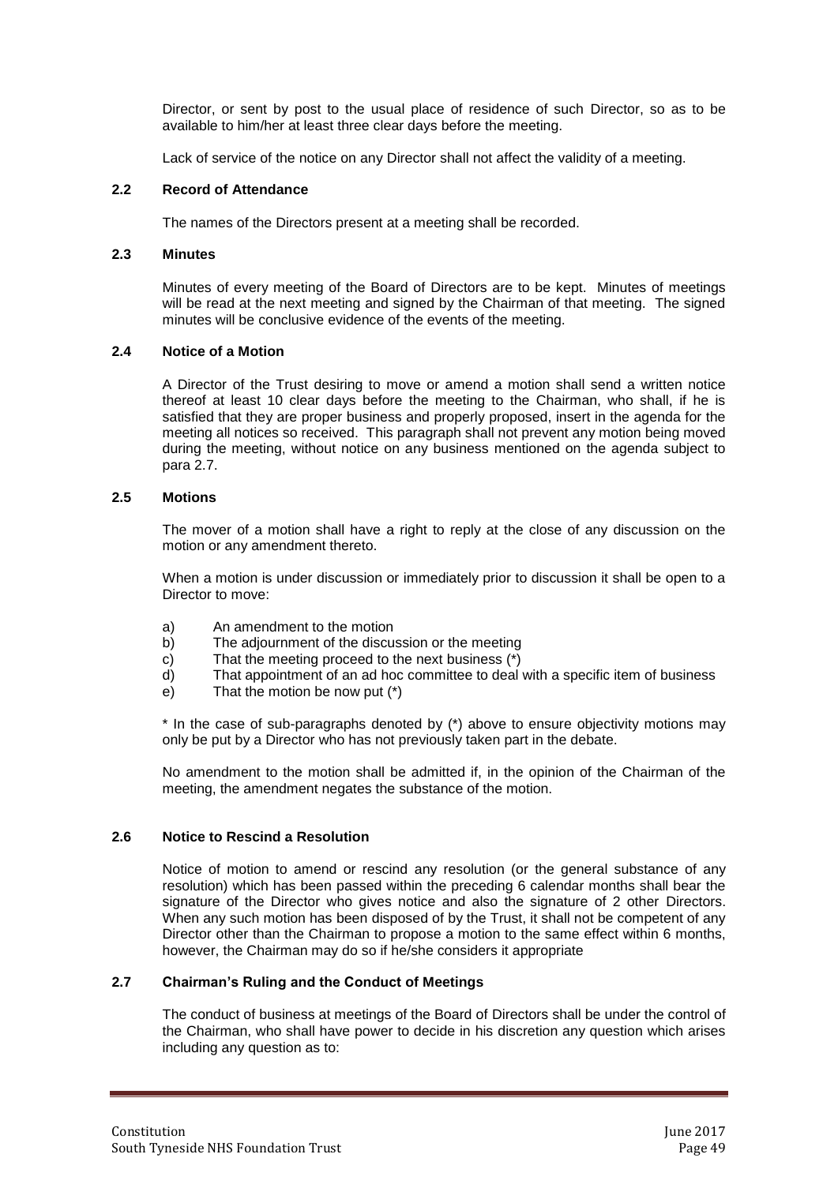Director, or sent by post to the usual place of residence of such Director, so as to be available to him/her at least three clear days before the meeting.

Lack of service of the notice on any Director shall not affect the validity of a meeting.

### 2.2 Record of Attendance

The names of the Directors present at a meeting shall be recorded.

### 2.3 Minutes

Minutes of every meeting of the Board of Directors are to be kept. Minutes of meetings will be read at the next meeting and signed by the Chairman of that meeting. The signed minutes will be conclusive evidence of the events of the meeting.

### 2.4 Notice of a Motion

A Director of the Trust desiring to move or amend a motion shall send a written notice thereof at least 10 clear days before the meeting to the Chairman, who shall, if he is satisfied that they are proper business and properly proposed, insert in the agenda for the meeting all notices so received. This paragraph shall not prevent any motion being moved during the meeting, without notice on any business mentioned on the agenda subject to para 2.7.

### 2.5 Motions

The mover of a motion shall have a right to reply at the close of any discussion on the motion or any amendment thereto.

When a motion is under discussion or immediately prior to discussion it shall be open to a Director to move:

a) An amendment to the motion
b) The adjournment of the discussion or the meeting
c) That the meeting proceed to the next business (*)
d) That appointment of an ad hoc committee to deal with a specific item of business
e) That the motion be now put (*)

* In the case of sub-paragraphs denoted by (*) above to ensure objectivity motions may only be put by a Director who has not previously taken part in the debate.

No amendment to the motion shall be admitted if, in the opinion of the Chairman of the meeting, the amendment negates the substance of the motion.

### 2.6 Notice to Rescind a Resolution

Notice of motion to amend or rescind any resolution (or the general substance of any resolution) which has been passed within the preceding 6 calendar months shall bear the signature of the Director who gives notice and also the signature of 2 other Directors. When any such motion has been disposed of by the Trust, it shall not be competent of any Director other than the Chairman to propose a motion to the same effect within 6 months, however, the Chairman may do so if he/she considers it appropriate

### 2.7 Chairman's Ruling and the Conduct of Meetings

The conduct of business at meetings of the Board of Directors shall be under the control of the Chairman, who shall have power to decide in his discretion any question which arises including any question as to: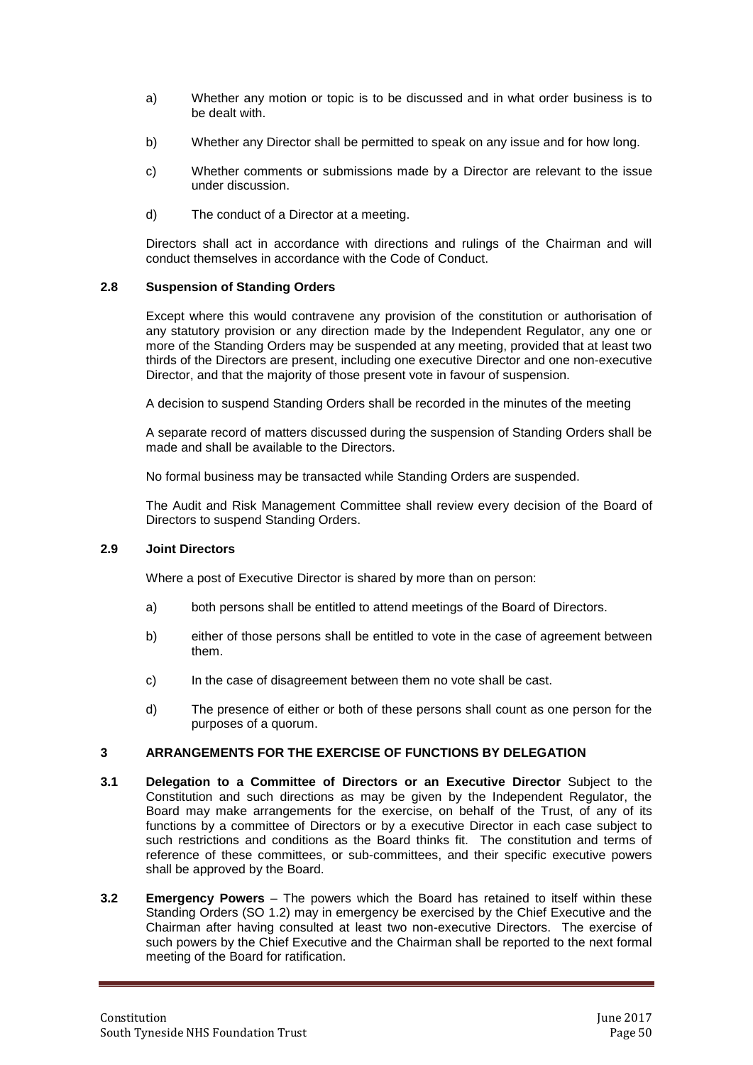a) Whether any motion or topic is to be discussed and in what order business is to be dealt with.

b) Whether any Director shall be permitted to speak on any issue and for how long.

c) Whether comments or submissions made by a Director are relevant to the issue under discussion.

d) The conduct of a Director at a meeting.

Directors shall act in accordance with directions and rulings of the Chairman and will conduct themselves in accordance with the Code of Conduct.

**2.8 Suspension of Standing Orders**

Except where this would contravene any provision of the constitution or authorisation of any statutory provision or any direction made by the Independent Regulator, any one or more of the Standing Orders may be suspended at any meeting, provided that at least two thirds of the Directors are present, including one executive Director and one non-executive Director, and that the majority of those present vote in favour of suspension.

A decision to suspend Standing Orders shall be recorded in the minutes of the meeting

A separate record of matters discussed during the suspension of Standing Orders shall be made and shall be available to the Directors.

No formal business may be transacted while Standing Orders are suspended.

The Audit and Risk Management Committee shall review every decision of the Board of Directors to suspend Standing Orders.

**2.9 Joint Directors**

Where a post of Executive Director is shared by more than on person:

a) both persons shall be entitled to attend meetings of the Board of Directors.

b) either of those persons shall be entitled to vote in the case of agreement between them.

c) In the case of disagreement between them no vote shall be cast.

d) The presence of either or both of these persons shall count as one person for the purposes of a quorum.

**3 ARRANGEMENTS FOR THE EXERCISE OF FUNCTIONS BY DELEGATION**

**3.1 Delegation to a Committee of Directors or an Executive Director** Subject to the Constitution and such directions as may be given by the Independent Regulator, the Board may make arrangements for the exercise, on behalf of the Trust, of any of its functions by a committee of Directors or by a executive Director in each case subject to such restrictions and conditions as the Board thinks fit. The constitution and terms of reference of these committees, or sub-committees, and their specific executive powers shall be approved by the Board.

**3.2 Emergency Powers** – The powers which the Board has retained to itself within these Standing Orders (SO 1.2) may in emergency be exercised by the Chief Executive and the Chairman after having consulted at least two non-executive Directors. The exercise of such powers by the Chief Executive and the Chairman shall be reported to the next formal meeting of the Board for ratification.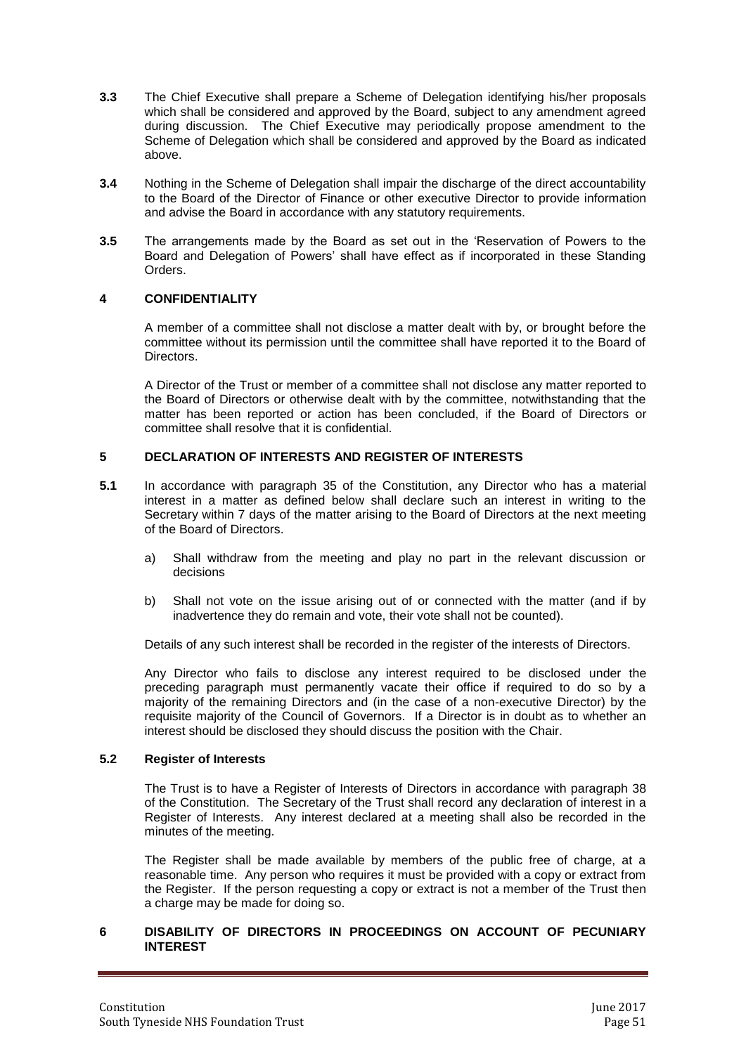**3.3** The Chief Executive shall prepare a Scheme of Delegation identifying his/her proposals which shall be considered and approved by the Board, subject to any amendment agreed during discussion. The Chief Executive may periodically propose amendment to the Scheme of Delegation which shall be considered and approved by the Board as indicated above.

**3.4** Nothing in the Scheme of Delegation shall impair the discharge of the direct accountability to the Board of the Director of Finance or other executive Director to provide information and advise the Board in accordance with any statutory requirements.

**3.5** The arrangements made by the Board as set out in the 'Reservation of Powers to the Board and Delegation of Powers' shall have effect as if incorporated in these Standing Orders.

## 4 CONFIDENTIALITY

A member of a committee shall not disclose a matter dealt with by, or brought before the committee without its permission until the committee shall have reported it to the Board of Directors.

A Director of the Trust or member of a committee shall not disclose any matter reported to the Board of Directors or otherwise dealt with by the committee, notwithstanding that the matter has been reported or action has been concluded, if the Board of Directors or committee shall resolve that it is confidential.

## 5 DECLARATION OF INTERESTS AND REGISTER OF INTERESTS

**5.1** In accordance with paragraph 35 of the Constitution, any Director who has a material interest in a matter as defined below shall declare such an interest in writing to the Secretary within 7 days of the matter arising to the Board of Directors at the next meeting of the Board of Directors.

a) Shall withdraw from the meeting and play no part in the relevant discussion or decisions

b) Shall not vote on the issue arising out of or connected with the matter (and if by inadvertence they do remain and vote, their vote shall not be counted).

Details of any such interest shall be recorded in the register of the interests of Directors.

Any Director who fails to disclose any interest required to be disclosed under the preceding paragraph must permanently vacate their office if required to do so by a majority of the remaining Directors and (in the case of a non-executive Director) by the requisite majority of the Council of Governors. If a Director is in doubt as to whether an interest should be disclosed they should discuss the position with the Chair.

### 5.2 Register of Interests

The Trust is to have a Register of Interests of Directors in accordance with paragraph 38 of the Constitution. The Secretary of the Trust shall record any declaration of interest in a Register of Interests. Any interest declared at a meeting shall also be recorded in the minutes of the meeting.

The Register shall be made available by members of the public free of charge, at a reasonable time. Any person who requires it must be provided with a copy or extract from the Register. If the person requesting a copy or extract is not a member of the Trust then a charge may be made for doing so.

## 6 DISABILITY OF DIRECTORS IN PROCEEDINGS ON ACCOUNT OF PECUNIARY INTEREST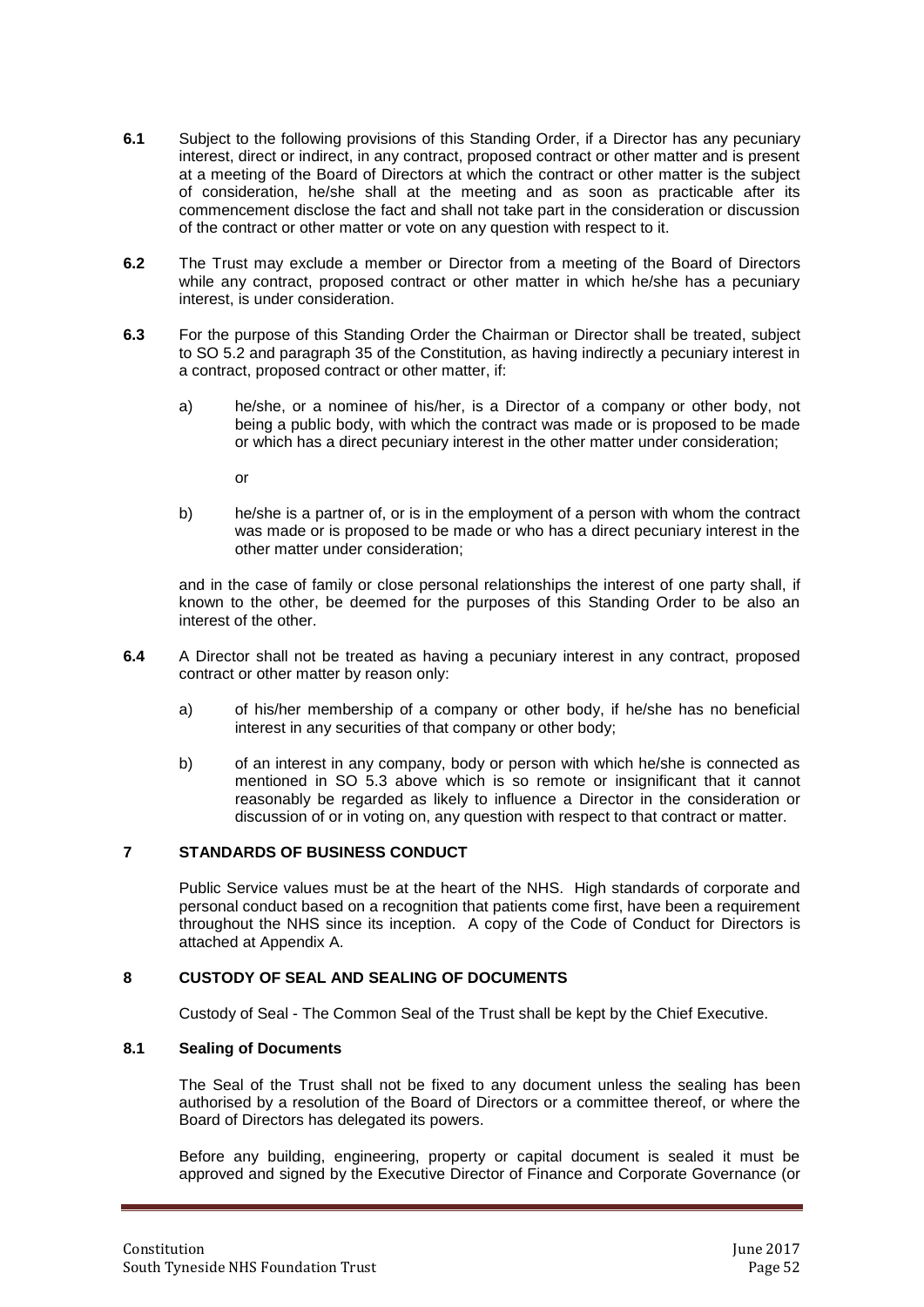**6.1** Subject to the following provisions of this Standing Order, if a Director has any pecuniary interest, direct or indirect, in any contract, proposed contract or other matter and is present at a meeting of the Board of Directors at which the contract or other matter is the subject of consideration, he/she shall at the meeting and as soon as practicable after its commencement disclose the fact and shall not take part in the consideration or discussion of the contract or other matter or vote on any question with respect to it.

**6.2** The Trust may exclude a member or Director from a meeting of the Board of Directors while any contract, proposed contract or other matter in which he/she has a pecuniary interest, is under consideration.

**6.3** For the purpose of this Standing Order the Chairman or Director shall be treated, subject to SO 5.2 and paragraph 35 of the Constitution, as having indirectly a pecuniary interest in a contract, proposed contract or other matter, if:

a) he/she, or a nominee of his/her, is a Director of a company or other body, not being a public body, with which the contract was made or is proposed to be made or which has a direct pecuniary interest in the other matter under consideration;

or

b) he/she is a partner of, or is in the employment of a person with whom the contract was made or is proposed to be made or who has a direct pecuniary interest in the other matter under consideration;

and in the case of family or close personal relationships the interest of one party shall, if known to the other, be deemed for the purposes of this Standing Order to be also an interest of the other.

**6.4** A Director shall not be treated as having a pecuniary interest in any contract, proposed contract or other matter by reason only:

a) of his/her membership of a company or other body, if he/she has no beneficial interest in any securities of that company or other body;

b) of an interest in any company, body or person with which he/she is connected as mentioned in SO 5.3 above which is so remote or insignificant that it cannot reasonably be regarded as likely to influence a Director in the consideration or discussion of or in voting on, any question with respect to that contract or matter.

## 7 STANDARDS OF BUSINESS CONDUCT

Public Service values must be at the heart of the NHS. High standards of corporate and personal conduct based on a recognition that patients come first, have been a requirement throughout the NHS since its inception. A copy of the Code of Conduct for Directors is attached at Appendix A.

## 8 CUSTODY OF SEAL AND SEALING OF DOCUMENTS

Custody of Seal - The Common Seal of the Trust shall be kept by the Chief Executive.

### 8.1 Sealing of Documents

The Seal of the Trust shall not be fixed to any document unless the sealing has been authorised by a resolution of the Board of Directors or a committee thereof, or where the Board of Directors has delegated its powers.

Before any building, engineering, property or capital document is sealed it must be approved and signed by the Executive Director of Finance and Corporate Governance (or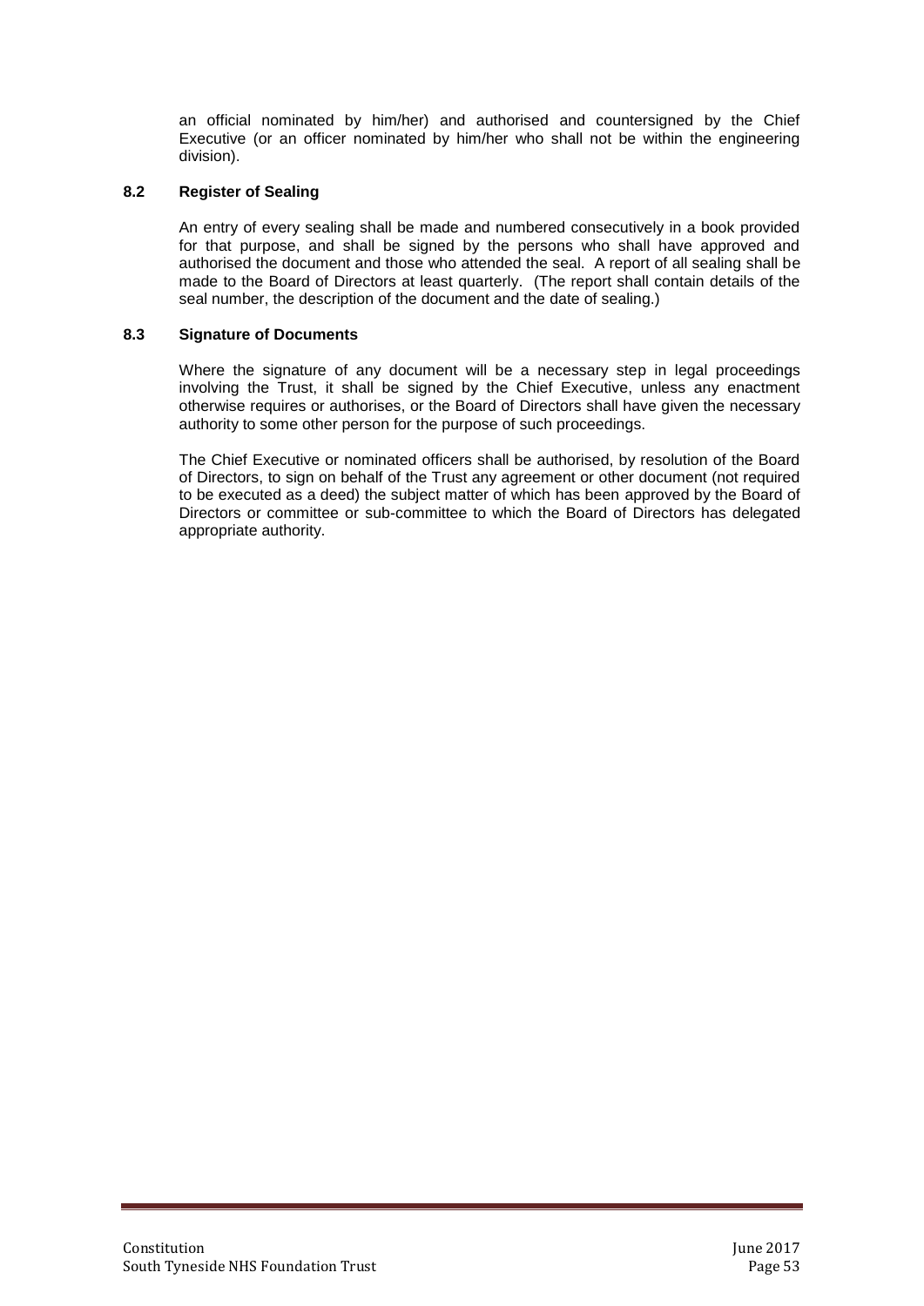an official nominated by him/her) and authorised and countersigned by the Chief Executive (or an officer nominated by him/her who shall not be within the engineering division).

### 8.2 Register of Sealing

An entry of every sealing shall be made and numbered consecutively in a book provided for that purpose, and shall be signed by the persons who shall have approved and authorised the document and those who attended the seal. A report of all sealing shall be made to the Board of Directors at least quarterly. (The report shall contain details of the seal number, the description of the document and the date of sealing.)

### 8.3 Signature of Documents

Where the signature of any document will be a necessary step in legal proceedings involving the Trust, it shall be signed by the Chief Executive, unless any enactment otherwise requires or authorises, or the Board of Directors shall have given the necessary authority to some other person for the purpose of such proceedings.

The Chief Executive or nominated officers shall be authorised, by resolution of the Board of Directors, to sign on behalf of the Trust any agreement or other document (not required to be executed as a deed) the subject matter of which has been approved by the Board of Directors or committee or sub-committee to which the Board of Directors has delegated appropriate authority.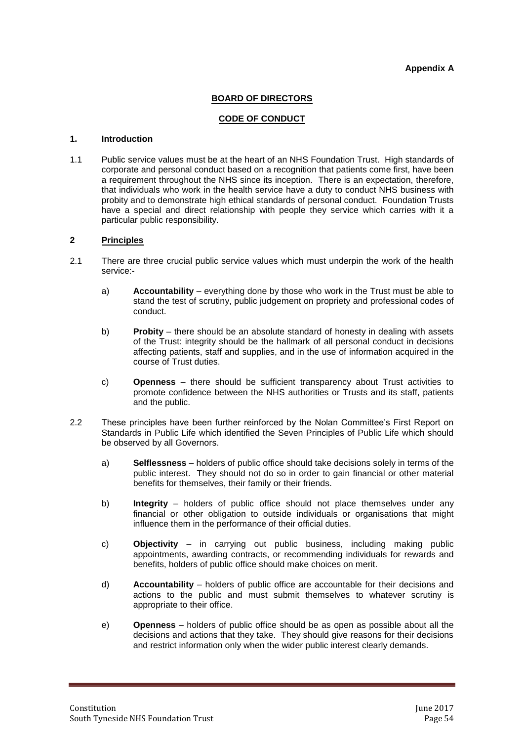**Appendix A**

**BOARD OF DIRECTORS**

**CODE OF CONDUCT**

## 1. Introduction

1.1 Public service values must be at the heart of an NHS Foundation Trust. High standards of corporate and personal conduct based on a recognition that patients come first, have been a requirement throughout the NHS since its inception. There is an expectation, therefore, that individuals who work in the health service have a duty to conduct NHS business with probity and to demonstrate high ethical standards of personal conduct. Foundation Trusts have a special and direct relationship with people they service which carries with it a particular public responsibility.

## 2 Principles

2.1 There are three crucial public service values which must underpin the work of the health service:-

a) **Accountability** – everything done by those who work in the Trust must be able to stand the test of scrutiny, public judgement on propriety and professional codes of conduct.

b) **Probity** – there should be an absolute standard of honesty in dealing with assets of the Trust: integrity should be the hallmark of all personal conduct in decisions affecting patients, staff and supplies, and in the use of information acquired in the course of Trust duties.

c) **Openness** – there should be sufficient transparency about Trust activities to promote confidence between the NHS authorities or Trusts and its staff, patients and the public.

2.2 These principles have been further reinforced by the Nolan Committee's First Report on Standards in Public Life which identified the Seven Principles of Public Life which should be observed by all Governors.

a) **Selflessness** – holders of public office should take decisions solely in terms of the public interest. They should not do so in order to gain financial or other material benefits for themselves, their family or their friends.

b) **Integrity** – holders of public office should not place themselves under any financial or other obligation to outside individuals or organisations that might influence them in the performance of their official duties.

c) **Objectivity** – in carrying out public business, including making public appointments, awarding contracts, or recommending individuals for rewards and benefits, holders of public office should make choices on merit.

d) **Accountability** – holders of public office are accountable for their decisions and actions to the public and must submit themselves to whatever scrutiny is appropriate to their office.

e) **Openness** – holders of public office should be as open as possible about all the decisions and actions that they take. They should give reasons for their decisions and restrict information only when the wider public interest clearly demands.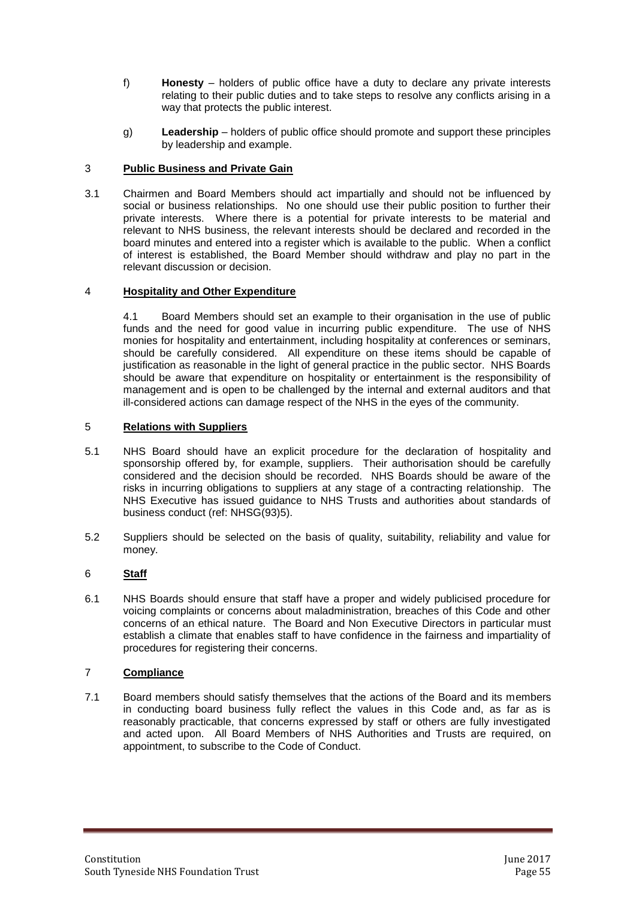f) **Honesty** – holders of public office have a duty to declare any private interests relating to their public duties and to take steps to resolve any conflicts arising in a way that protects the public interest.

g) **Leadership** – holders of public office should promote and support these principles by leadership and example.

## 3 Public Business and Private Gain

3.1 Chairmen and Board Members should act impartially and should not be influenced by social or business relationships. No one should use their public position to further their private interests. Where there is a potential for private interests to be material and relevant to NHS business, the relevant interests should be declared and recorded in the board minutes and entered into a register which is available to the public. When a conflict of interest is established, the Board Member should withdraw and play no part in the relevant discussion or decision.

## 4 Hospitality and Other Expenditure

4.1 Board Members should set an example to their organisation in the use of public funds and the need for good value in incurring public expenditure. The use of NHS monies for hospitality and entertainment, including hospitality at conferences or seminars, should be carefully considered. All expenditure on these items should be capable of justification as reasonable in the light of general practice in the public sector. NHS Boards should be aware that expenditure on hospitality or entertainment is the responsibility of management and is open to be challenged by the internal and external auditors and that ill-considered actions can damage respect of the NHS in the eyes of the community.

## 5 Relations with Suppliers

5.1 NHS Board should have an explicit procedure for the declaration of hospitality and sponsorship offered by, for example, suppliers. Their authorisation should be carefully considered and the decision should be recorded. NHS Boards should be aware of the risks in incurring obligations to suppliers at any stage of a contracting relationship. The NHS Executive has issued guidance to NHS Trusts and authorities about standards of business conduct (ref: NHSG(93)5).

5.2 Suppliers should be selected on the basis of quality, suitability, reliability and value for money.

## 6 Staff

6.1 NHS Boards should ensure that staff have a proper and widely publicised procedure for voicing complaints or concerns about maladministration, breaches of this Code and other concerns of an ethical nature. The Board and Non Executive Directors in particular must establish a climate that enables staff to have confidence in the fairness and impartiality of procedures for registering their concerns.

## 7 Compliance

7.1 Board members should satisfy themselves that the actions of the Board and its members in conducting board business fully reflect the values in this Code and, as far as is reasonably practicable, that concerns expressed by staff or others are fully investigated and acted upon. All Board Members of NHS Authorities and Trusts are required, on appointment, to subscribe to the Code of Conduct.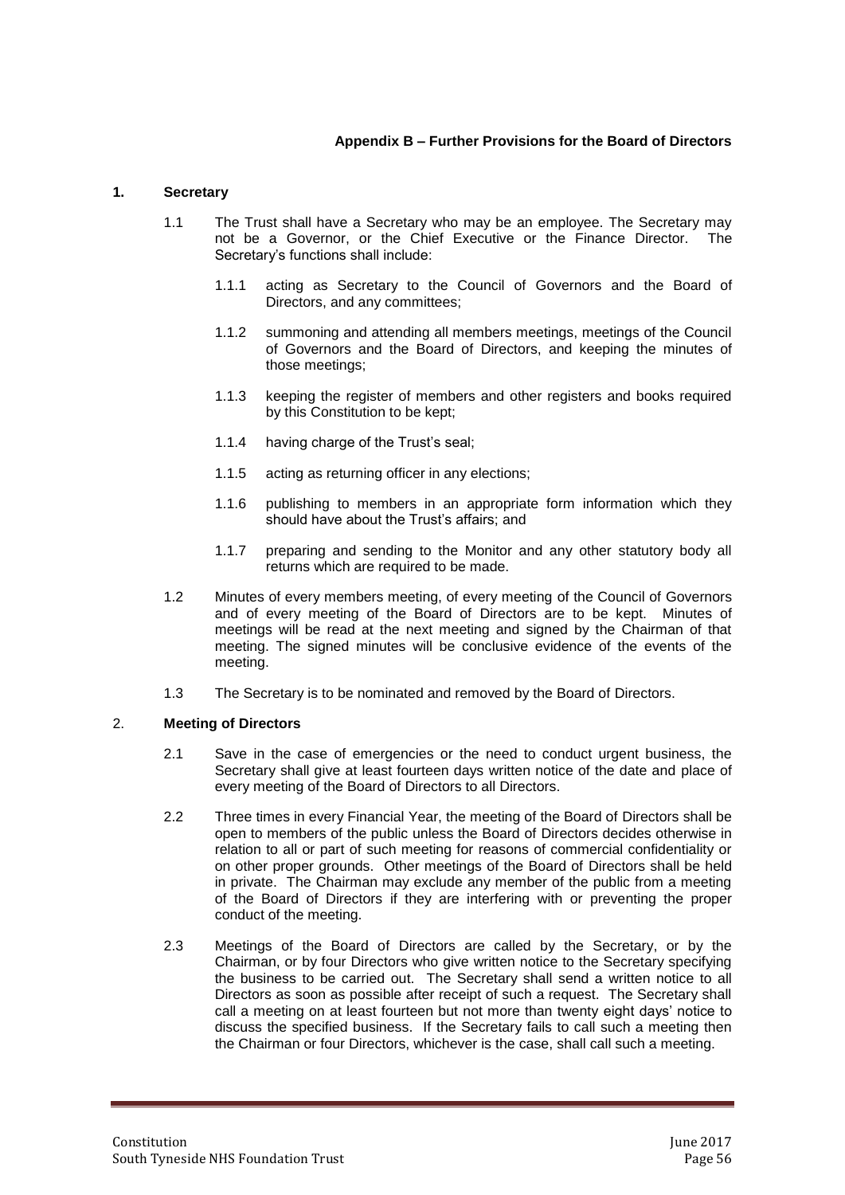**Appendix B – Further Provisions for the Board of Directors**

## 1. Secretary

1.1 The Trust shall have a Secretary who may be an employee. The Secretary may not be a Governor, or the Chief Executive or the Finance Director. The Secretary's functions shall include:

1.1.1 acting as Secretary to the Council of Governors and the Board of Directors, and any committees;

1.1.2 summoning and attending all members meetings, meetings of the Council of Governors and the Board of Directors, and keeping the minutes of those meetings;

1.1.3 keeping the register of members and other registers and books required by this Constitution to be kept;

1.1.4 having charge of the Trust's seal;

1.1.5 acting as returning officer in any elections;

1.1.6 publishing to members in an appropriate form information which they should have about the Trust's affairs; and

1.1.7 preparing and sending to the Monitor and any other statutory body all returns which are required to be made.

1.2 Minutes of every members meeting, of every meeting of the Council of Governors and of every meeting of the Board of Directors are to be kept. Minutes of meetings will be read at the next meeting and signed by the Chairman of that meeting. The signed minutes will be conclusive evidence of the events of the meeting.

1.3 The Secretary is to be nominated and removed by the Board of Directors.

## 2. Meeting of Directors

2.1 Save in the case of emergencies or the need to conduct urgent business, the Secretary shall give at least fourteen days written notice of the date and place of every meeting of the Board of Directors to all Directors.

2.2 Three times in every Financial Year, the meeting of the Board of Directors shall be open to members of the public unless the Board of Directors decides otherwise in relation to all or part of such meeting for reasons of commercial confidentiality or on other proper grounds. Other meetings of the Board of Directors shall be held in private. The Chairman may exclude any member of the public from a meeting of the Board of Directors if they are interfering with or preventing the proper conduct of the meeting.

2.3 Meetings of the Board of Directors are called by the Secretary, or by the Chairman, or by four Directors who give written notice to the Secretary specifying the business to be carried out. The Secretary shall send a written notice to all Directors as soon as possible after receipt of such a request. The Secretary shall call a meeting on at least fourteen but not more than twenty eight days' notice to discuss the specified business. If the Secretary fails to call such a meeting then the Chairman or four Directors, whichever is the case, shall call such a meeting.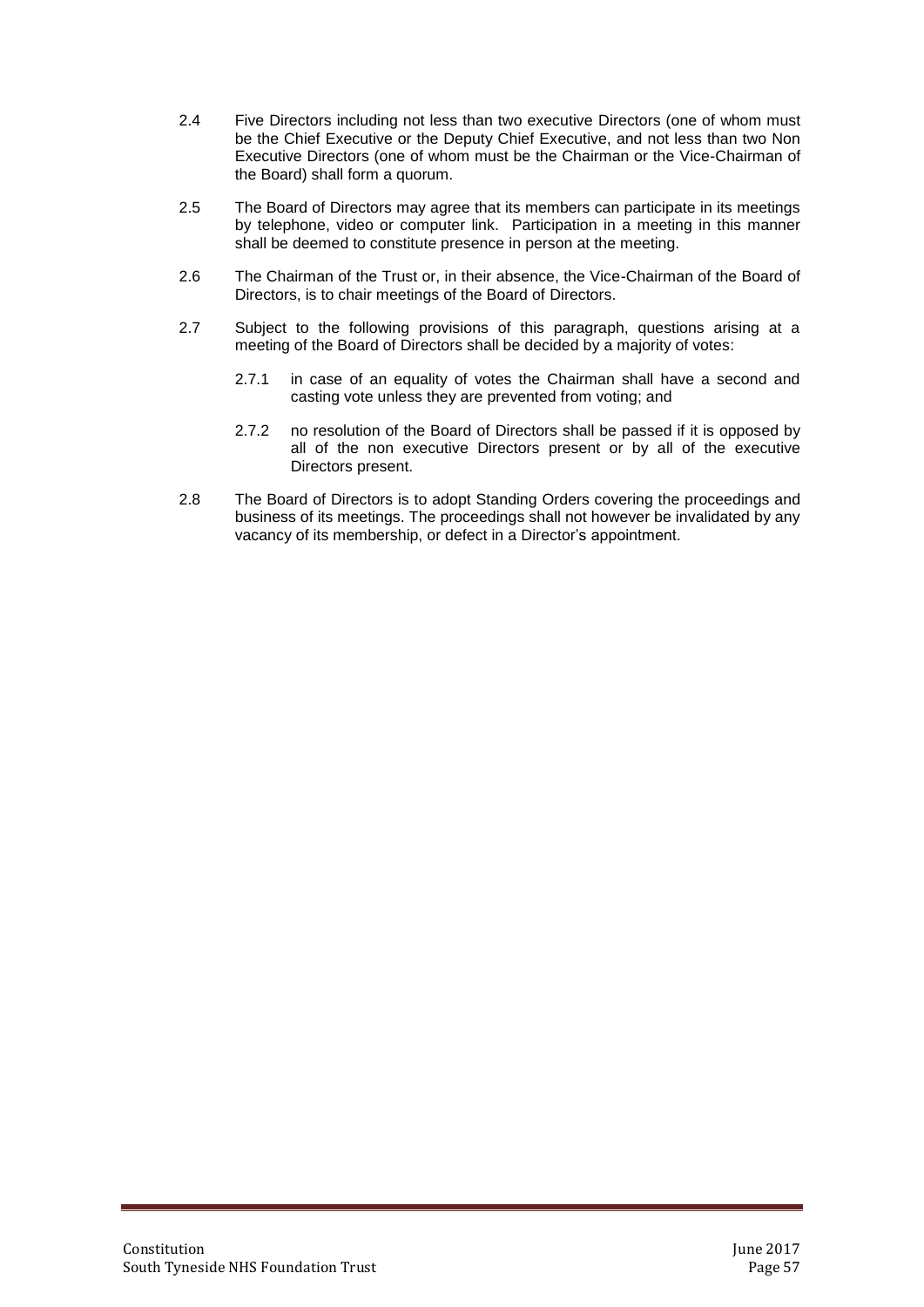2.4 Five Directors including not less than two executive Directors (one of whom must be the Chief Executive or the Deputy Chief Executive, and not less than two Non Executive Directors (one of whom must be the Chairman or the Vice-Chairman of the Board) shall form a quorum.

2.5 The Board of Directors may agree that its members can participate in its meetings by telephone, video or computer link. Participation in a meeting in this manner shall be deemed to constitute presence in person at the meeting.

2.6 The Chairman of the Trust or, in their absence, the Vice-Chairman of the Board of Directors, is to chair meetings of the Board of Directors.

2.7 Subject to the following provisions of this paragraph, questions arising at a meeting of the Board of Directors shall be decided by a majority of votes:

2.7.1 in case of an equality of votes the Chairman shall have a second and casting vote unless they are prevented from voting; and

2.7.2 no resolution of the Board of Directors shall be passed if it is opposed by all of the non executive Directors present or by all of the executive Directors present.

2.8 The Board of Directors is to adopt Standing Orders covering the proceedings and business of its meetings. The proceedings shall not however be invalidated by any vacancy of its membership, or defect in a Director's appointment.